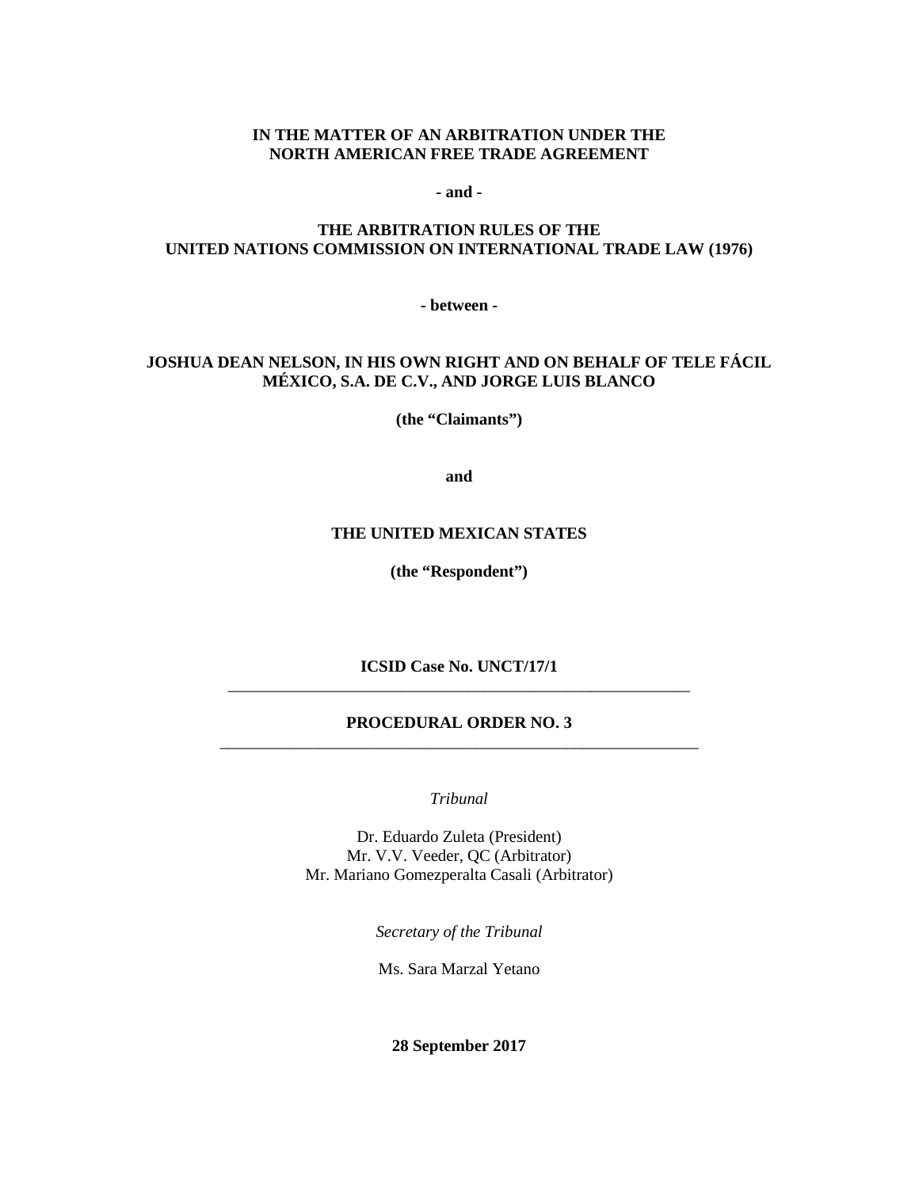**IN THE MATTER OF AN ARBITRATION UNDER THE NORTH AMERICAN FREE TRADE AGREEMENT**

**- and -**

**THE ARBITRATION RULES OF THE UNITED NATIONS COMMISSION ON INTERNATIONAL TRADE LAW (1976)**

**- between -**

**JOSHUA DEAN NELSON, IN HIS OWN RIGHT AND ON BEHALF OF TELE FÁCIL MÉXICO, S.A. DE C.V., AND JORGE LUIS BLANCO**

**(the "Claimants")**

**and**

**THE UNITED MEXICAN STATES**

**(the "Respondent")**

**ICSID Case No. UNCT/17/1**

---

# PROCEDURAL ORDER NO. 3

---

*Tribunal*

Dr. Eduardo Zuleta (President)
Mr. V.V. Veeder, QC (Arbitrator)
Mr. Mariano Gomezperalta Casali (Arbitrator)

*Secretary of the Tribunal*

Ms. Sara Marzal Yetano

**28 September 2017**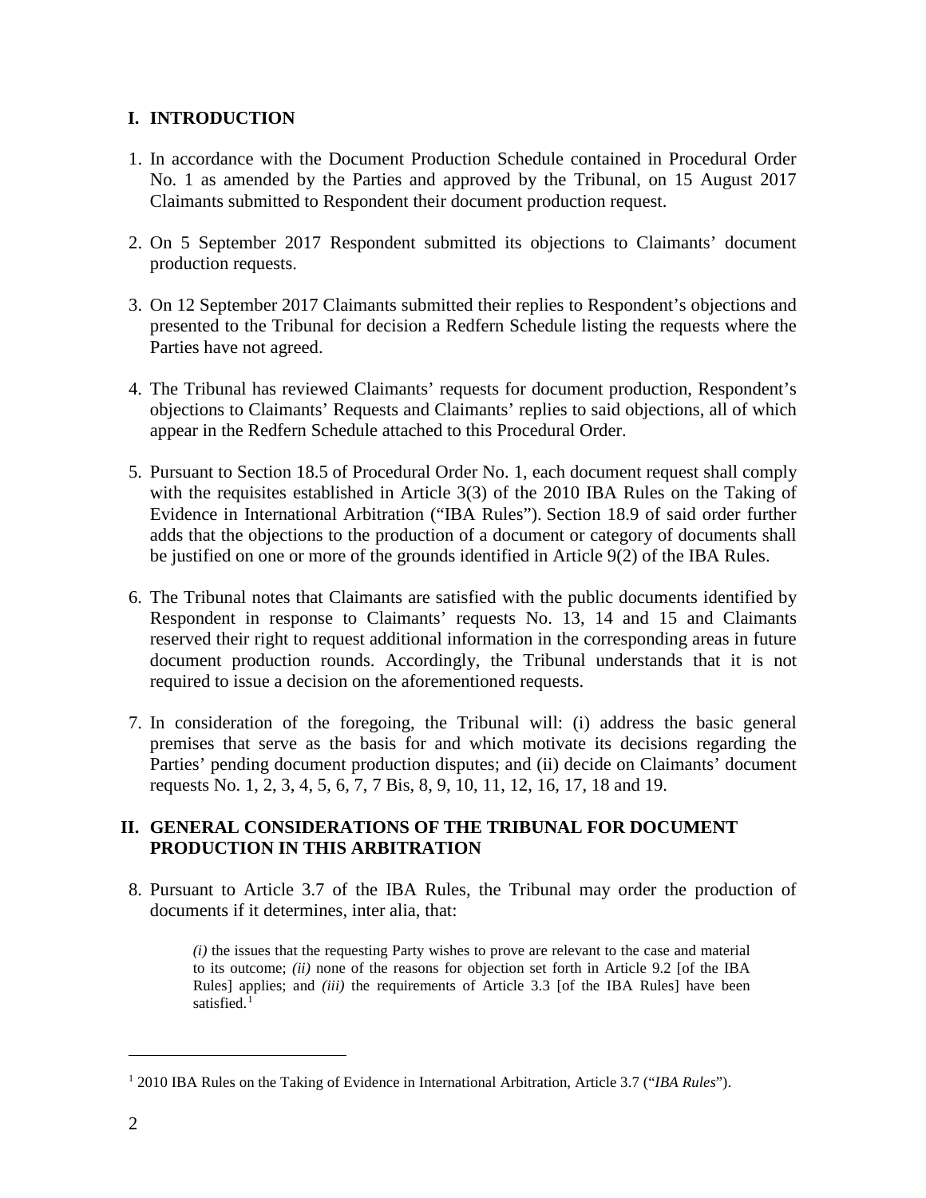## I. INTRODUCTION

1. In accordance with the Document Production Schedule contained in Procedural Order No. 1 as amended by the Parties and approved by the Tribunal, on 15 August 2017 Claimants submitted to Respondent their document production request.

2. On 5 September 2017 Respondent submitted its objections to Claimants' document production requests.

3. On 12 September 2017 Claimants submitted their replies to Respondent's objections and presented to the Tribunal for decision a Redfern Schedule listing the requests where the Parties have not agreed.

4. The Tribunal has reviewed Claimants' requests for document production, Respondent's objections to Claimants' Requests and Claimants' replies to said objections, all of which appear in the Redfern Schedule attached to this Procedural Order.

5. Pursuant to Section 18.5 of Procedural Order No. 1, each document request shall comply with the requisites established in Article 3(3) of the 2010 IBA Rules on the Taking of Evidence in International Arbitration ("IBA Rules"). Section 18.9 of said order further adds that the objections to the production of a document or category of documents shall be justified on one or more of the grounds identified in Article 9(2) of the IBA Rules.

6. The Tribunal notes that Claimants are satisfied with the public documents identified by Respondent in response to Claimants' requests No. 13, 14 and 15 and Claimants reserved their right to request additional information in the corresponding areas in future document production rounds. Accordingly, the Tribunal understands that it is not required to issue a decision on the aforementioned requests.

7. In consideration of the foregoing, the Tribunal will: (i) address the basic general premises that serve as the basis for and which motivate its decisions regarding the Parties' pending document production disputes; and (ii) decide on Claimants' document requests No. 1, 2, 3, 4, 5, 6, 7, 7 Bis, 8, 9, 10, 11, 12, 16, 17, 18 and 19.

## II. GENERAL CONSIDERATIONS OF THE TRIBUNAL FOR DOCUMENT PRODUCTION IN THIS ARBITRATION

8. Pursuant to Article 3.7 of the IBA Rules, the Tribunal may order the production of documents if it determines, inter alia, that:

> *(i)* the issues that the requesting Party wishes to prove are relevant to the case and material to its outcome; *(ii)* none of the reasons for objection set forth in Article 9.2 [of the IBA Rules] applies; and *(iii)* the requirements of Article 3.3 [of the IBA Rules] have been satisfied.[1]

---

[1] 2010 IBA Rules on the Taking of Evidence in International Arbitration, Article 3.7 ("*IBA Rules*").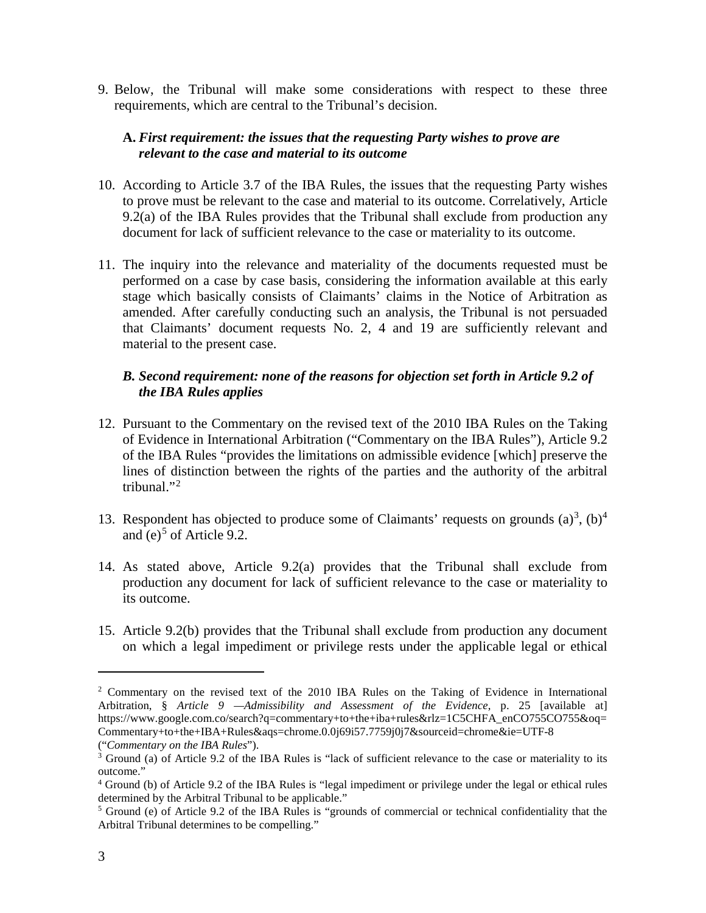9. Below, the Tribunal will make some considerations with respect to these three requirements, which are central to the Tribunal's decision.

**A.** ***First requirement: the issues that the requesting Party wishes to prove are relevant to the case and material to its outcome***

10. According to Article 3.7 of the IBA Rules, the issues that the requesting Party wishes to prove must be relevant to the case and material to its outcome. Correlatively, Article 9.2(a) of the IBA Rules provides that the Tribunal shall exclude from production any document for lack of sufficient relevance to the case or materiality to its outcome.

11. The inquiry into the relevance and materiality of the documents requested must be performed on a case by case basis, considering the information available at this early stage which basically consists of Claimants' claims in the Notice of Arbitration as amended. After carefully conducting such an analysis, the Tribunal is not persuaded that Claimants' document requests No. 2, 4 and 19 are sufficiently relevant and material to the present case.

***B. Second requirement: none of the reasons for objection set forth in Article 9.2 of the IBA Rules applies***

12. Pursuant to the Commentary on the revised text of the 2010 IBA Rules on the Taking of Evidence in International Arbitration ("Commentary on the IBA Rules"), Article 9.2 of the IBA Rules "provides the limitations on admissible evidence [which] preserve the lines of distinction between the rights of the parties and the authority of the arbitral tribunal."[2]

13. Respondent has objected to produce some of Claimants' requests on grounds (a)[3], (b)[4] and (e)[5] of Article 9.2.

14. As stated above, Article 9.2(a) provides that the Tribunal shall exclude from production any document for lack of sufficient relevance to the case or materiality to its outcome.

15. Article 9.2(b) provides that the Tribunal shall exclude from production any document on which a legal impediment or privilege rests under the applicable legal or ethical

---

[2] Commentary on the revised text of the 2010 IBA Rules on the Taking of Evidence in International Arbitration, § *Article 9 —Admissibility and Assessment of the Evidence*, p. 25 [available at] https://www.google.com.co/search?q=commentary+to+the+iba+rules&rlz=1C5CHFA_enCO755CO755&oq=Commentary+to+the+IBA+Rules&aqs=chrome.0.0j69i57.7759j0j7&sourceid=chrome&ie=UTF-8 ("*Commentary on the IBA Rules*").

[3] Ground (a) of Article 9.2 of the IBA Rules is "lack of sufficient relevance to the case or materiality to its outcome."

[4] Ground (b) of Article 9.2 of the IBA Rules is "legal impediment or privilege under the legal or ethical rules determined by the Arbitral Tribunal to be applicable."

[5] Ground (e) of Article 9.2 of the IBA Rules is "grounds of commercial or technical confidentiality that the Arbitral Tribunal determines to be compelling."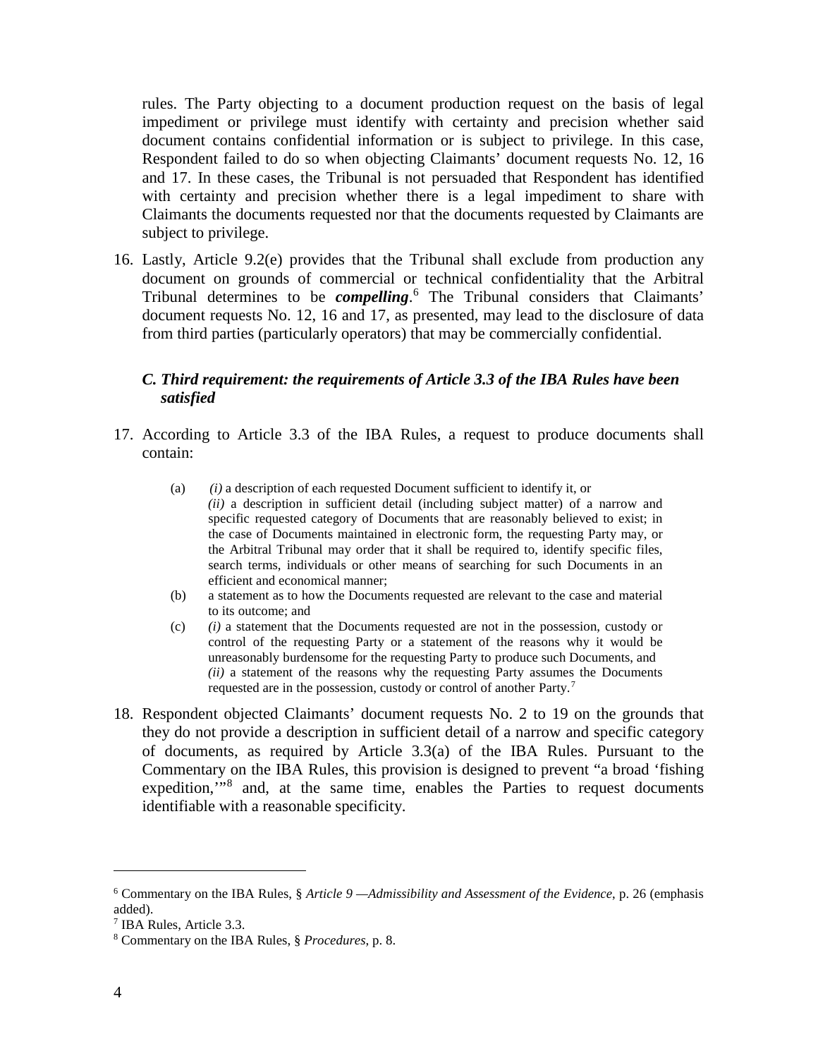rules. The Party objecting to a document production request on the basis of legal impediment or privilege must identify with certainty and precision whether said document contains confidential information or is subject to privilege. In this case, Respondent failed to do so when objecting Claimants' document requests No. 12, 16 and 17. In these cases, the Tribunal is not persuaded that Respondent has identified with certainty and precision whether there is a legal impediment to share with Claimants the documents requested nor that the documents requested by Claimants are subject to privilege.

16. Lastly, Article 9.2(e) provides that the Tribunal shall exclude from production any document on grounds of commercial or technical confidentiality that the Arbitral Tribunal determines to be ***compelling***.[6] The Tribunal considers that Claimants' document requests No. 12, 16 and 17, as presented, may lead to the disclosure of data from third parties (particularly operators) that may be commercially confidential.

### *C. Third requirement: the requirements of Article 3.3 of the IBA Rules have been satisfied*

17. According to Article 3.3 of the IBA Rules, a request to produce documents shall contain:

> (a) *(i)* a description of each requested Document sufficient to identify it, or *(ii)* a description in sufficient detail (including subject matter) of a narrow and specific requested category of Documents that are reasonably believed to exist; in the case of Documents maintained in electronic form, the requesting Party may, or the Arbitral Tribunal may order that it shall be required to, identify specific files, search terms, individuals or other means of searching for such Documents in an efficient and economical manner;
>
> (b) a statement as to how the Documents requested are relevant to the case and material to its outcome; and
>
> (c) *(i)* a statement that the Documents requested are not in the possession, custody or control of the requesting Party or a statement of the reasons why it would be unreasonably burdensome for the requesting Party to produce such Documents, and *(ii)* a statement of the reasons why the requesting Party assumes the Documents requested are in the possession, custody or control of another Party.[7]

18. Respondent objected Claimants' document requests No. 2 to 19 on the grounds that they do not provide a description in sufficient detail of a narrow and specific category of documents, as required by Article 3.3(a) of the IBA Rules. Pursuant to the Commentary on the IBA Rules, this provision is designed to prevent "a broad 'fishing expedition,'"[8] and, at the same time, enables the Parties to request documents identifiable with a reasonable specificity.

---

[6] Commentary on the IBA Rules, § *Article 9 —Admissibility and Assessment of the Evidence*, p. 26 (emphasis added).

[7] IBA Rules, Article 3.3.

[8] Commentary on the IBA Rules, § *Procedures*, p. 8.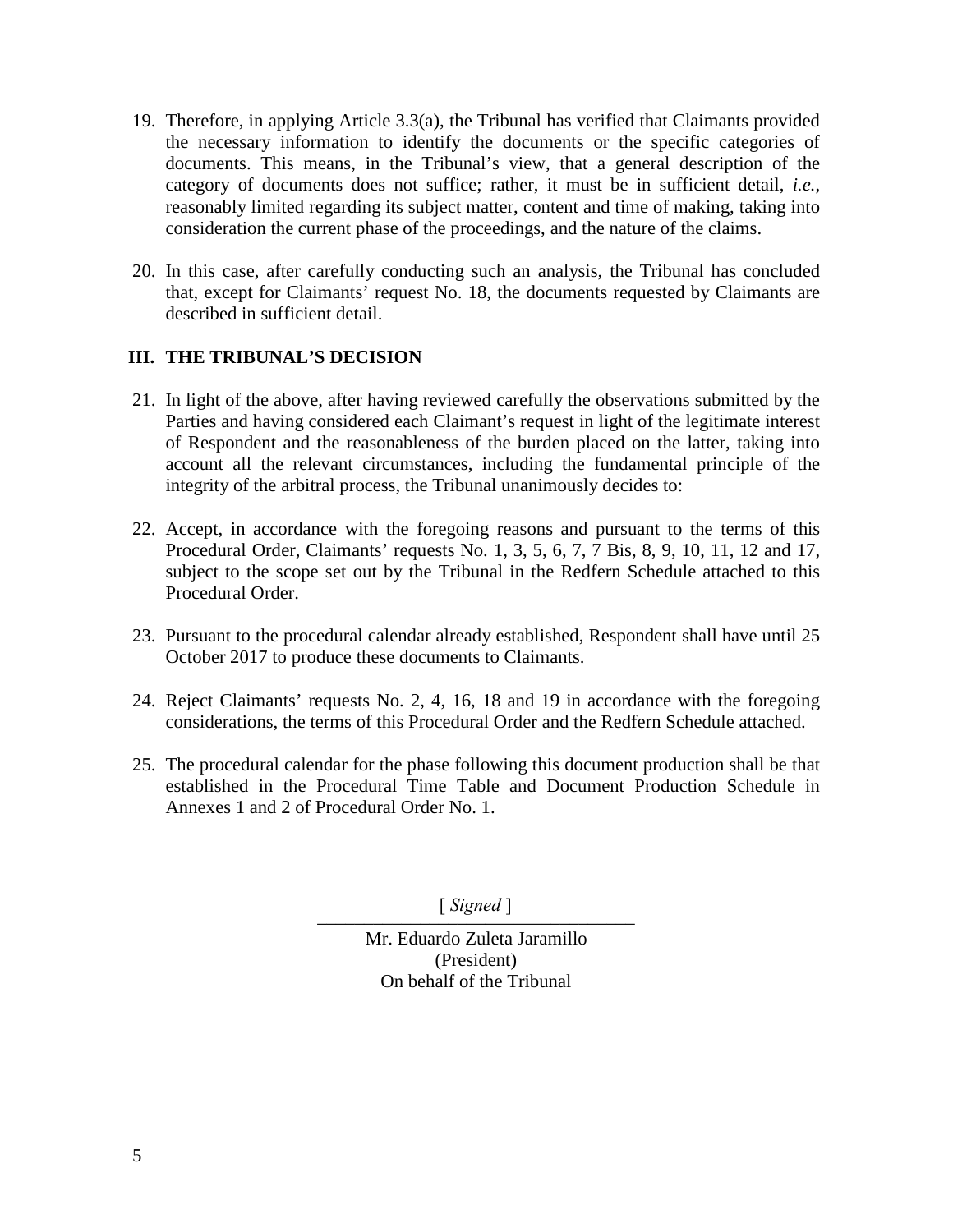19. Therefore, in applying Article 3.3(a), the Tribunal has verified that Claimants provided the necessary information to identify the documents or the specific categories of documents. This means, in the Tribunal's view, that a general description of the category of documents does not suffice; rather, it must be in sufficient detail, *i.e.*, reasonably limited regarding its subject matter, content and time of making, taking into consideration the current phase of the proceedings, and the nature of the claims.

20. In this case, after carefully conducting such an analysis, the Tribunal has concluded that, except for Claimants' request No. 18, the documents requested by Claimants are described in sufficient detail.

## III. THE TRIBUNAL'S DECISION

21. In light of the above, after having reviewed carefully the observations submitted by the Parties and having considered each Claimant's request in light of the legitimate interest of Respondent and the reasonableness of the burden placed on the latter, taking into account all the relevant circumstances, including the fundamental principle of the integrity of the arbitral process, the Tribunal unanimously decides to:

22. Accept, in accordance with the foregoing reasons and pursuant to the terms of this Procedural Order, Claimants' requests No. 1, 3, 5, 6, 7, 7 Bis, 8, 9, 10, 11, 12 and 17, subject to the scope set out by the Tribunal in the Redfern Schedule attached to this Procedural Order.

23. Pursuant to the procedural calendar already established, Respondent shall have until 25 October 2017 to produce these documents to Claimants.

24. Reject Claimants' requests No. 2, 4, 16, 18 and 19 in accordance with the foregoing considerations, the terms of this Procedural Order and the Redfern Schedule attached.

25. The procedural calendar for the phase following this document production shall be that established in the Procedural Time Table and Document Production Schedule in Annexes 1 and 2 of Procedural Order No. 1.

[ *Signed* ]

Mr. Eduardo Zuleta Jaramillo
(President)
On behalf of the Tribunal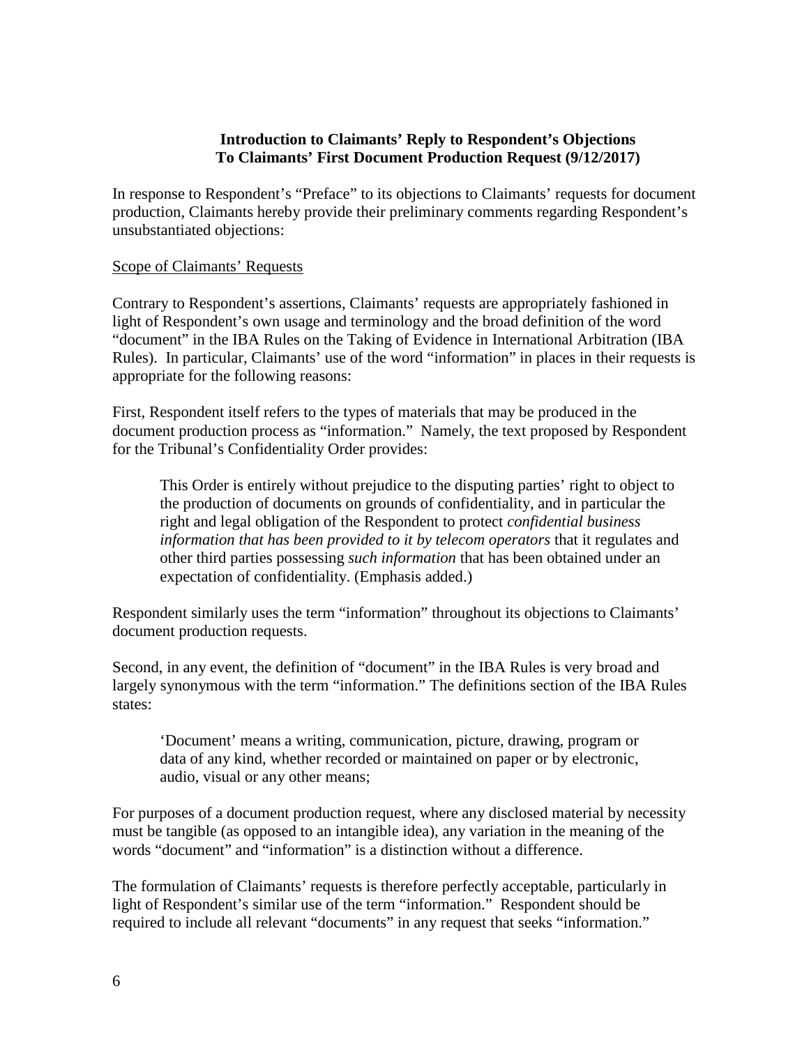**Introduction to Claimants' Reply to Respondent's Objections To Claimants' First Document Production Request (9/12/2017)**

In response to Respondent's "Preface" to its objections to Claimants' requests for document production, Claimants hereby provide their preliminary comments regarding Respondent's unsubstantiated objections:

<u>Scope of Claimants' Requests</u>

Contrary to Respondent's assertions, Claimants' requests are appropriately fashioned in light of Respondent's own usage and terminology and the broad definition of the word "document" in the IBA Rules on the Taking of Evidence in International Arbitration (IBA Rules). In particular, Claimants' use of the word "information" in places in their requests is appropriate for the following reasons:

First, Respondent itself refers to the types of materials that may be produced in the document production process as "information." Namely, the text proposed by Respondent for the Tribunal's Confidentiality Order provides:

> This Order is entirely without prejudice to the disputing parties' right to object to the production of documents on grounds of confidentiality, and in particular the right and legal obligation of the Respondent to protect *confidential business information that has been provided to it by telecom operators* that it regulates and other third parties possessing *such information* that has been obtained under an expectation of confidentiality. (Emphasis added.)

Respondent similarly uses the term "information" throughout its objections to Claimants' document production requests.

Second, in any event, the definition of "document" in the IBA Rules is very broad and largely synonymous with the term "information." The definitions section of the IBA Rules states:

> 'Document' means a writing, communication, picture, drawing, program or data of any kind, whether recorded or maintained on paper or by electronic, audio, visual or any other means;

For purposes of a document production request, where any disclosed material by necessity must be tangible (as opposed to an intangible idea), any variation in the meaning of the words "document" and "information" is a distinction without a difference.

The formulation of Claimants' requests is therefore perfectly acceptable, particularly in light of Respondent's similar use of the term "information." Respondent should be required to include all relevant "documents" in any request that seeks "information."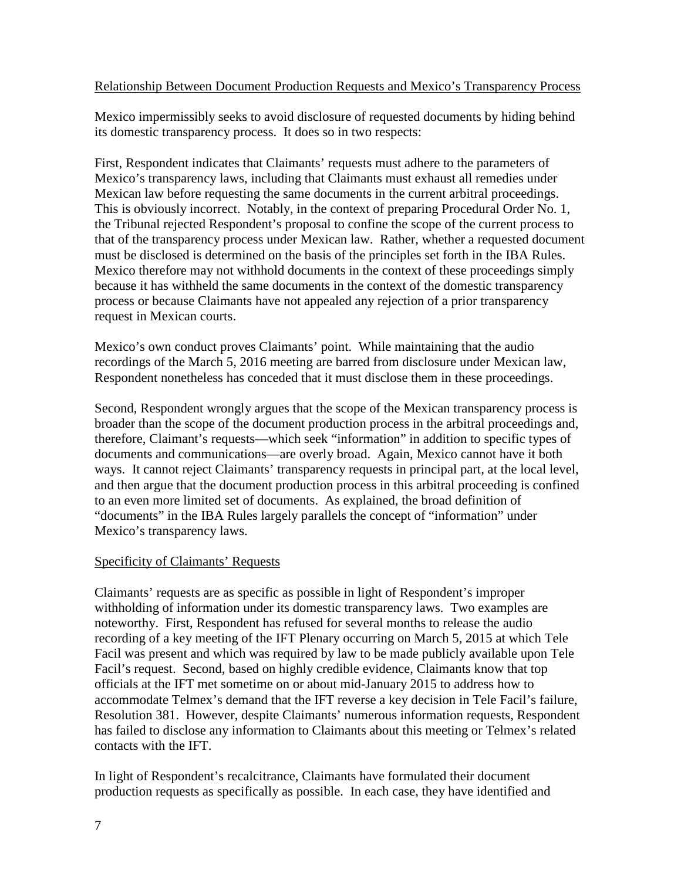Relationship Between Document Production Requests and Mexico's Transparency Process

Mexico impermissibly seeks to avoid disclosure of requested documents by hiding behind its domestic transparency process. It does so in two respects:

First, Respondent indicates that Claimants' requests must adhere to the parameters of Mexico's transparency laws, including that Claimants must exhaust all remedies under Mexican law before requesting the same documents in the current arbitral proceedings. This is obviously incorrect. Notably, in the context of preparing Procedural Order No. 1, the Tribunal rejected Respondent's proposal to confine the scope of the current process to that of the transparency process under Mexican law. Rather, whether a requested document must be disclosed is determined on the basis of the principles set forth in the IBA Rules. Mexico therefore may not withhold documents in the context of these proceedings simply because it has withheld the same documents in the context of the domestic transparency process or because Claimants have not appealed any rejection of a prior transparency request in Mexican courts.

Mexico's own conduct proves Claimants' point. While maintaining that the audio recordings of the March 5, 2016 meeting are barred from disclosure under Mexican law, Respondent nonetheless has conceded that it must disclose them in these proceedings.

Second, Respondent wrongly argues that the scope of the Mexican transparency process is broader than the scope of the document production process in the arbitral proceedings and, therefore, Claimant's requests—which seek "information" in addition to specific types of documents and communications—are overly broad. Again, Mexico cannot have it both ways. It cannot reject Claimants' transparency requests in principal part, at the local level, and then argue that the document production process in this arbitral proceeding is confined to an even more limited set of documents. As explained, the broad definition of "documents" in the IBA Rules largely parallels the concept of "information" under Mexico's transparency laws.

Specificity of Claimants' Requests

Claimants' requests are as specific as possible in light of Respondent's improper withholding of information under its domestic transparency laws. Two examples are noteworthy. First, Respondent has refused for several months to release the audio recording of a key meeting of the IFT Plenary occurring on March 5, 2015 at which Tele Facil was present and which was required by law to be made publicly available upon Tele Facil's request. Second, based on highly credible evidence, Claimants know that top officials at the IFT met sometime on or about mid-January 2015 to address how to accommodate Telmex's demand that the IFT reverse a key decision in Tele Facil's failure, Resolution 381. However, despite Claimants' numerous information requests, Respondent has failed to disclose any information to Claimants about this meeting or Telmex's related contacts with the IFT.

In light of Respondent's recalcitrance, Claimants have formulated their document production requests as specifically as possible. In each case, they have identified and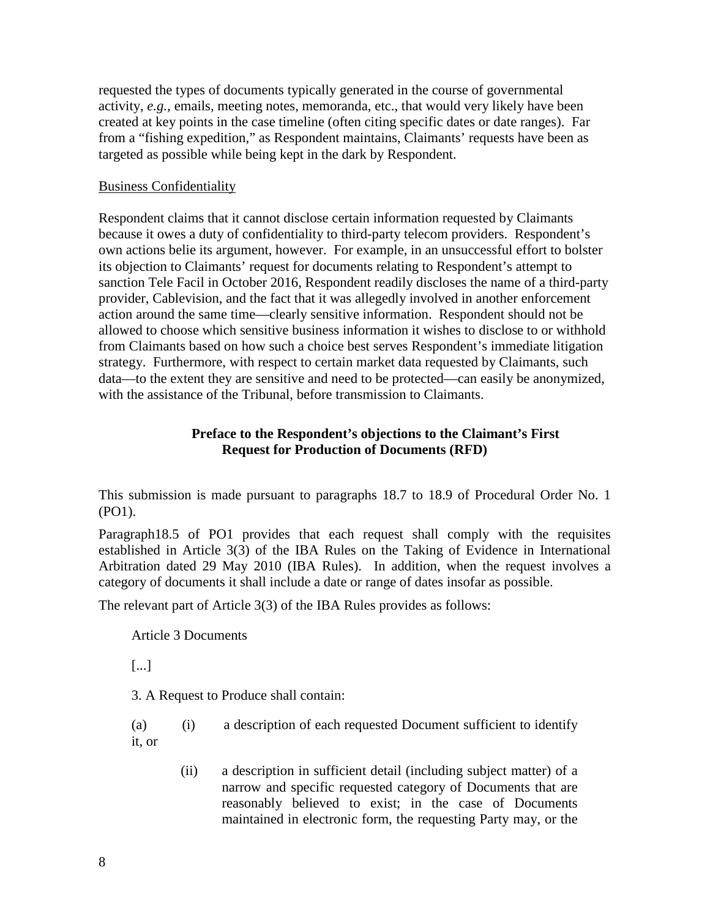requested the types of documents typically generated in the course of governmental activity, *e.g.*, emails, meeting notes, memoranda, etc., that would very likely have been created at key points in the case timeline (often citing specific dates or date ranges). Far from a "fishing expedition," as Respondent maintains, Claimants' requests have been as targeted as possible while being kept in the dark by Respondent.

Business Confidentiality

Respondent claims that it cannot disclose certain information requested by Claimants because it owes a duty of confidentiality to third-party telecom providers. Respondent's own actions belie its argument, however. For example, in an unsuccessful effort to bolster its objection to Claimants' request for documents relating to Respondent's attempt to sanction Tele Facil in October 2016, Respondent readily discloses the name of a third-party provider, Cablevision, and the fact that it was allegedly involved in another enforcement action around the same time—clearly sensitive information. Respondent should not be allowed to choose which sensitive business information it wishes to disclose to or withhold from Claimants based on how such a choice best serves Respondent's immediate litigation strategy. Furthermore, with respect to certain market data requested by Claimants, such data—to the extent they are sensitive and need to be protected—can easily be anonymized, with the assistance of the Tribunal, before transmission to Claimants.

**Preface to the Respondent's objections to the Claimant's First Request for Production of Documents (RFD)**

This submission is made pursuant to paragraphs 18.7 to 18.9 of Procedural Order No. 1 (PO1).

Paragraph18.5 of PO1 provides that each request shall comply with the requisites established in Article 3(3) of the IBA Rules on the Taking of Evidence in International Arbitration dated 29 May 2010 (IBA Rules). In addition, when the request involves a category of documents it shall include a date or range of dates insofar as possible.

The relevant part of Article 3(3) of the IBA Rules provides as follows:

> Article 3 Documents
>
> [...]
>
> 3. A Request to Produce shall contain:
>
> (a) (i) a description of each requested Document sufficient to identify it, or
>
> (ii) a description in sufficient detail (including subject matter) of a narrow and specific requested category of Documents that are reasonably believed to exist; in the case of Documents maintained in electronic form, the requesting Party may, or the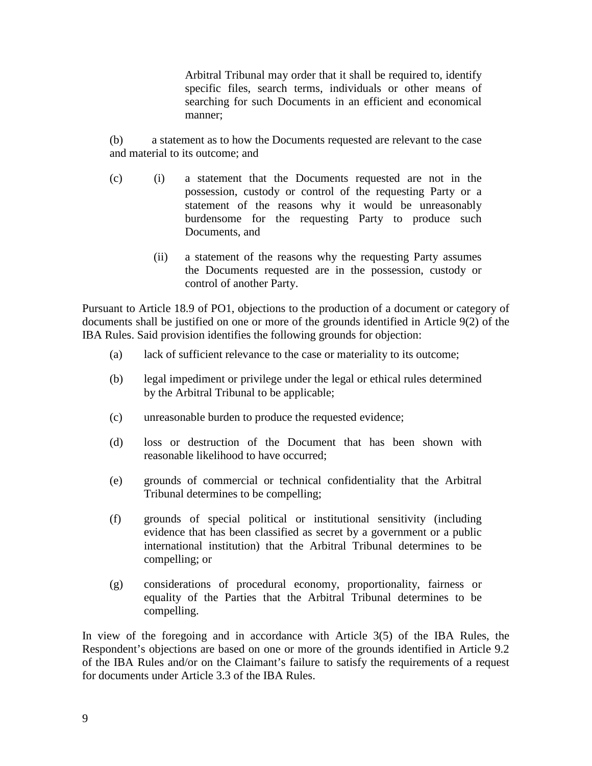Arbitral Tribunal may order that it shall be required to, identify specific files, search terms, individuals or other means of searching for such Documents in an efficient and economical manner;

(b) a statement as to how the Documents requested are relevant to the case and material to its outcome; and

(c) (i) a statement that the Documents requested are not in the possession, custody or control of the requesting Party or a statement of the reasons why it would be unreasonably burdensome for the requesting Party to produce such Documents, and

(ii) a statement of the reasons why the requesting Party assumes the Documents requested are in the possession, custody or control of another Party.

Pursuant to Article 18.9 of PO1, objections to the production of a document or category of documents shall be justified on one or more of the grounds identified in Article 9(2) of the IBA Rules. Said provision identifies the following grounds for objection:

(a) lack of sufficient relevance to the case or materiality to its outcome;

(b) legal impediment or privilege under the legal or ethical rules determined by the Arbitral Tribunal to be applicable;

(c) unreasonable burden to produce the requested evidence;

(d) loss or destruction of the Document that has been shown with reasonable likelihood to have occurred;

(e) grounds of commercial or technical confidentiality that the Arbitral Tribunal determines to be compelling;

(f) grounds of special political or institutional sensitivity (including evidence that has been classified as secret by a government or a public international institution) that the Arbitral Tribunal determines to be compelling; or

(g) considerations of procedural economy, proportionality, fairness or equality of the Parties that the Arbitral Tribunal determines to be compelling.

In view of the foregoing and in accordance with Article 3(5) of the IBA Rules, the Respondent's objections are based on one or more of the grounds identified in Article 9.2 of the IBA Rules and/or on the Claimant's failure to satisfy the requirements of a request for documents under Article 3.3 of the IBA Rules.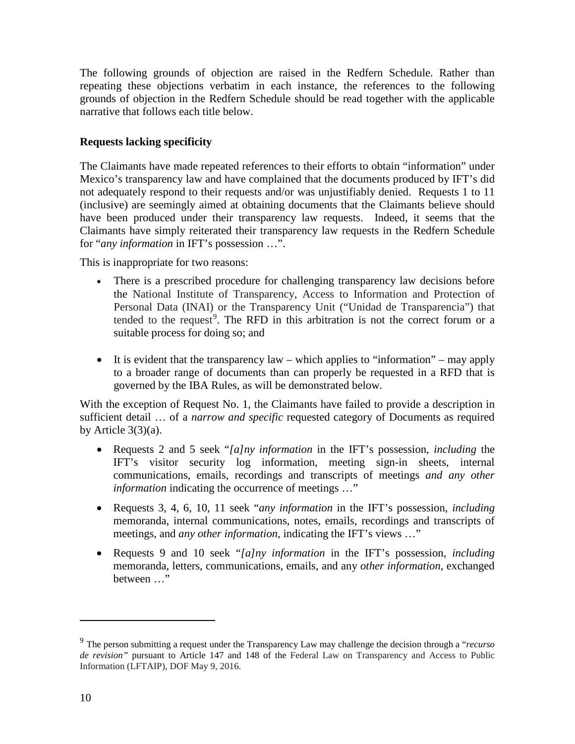The following grounds of objection are raised in the Redfern Schedule. Rather than repeating these objections verbatim in each instance, the references to the following grounds of objection in the Redfern Schedule should be read together with the applicable narrative that follows each title below.

**Requests lacking specificity**

The Claimants have made repeated references to their efforts to obtain "information" under Mexico's transparency law and have complained that the documents produced by IFT's did not adequately respond to their requests and/or was unjustifiably denied. Requests 1 to 11 (inclusive) are seemingly aimed at obtaining documents that the Claimants believe should have been produced under their transparency law requests. Indeed, it seems that the Claimants have simply reiterated their transparency law requests in the Redfern Schedule for "*any information* in IFT's possession …".

This is inappropriate for two reasons:

- There is a prescribed procedure for challenging transparency law decisions before the National Institute of Transparency, Access to Information and Protection of Personal Data (INAI) or the Transparency Unit ("Unidad de Transparencia") that tended to the request[9]. The RFD in this arbitration is not the correct forum or a suitable process for doing so; and

- It is evident that the transparency law – which applies to "information" – may apply to a broader range of documents than can properly be requested in a RFD that is governed by the IBA Rules, as will be demonstrated below.

With the exception of Request No. 1, the Claimants have failed to provide a description in sufficient detail … of a *narrow and specific* requested category of Documents as required by Article 3(3)(a).

- Requests 2 and 5 seek "*[a]ny information* in the IFT's possession, *including* the IFT's visitor security log information, meeting sign-in sheets, internal communications, emails, recordings and transcripts of meetings *and any other information* indicating the occurrence of meetings …"

- Requests 3, 4, 6, 10, 11 seek "*any information* in the IFT's possession, *including* memoranda, internal communications, notes, emails, recordings and transcripts of meetings, and *any other information*, indicating the IFT's views …"

- Requests 9 and 10 seek "*[a]ny information* in the IFT's possession, *including* memoranda, letters, communications, emails, and any *other information*, exchanged between …"

---

[9] The person submitting a request under the Transparency Law may challenge the decision through a "*recurso de revision"* pursuant to Article 147 and 148 of the Federal Law on Transparency and Access to Public Information (LFTAIP), DOF May 9, 2016.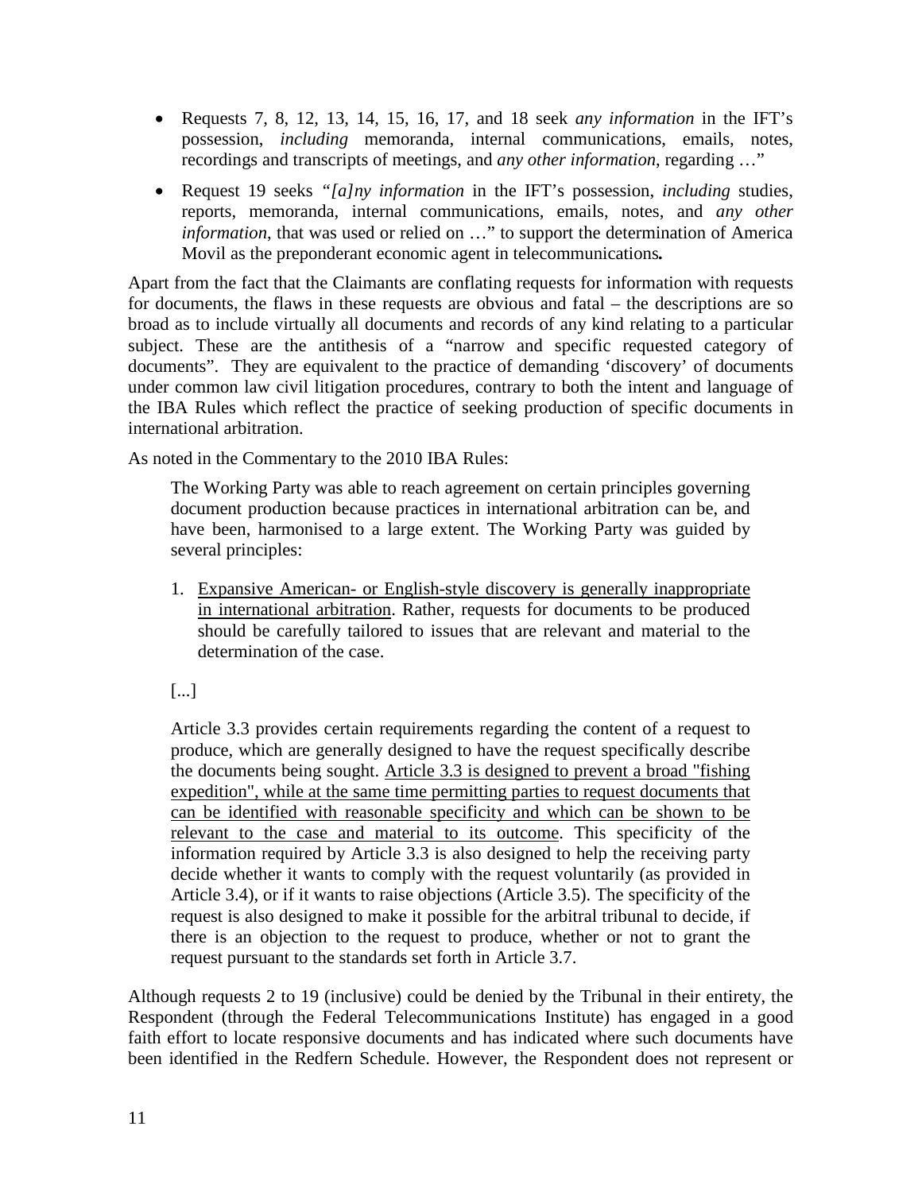- Requests 7, 8, 12, 13, 14, 15, 16, 17, and 18 seek *any information* in the IFT's possession, *including* memoranda, internal communications, emails, notes, recordings and transcripts of meetings, and *any other information*, regarding …"
- Request 19 seeks *"[a]ny information* in the IFT's possession, *including* studies, reports, memoranda, internal communications, emails, notes, and *any other information*, that was used or relied on …" to support the determination of America Movil as the preponderant economic agent in telecommunications***.***

Apart from the fact that the Claimants are conflating requests for information with requests for documents, the flaws in these requests are obvious and fatal – the descriptions are so broad as to include virtually all documents and records of any kind relating to a particular subject. These are the antithesis of a "narrow and specific requested category of documents". They are equivalent to the practice of demanding 'discovery' of documents under common law civil litigation procedures, contrary to both the intent and language of the IBA Rules which reflect the practice of seeking production of specific documents in international arbitration.

As noted in the Commentary to the 2010 IBA Rules:

> The Working Party was able to reach agreement on certain principles governing document production because practices in international arbitration can be, and have been, harmonised to a large extent. The Working Party was guided by several principles:
>
> 1. <u>Expansive American- or English-style discovery is generally inappropriate in international arbitration</u>. Rather, requests for documents to be produced should be carefully tailored to issues that are relevant and material to the determination of the case.
>
> [...]
>
> Article 3.3 provides certain requirements regarding the content of a request to produce, which are generally designed to have the request specifically describe the documents being sought. <u>Article 3.3 is designed to prevent a broad "fishing expedition", while at the same time permitting parties to request documents that can be identified with reasonable specificity and which can be shown to be relevant to the case and material to its outcome</u>. This specificity of the information required by Article 3.3 is also designed to help the receiving party decide whether it wants to comply with the request voluntarily (as provided in Article 3.4), or if it wants to raise objections (Article 3.5). The specificity of the request is also designed to make it possible for the arbitral tribunal to decide, if there is an objection to the request to produce, whether or not to grant the request pursuant to the standards set forth in Article 3.7.

Although requests 2 to 19 (inclusive) could be denied by the Tribunal in their entirety, the Respondent (through the Federal Telecommunications Institute) has engaged in a good faith effort to locate responsive documents and has indicated where such documents have been identified in the Redfern Schedule. However, the Respondent does not represent or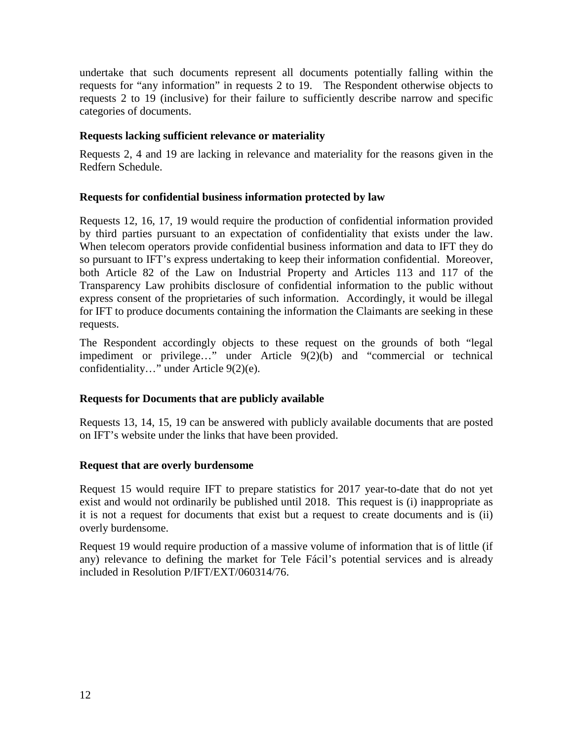undertake that such documents represent all documents potentially falling within the requests for "any information" in requests 2 to 19. The Respondent otherwise objects to requests 2 to 19 (inclusive) for their failure to sufficiently describe narrow and specific categories of documents.

**Requests lacking sufficient relevance or materiality**

Requests 2, 4 and 19 are lacking in relevance and materiality for the reasons given in the Redfern Schedule.

**Requests for confidential business information protected by law**

Requests 12, 16, 17, 19 would require the production of confidential information provided by third parties pursuant to an expectation of confidentiality that exists under the law. When telecom operators provide confidential business information and data to IFT they do so pursuant to IFT's express undertaking to keep their information confidential. Moreover, both Article 82 of the Law on Industrial Property and Articles 113 and 117 of the Transparency Law prohibits disclosure of confidential information to the public without express consent of the proprietaries of such information. Accordingly, it would be illegal for IFT to produce documents containing the information the Claimants are seeking in these requests.

The Respondent accordingly objects to these request on the grounds of both "legal impediment or privilege…" under Article 9(2)(b) and "commercial or technical confidentiality…" under Article 9(2)(e).

**Requests for Documents that are publicly available**

Requests 13, 14, 15, 19 can be answered with publicly available documents that are posted on IFT's website under the links that have been provided.

**Request that are overly burdensome**

Request 15 would require IFT to prepare statistics for 2017 year-to-date that do not yet exist and would not ordinarily be published until 2018. This request is (i) inappropriate as it is not a request for documents that exist but a request to create documents and is (ii) overly burdensome.

Request 19 would require production of a massive volume of information that is of little (if any) relevance to defining the market for Tele Fácil's potential services and is already included in Resolution P/IFT/EXT/060314/76.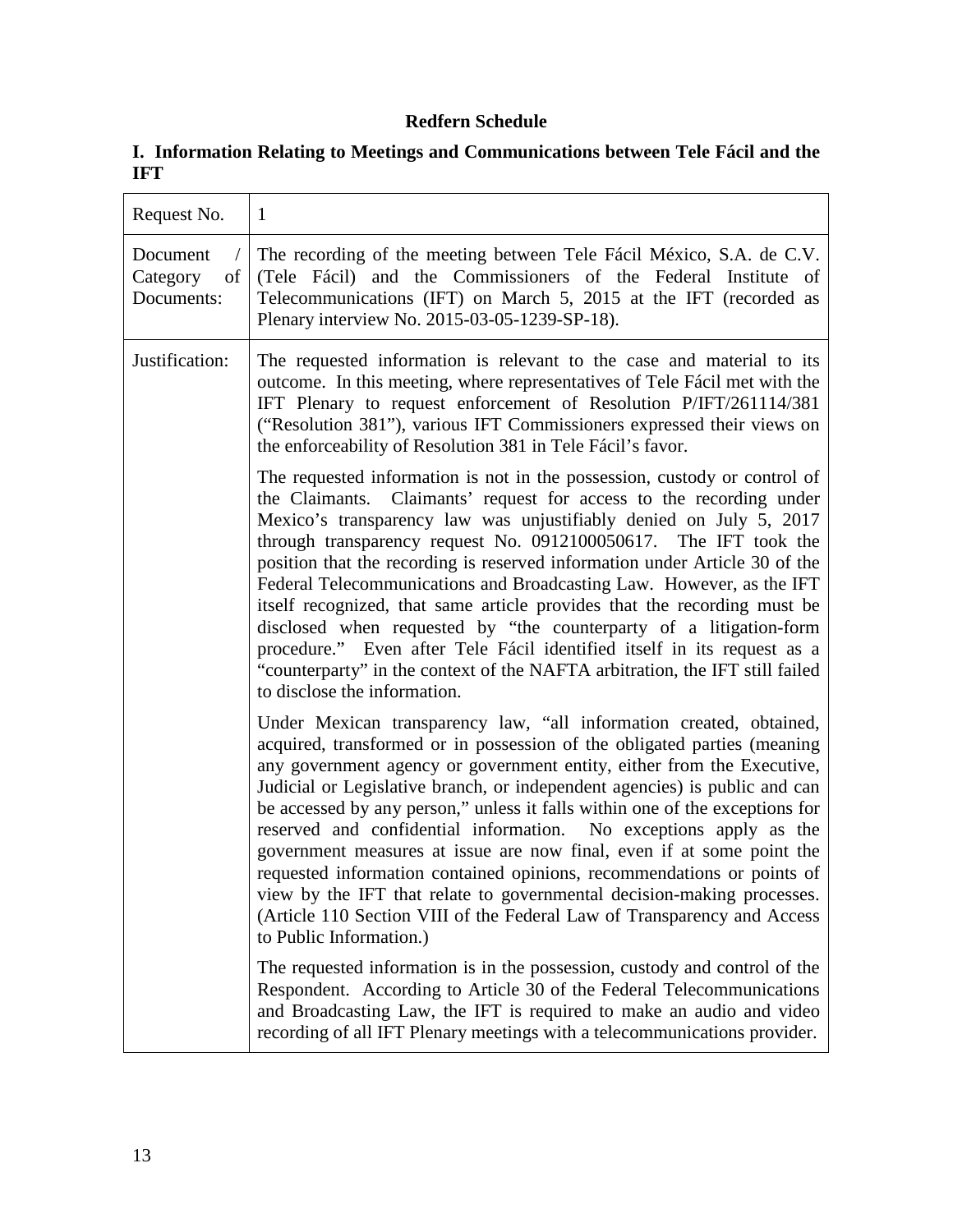# Redfern Schedule

## I. Information Relating to Meetings and Communications between Tele Fácil and the IFT

| Request No. | 1 |
|---|---|
| Document / Category of Documents: | The recording of the meeting between Tele Fácil México, S.A. de C.V. (Tele Fácil) and the Commissioners of the Federal Institute of Telecommunications (IFT) on March 5, 2015 at the IFT (recorded as Plenary interview No. 2015-03-05-1239-SP-18). |
| Justification: | The requested information is relevant to the case and material to its outcome. In this meeting, where representatives of Tele Fácil met with the IFT Plenary to request enforcement of Resolution P/IFT/261114/381 ("Resolution 381"), various IFT Commissioners expressed their views on the enforceability of Resolution 381 in Tele Fácil's favor.<br><br>The requested information is not in the possession, custody or control of the Claimants. Claimants' request for access to the recording under Mexico's transparency law was unjustifiably denied on July 5, 2017 through transparency request No. 0912100050617. The IFT took the position that the recording is reserved information under Article 30 of the Federal Telecommunications and Broadcasting Law. However, as the IFT itself recognized, that same article provides that the recording must be disclosed when requested by "the counterparty of a litigation-form procedure." Even after Tele Fácil identified itself in its request as a "counterparty" in the context of the NAFTA arbitration, the IFT still failed to disclose the information.<br><br>Under Mexican transparency law, "all information created, obtained, acquired, transformed or in possession of the obligated parties (meaning any government agency or government entity, either from the Executive, Judicial or Legislative branch, or independent agencies) is public and can be accessed by any person," unless it falls within one of the exceptions for reserved and confidential information. No exceptions apply as the government measures at issue are now final, even if at some point the requested information contained opinions, recommendations or points of view by the IFT that relate to governmental decision-making processes. (Article 110 Section VIII of the Federal Law of Transparency and Access to Public Information.)<br><br>The requested information is in the possession, custody and control of the Respondent. According to Article 30 of the Federal Telecommunications and Broadcasting Law, the IFT is required to make an audio and video recording of all IFT Plenary meetings with a telecommunications provider. |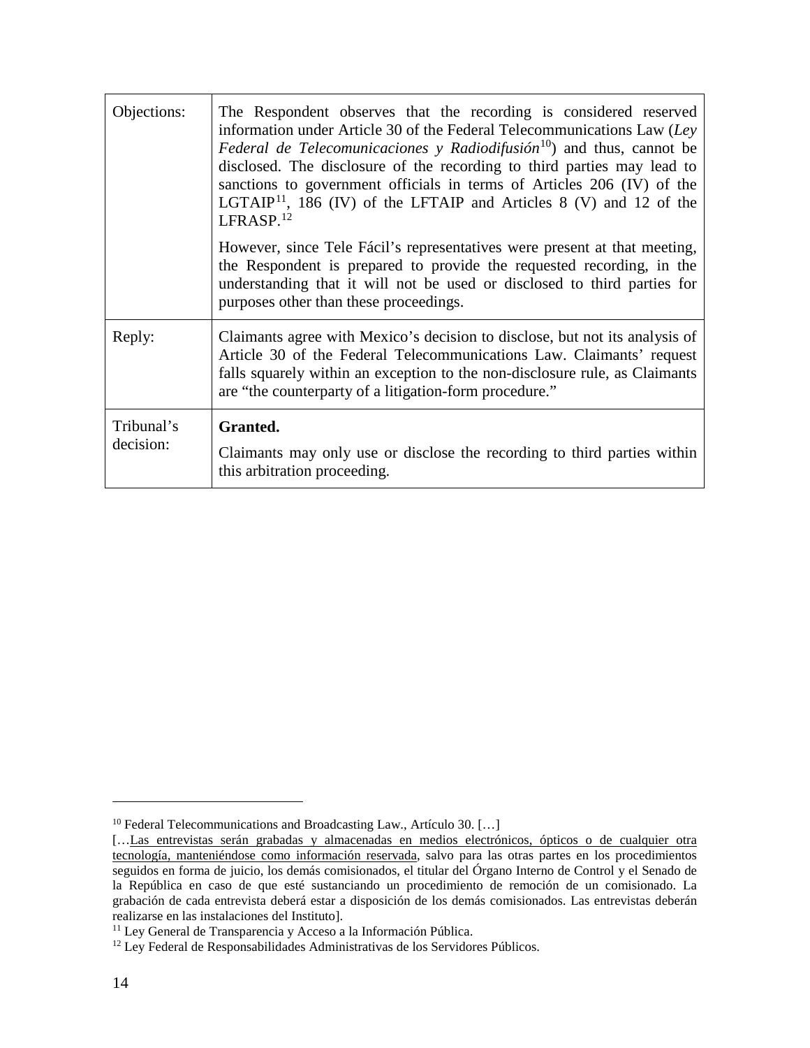| | |
|---|---|
| Objections: | The Respondent observes that the recording is considered reserved information under Article 30 of the Federal Telecommunications Law (*Ley Federal de Telecomunicaciones y Radiodifusión*[10]) and thus, cannot be disclosed. The disclosure of the recording to third parties may lead to sanctions to government officials in terms of Articles 206 (IV) of the LGTAIP[11], 186 (IV) of the LFTAIP and Articles 8 (V) and 12 of the LFRASP.[12]<br><br>However, since Tele Fácil's representatives were present at that meeting, the Respondent is prepared to provide the requested recording, in the understanding that it will not be used or disclosed to third parties for purposes other than these proceedings. |
| Reply: | Claimants agree with Mexico's decision to disclose, but not its analysis of Article 30 of the Federal Telecommunications Law. Claimants' request falls squarely within an exception to the non-disclosure rule, as Claimants are "the counterparty of a litigation-form procedure." |
| Tribunal's decision: | **Granted.**<br><br>Claimants may only use or disclose the recording to third parties within this arbitration proceeding. |

[10] Federal Telecommunications and Broadcasting Law., Artículo 30. […]
[…Las entrevistas serán grabadas y almacenadas en medios electrónicos, ópticos o de cualquier otra tecnología, manteniéndose como información reservada, salvo para las otras partes en los procedimientos seguidos en forma de juicio, los demás comisionados, el titular del Órgano Interno de Control y el Senado de la República en caso de que esté sustanciando un procedimiento de remoción de un comisionado. La grabación de cada entrevista deberá estar a disposición de los demás comisionados. Las entrevistas deberán realizarse en las instalaciones del Instituto].

[11] Ley General de Transparencia y Acceso a la Información Pública.

[12] Ley Federal de Responsabilidades Administrativas de los Servidores Públicos.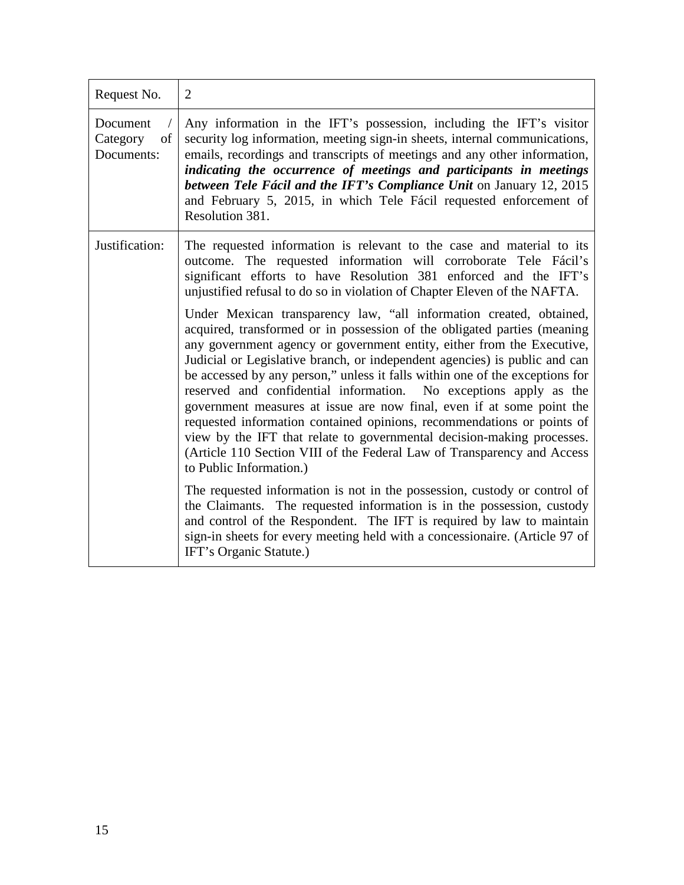| Request No. | 2 |
|---|---|
| Document / Category of Documents: | Any information in the IFT's possession, including the IFT's visitor security log information, meeting sign-in sheets, internal communications, emails, recordings and transcripts of meetings and any other information, ***indicating the occurrence of meetings and participants in meetings between Tele Fácil and the IFT's Compliance Unit*** on January 12, 2015 and February 5, 2015, in which Tele Fácil requested enforcement of Resolution 381. |
| Justification: | The requested information is relevant to the case and material to its outcome. The requested information will corroborate Tele Fácil's significant efforts to have Resolution 381 enforced and the IFT's unjustified refusal to do so in violation of Chapter Eleven of the NAFTA.<br><br>Under Mexican transparency law, "all information created, obtained, acquired, transformed or in possession of the obligated parties (meaning any government agency or government entity, either from the Executive, Judicial or Legislative branch, or independent agencies) is public and can be accessed by any person," unless it falls within one of the exceptions for reserved and confidential information. No exceptions apply as the government measures at issue are now final, even if at some point the requested information contained opinions, recommendations or points of view by the IFT that relate to governmental decision-making processes. (Article 110 Section VIII of the Federal Law of Transparency and Access to Public Information.)<br><br>The requested information is not in the possession, custody or control of the Claimants. The requested information is in the possession, custody and control of the Respondent. The IFT is required by law to maintain sign-in sheets for every meeting held with a concessionaire. (Article 97 of IFT's Organic Statute.) |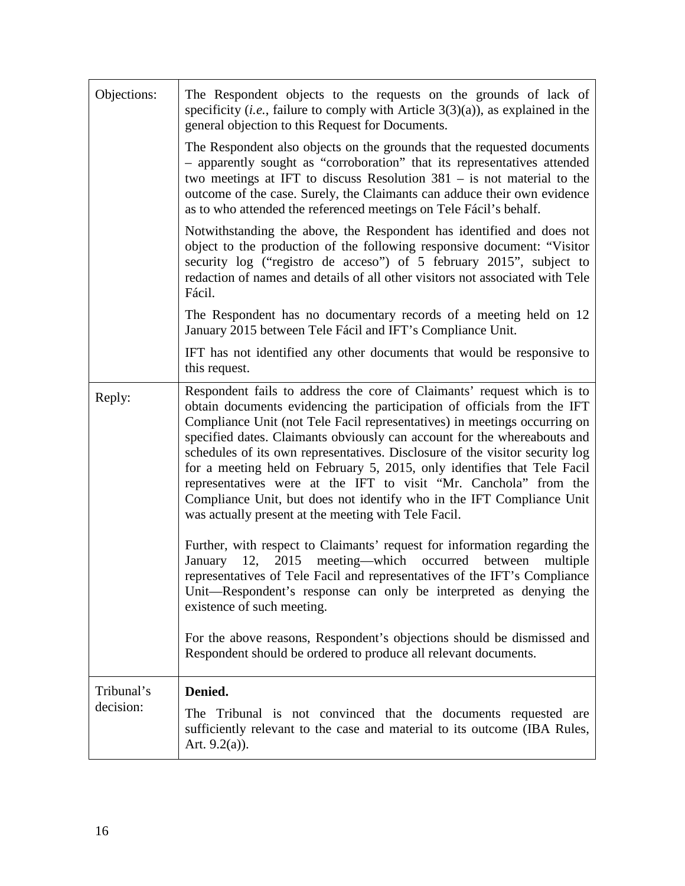| | |
|---|---|
| Objections: | The Respondent objects to the requests on the grounds of lack of specificity (*i.e.*, failure to comply with Article 3(3)(a)), as explained in the general objection to this Request for Documents.<br><br>The Respondent also objects on the grounds that the requested documents – apparently sought as "corroboration" that its representatives attended two meetings at IFT to discuss Resolution 381 – is not material to the outcome of the case. Surely, the Claimants can adduce their own evidence as to who attended the referenced meetings on Tele Fácil's behalf.<br><br>Notwithstanding the above, the Respondent has identified and does not object to the production of the following responsive document: "Visitor security log ("registro de acceso") of 5 february 2015", subject to redaction of names and details of all other visitors not associated with Tele Fácil.<br><br>The Respondent has no documentary records of a meeting held on 12 January 2015 between Tele Fácil and IFT's Compliance Unit.<br><br>IFT has not identified any other documents that would be responsive to this request. |
| Reply: | Respondent fails to address the core of Claimants' request which is to obtain documents evidencing the participation of officials from the IFT Compliance Unit (not Tele Facil representatives) in meetings occurring on specified dates. Claimants obviously can account for the whereabouts and schedules of its own representatives. Disclosure of the visitor security log for a meeting held on February 5, 2015, only identifies that Tele Facil representatives were at the IFT to visit "Mr. Canchola" from the Compliance Unit, but does not identify who in the IFT Compliance Unit was actually present at the meeting with Tele Facil.<br><br>Further, with respect to Claimants' request for information regarding the January 12, 2015 meeting—which occurred between multiple representatives of Tele Facil and representatives of the IFT's Compliance Unit—Respondent's response can only be interpreted as denying the existence of such meeting.<br><br>For the above reasons, Respondent's objections should be dismissed and Respondent should be ordered to produce all relevant documents. |
| Tribunal's decision: | **Denied.**<br><br>The Tribunal is not convinced that the documents requested are sufficiently relevant to the case and material to its outcome (IBA Rules, Art. 9.2(a)). |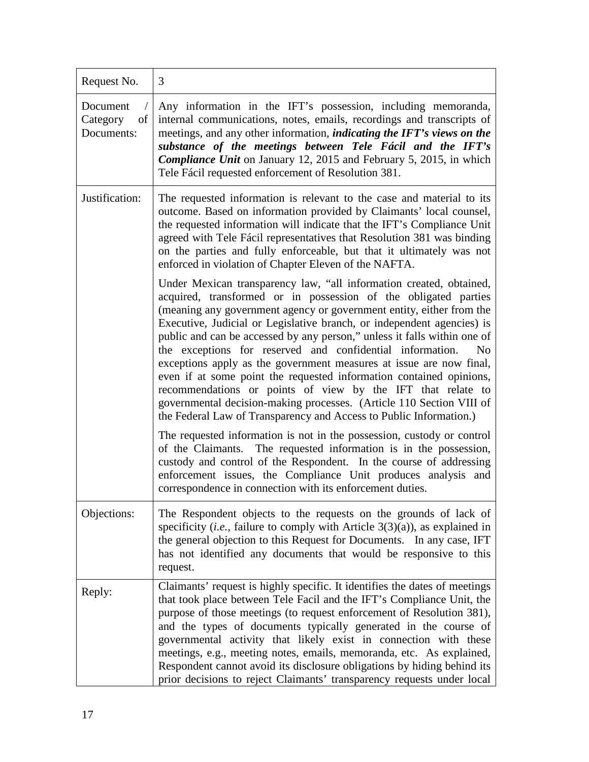| Request No. | 3 |
|---|---|
| Document / Category of Documents: | Any information in the IFT's possession, including memoranda, internal communications, notes, emails, recordings and transcripts of meetings, and any other information, ***indicating the IFT's views on the substance of the meetings between Tele Fácil and the IFT's Compliance Unit*** on January 12, 2015 and February 5, 2015, in which Tele Fácil requested enforcement of Resolution 381. |
| Justification: | The requested information is relevant to the case and material to its outcome. Based on information provided by Claimants' local counsel, the requested information will indicate that the IFT's Compliance Unit agreed with Tele Fácil representatives that Resolution 381 was binding on the parties and fully enforceable, but that it ultimately was not enforced in violation of Chapter Eleven of the NAFTA.<br><br>Under Mexican transparency law, "all information created, obtained, acquired, transformed or in possession of the obligated parties (meaning any government agency or government entity, either from the Executive, Judicial or Legislative branch, or independent agencies) is public and can be accessed by any person," unless it falls within one of the exceptions for reserved and confidential information. No exceptions apply as the government measures at issue are now final, even if at some point the requested information contained opinions, recommendations or points of view by the IFT that relate to governmental decision-making processes. (Article 110 Section VIII of the Federal Law of Transparency and Access to Public Information.)<br><br>The requested information is not in the possession, custody or control of the Claimants. The requested information is in the possession, custody and control of the Respondent. In the course of addressing enforcement issues, the Compliance Unit produces analysis and correspondence in connection with its enforcement duties. |
| Objections: | The Respondent objects to the requests on the grounds of lack of specificity (*i.e.*, failure to comply with Article 3(3)(a)), as explained in the general objection to this Request for Documents. In any case, IFT has not identified any documents that would be responsive to this request. |
| Reply: | Claimants' request is highly specific. It identifies the dates of meetings that took place between Tele Facil and the IFT's Compliance Unit, the purpose of those meetings (to request enforcement of Resolution 381), and the types of documents typically generated in the course of governmental activity that likely exist in connection with these meetings, e.g., meeting notes, emails, memoranda, etc. As explained, Respondent cannot avoid its disclosure obligations by hiding behind its prior decisions to reject Claimants' transparency requests under local |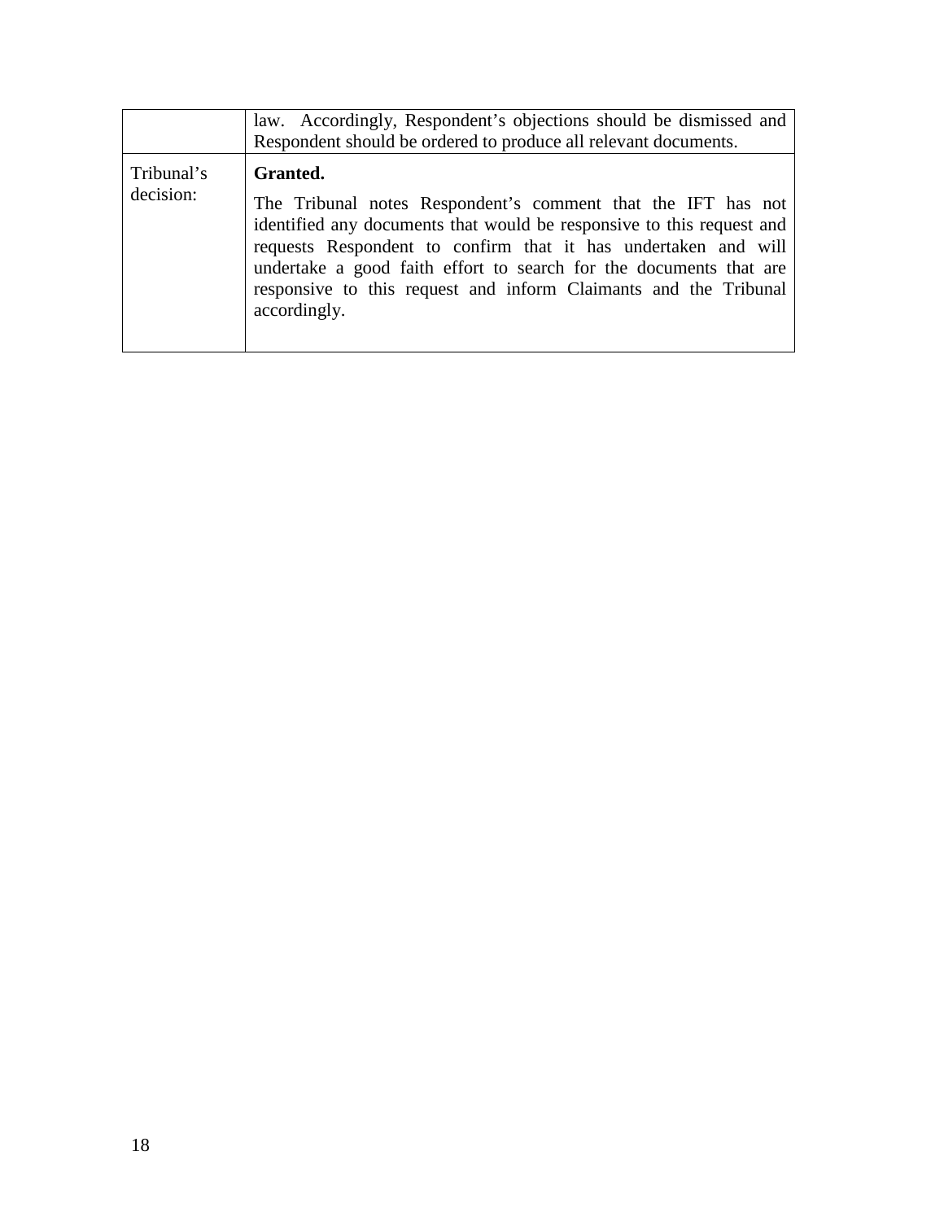| | |
|---|---|
| | law. Accordingly, Respondent's objections should be dismissed and Respondent should be ordered to produce all relevant documents. |
| Tribunal's decision: | **Granted.** <br><br> The Tribunal notes Respondent's comment that the IFT has not identified any documents that would be responsive to this request and requests Respondent to confirm that it has undertaken and will undertake a good faith effort to search for the documents that are responsive to this request and inform Claimants and the Tribunal accordingly. |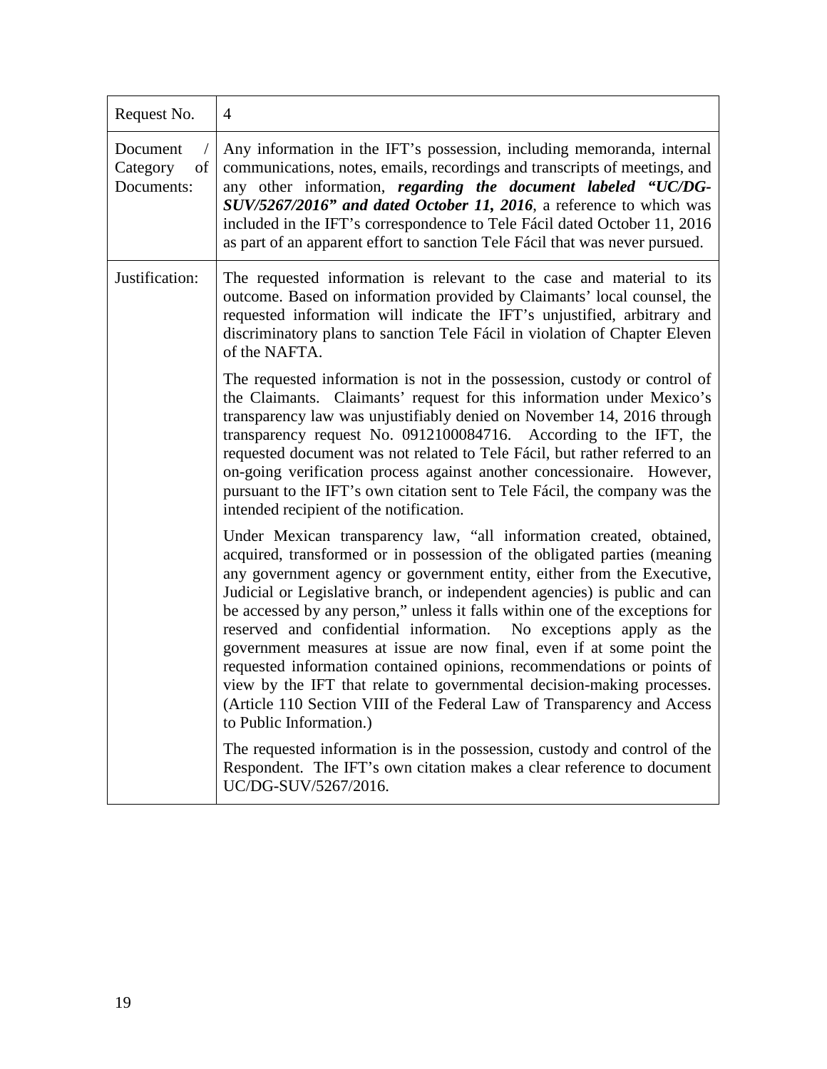| Request No. | 4 |
|---|---|
| Document / Category of Documents: | Any information in the IFT's possession, including memoranda, internal communications, notes, emails, recordings and transcripts of meetings, and any other information, ***regarding the document labeled "UC/DG-SUV/5267/2016" and dated October 11, 2016***, a reference to which was included in the IFT's correspondence to Tele Fácil dated October 11, 2016 as part of an apparent effort to sanction Tele Fácil that was never pursued. |
| Justification: | The requested information is relevant to the case and material to its outcome. Based on information provided by Claimants' local counsel, the requested information will indicate the IFT's unjustified, arbitrary and discriminatory plans to sanction Tele Fácil in violation of Chapter Eleven of the NAFTA.<br><br>The requested information is not in the possession, custody or control of the Claimants. Claimants' request for this information under Mexico's transparency law was unjustifiably denied on November 14, 2016 through transparency request No. 0912100084716. According to the IFT, the requested document was not related to Tele Fácil, but rather referred to an on-going verification process against another concessionaire. However, pursuant to the IFT's own citation sent to Tele Fácil, the company was the intended recipient of the notification.<br><br>Under Mexican transparency law, "all information created, obtained, acquired, transformed or in possession of the obligated parties (meaning any government agency or government entity, either from the Executive, Judicial or Legislative branch, or independent agencies) is public and can be accessed by any person," unless it falls within one of the exceptions for reserved and confidential information. No exceptions apply as the government measures at issue are now final, even if at some point the requested information contained opinions, recommendations or points of view by the IFT that relate to governmental decision-making processes. (Article 110 Section VIII of the Federal Law of Transparency and Access to Public Information.)<br><br>The requested information is in the possession, custody and control of the Respondent. The IFT's own citation makes a clear reference to document UC/DG-SUV/5267/2016. |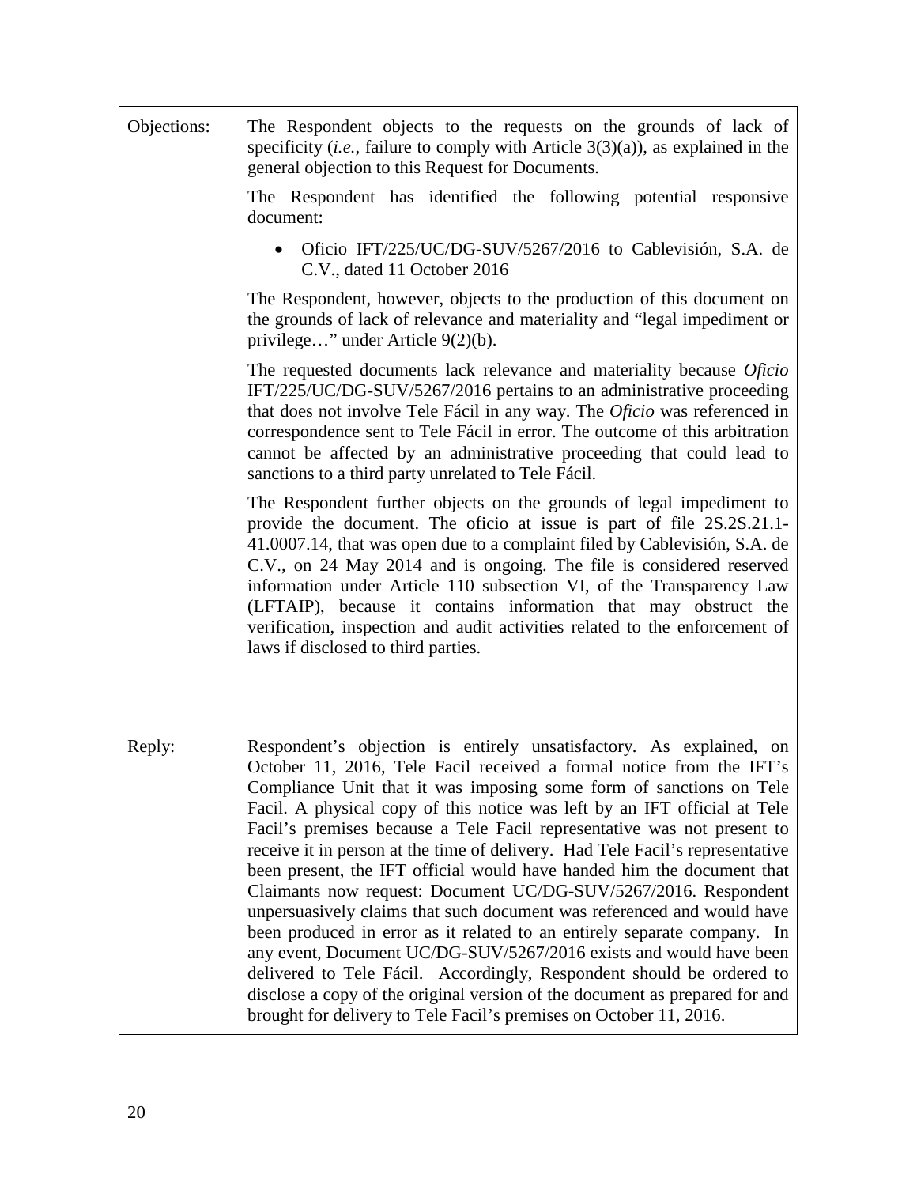| | |
|---|---|
| Objections: | The Respondent objects to the requests on the grounds of lack of specificity (*i.e.*, failure to comply with Article 3(3)(a)), as explained in the general objection to this Request for Documents.<br><br>The Respondent has identified the following potential responsive document:<br><br>• Oficio IFT/225/UC/DG-SUV/5267/2016 to Cablevisión, S.A. de C.V., dated 11 October 2016<br><br>The Respondent, however, objects to the production of this document on the grounds of lack of relevance and materiality and "legal impediment or privilege…" under Article 9(2)(b).<br><br>The requested documents lack relevance and materiality because *Oficio* IFT/225/UC/DG-SUV/5267/2016 pertains to an administrative proceeding that does not involve Tele Fácil in any way. The *Oficio* was referenced in correspondence sent to Tele Fácil <u>in error</u>. The outcome of this arbitration cannot be affected by an administrative proceeding that could lead to sanctions to a third party unrelated to Tele Fácil.<br><br>The Respondent further objects on the grounds of legal impediment to provide the document. The oficio at issue is part of file 2S.2S.21.1-41.0007.14, that was open due to a complaint filed by Cablevisión, S.A. de C.V., on 24 May 2014 and is ongoing. The file is considered reserved information under Article 110 subsection VI, of the Transparency Law (LFTAIP), because it contains information that may obstruct the verification, inspection and audit activities related to the enforcement of laws if disclosed to third parties. |
| Reply: | Respondent's objection is entirely unsatisfactory. As explained, on October 11, 2016, Tele Facil received a formal notice from the IFT's Compliance Unit that it was imposing some form of sanctions on Tele Facil. A physical copy of this notice was left by an IFT official at Tele Facil's premises because a Tele Facil representative was not present to receive it in person at the time of delivery. Had Tele Facil's representative been present, the IFT official would have handed him the document that Claimants now request: Document UC/DG-SUV/5267/2016. Respondent unpersuasively claims that such document was referenced and would have been produced in error as it related to an entirely separate company. In any event, Document UC/DG-SUV/5267/2016 exists and would have been delivered to Tele Fácil. Accordingly, Respondent should be ordered to disclose a copy of the original version of the document as prepared for and brought for delivery to Tele Facil's premises on October 11, 2016. |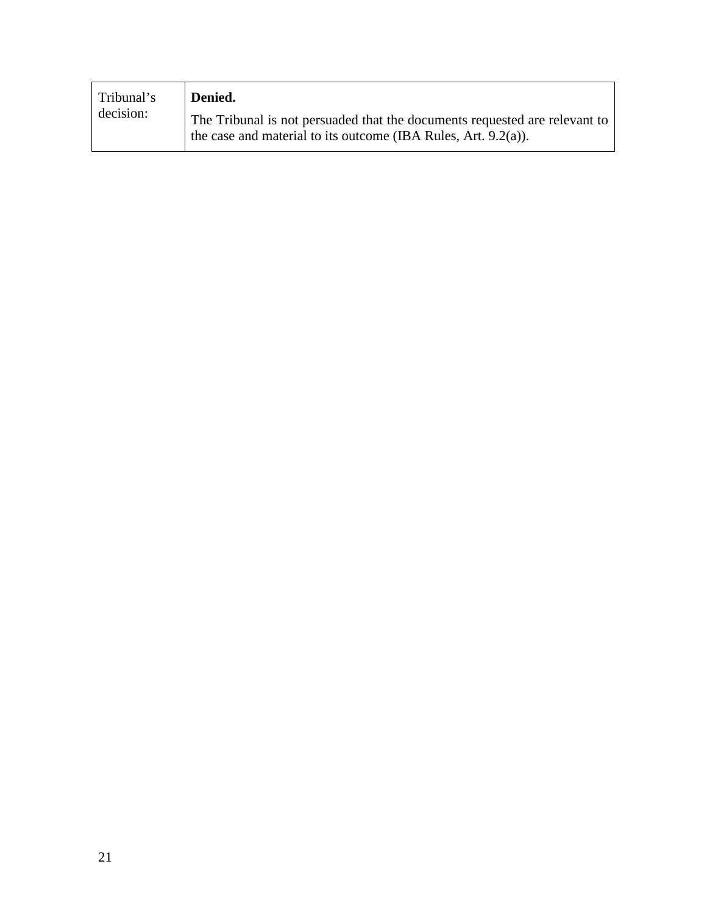| Tribunal's decision: | **Denied.**<br><br>The Tribunal is not persuaded that the documents requested are relevant to the case and material to its outcome (IBA Rules, Art. 9.2(a)). |
|---|---|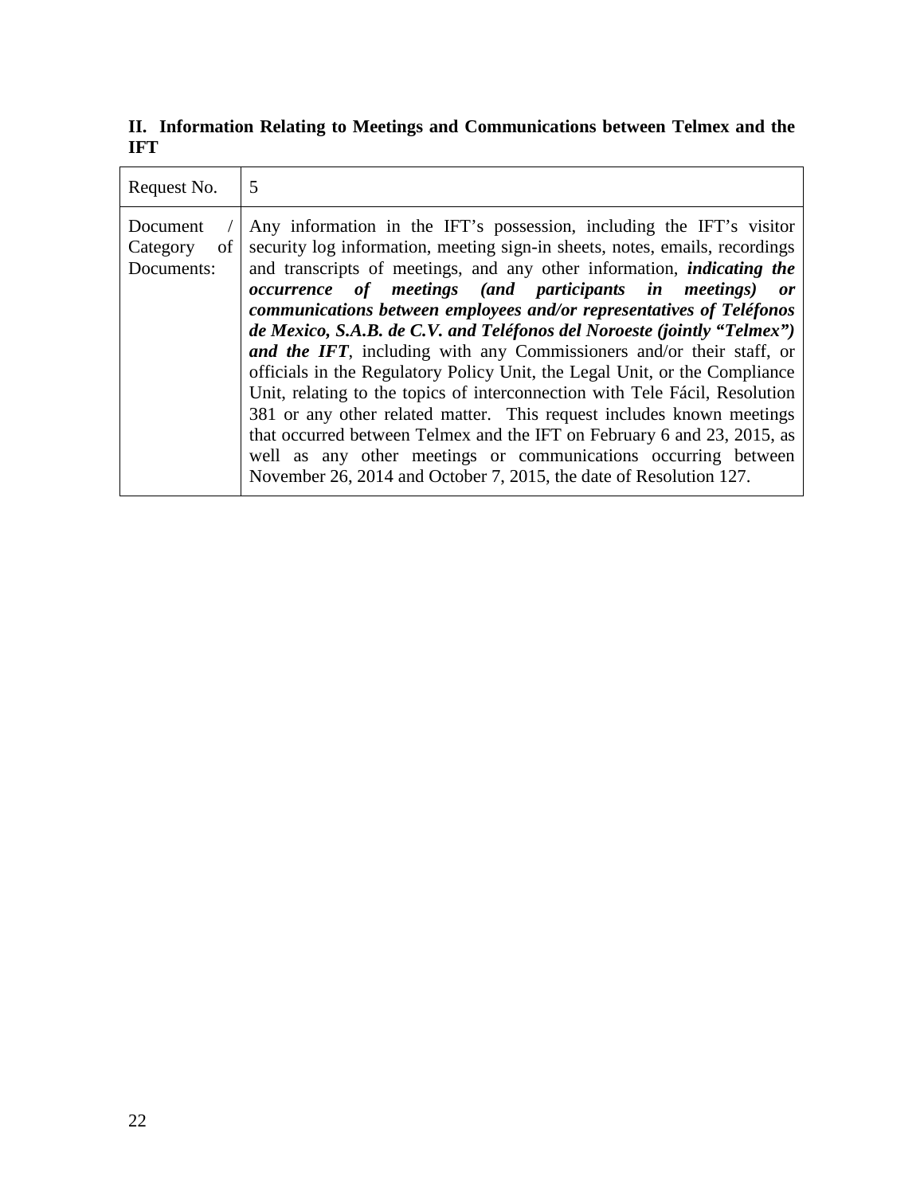## II. Information Relating to Meetings and Communications between Telmex and the IFT

| Request No. | 5 |
|---|---|
| Document / Category of Documents: | Any information in the IFT's possession, including the IFT's visitor security log information, meeting sign-in sheets, notes, emails, recordings and transcripts of meetings, and any other information, ***indicating the occurrence of meetings (and participants in meetings) or communications between employees and/or representatives of Teléfonos de Mexico, S.A.B. de C.V. and Teléfonos del Noroeste (jointly "Telmex") and the IFT***, including with any Commissioners and/or their staff, or officials in the Regulatory Policy Unit, the Legal Unit, or the Compliance Unit, relating to the topics of interconnection with Tele Fácil, Resolution 381 or any other related matter. This request includes known meetings that occurred between Telmex and the IFT on February 6 and 23, 2015, as well as any other meetings or communications occurring between November 26, 2014 and October 7, 2015, the date of Resolution 127. |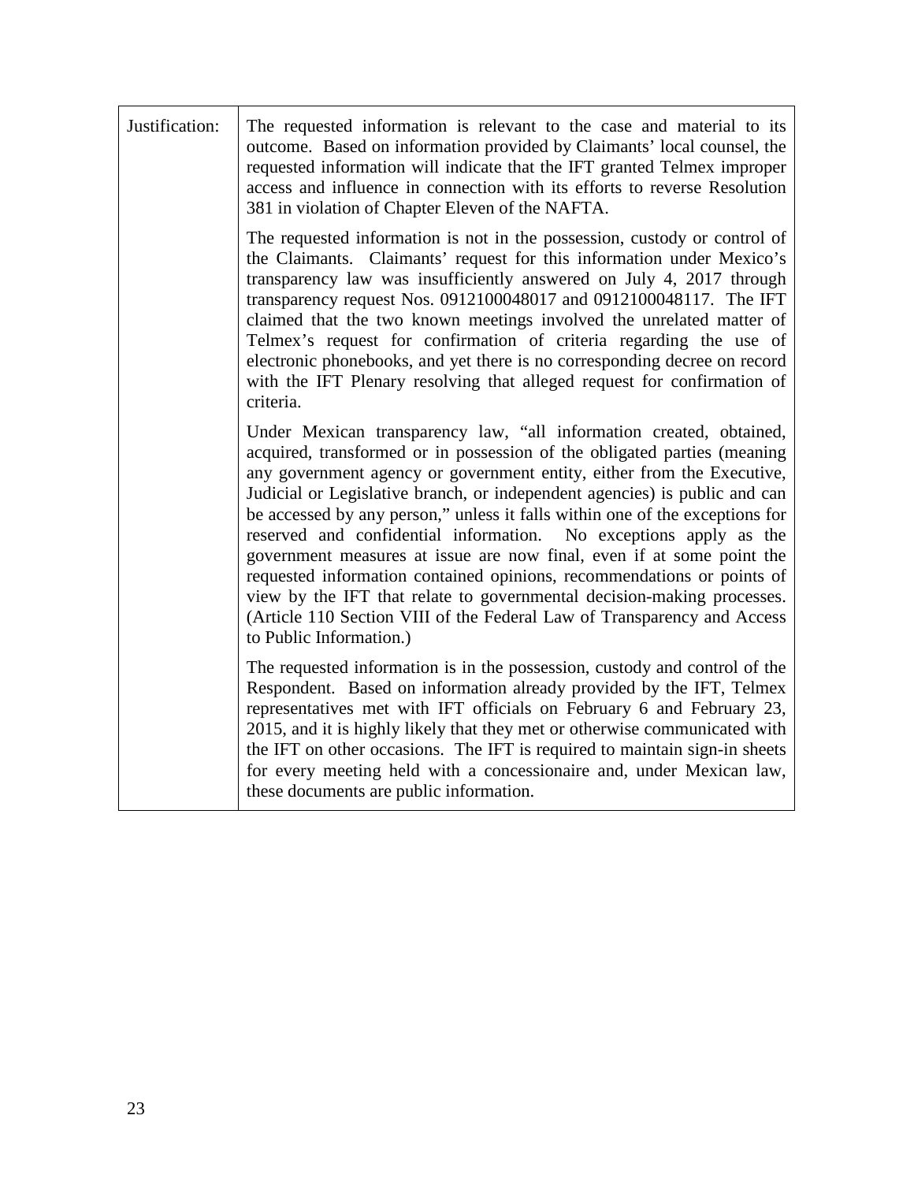| Justification: | The requested information is relevant to the case and material to its outcome. Based on information provided by Claimants' local counsel, the requested information will indicate that the IFT granted Telmex improper access and influence in connection with its efforts to reverse Resolution 381 in violation of Chapter Eleven of the NAFTA.<br><br>The requested information is not in the possession, custody or control of the Claimants. Claimants' request for this information under Mexico's transparency law was insufficiently answered on July 4, 2017 through transparency request Nos. 0912100048017 and 0912100048117. The IFT claimed that the two known meetings involved the unrelated matter of Telmex's request for confirmation of criteria regarding the use of electronic phonebooks, and yet there is no corresponding decree on record with the IFT Plenary resolving that alleged request for confirmation of criteria.<br><br>Under Mexican transparency law, "all information created, obtained, acquired, transformed or in possession of the obligated parties (meaning any government agency or government entity, either from the Executive, Judicial or Legislative branch, or independent agencies) is public and can be accessed by any person," unless it falls within one of the exceptions for reserved and confidential information. No exceptions apply as the government measures at issue are now final, even if at some point the requested information contained opinions, recommendations or points of view by the IFT that relate to governmental decision-making processes. (Article 110 Section VIII of the Federal Law of Transparency and Access to Public Information.)<br><br>The requested information is in the possession, custody and control of the Respondent. Based on information already provided by the IFT, Telmex representatives met with IFT officials on February 6 and February 23, 2015, and it is highly likely that they met or otherwise communicated with the IFT on other occasions. The IFT is required to maintain sign-in sheets for every meeting held with a concessionaire and, under Mexican law, these documents are public information. |
|---|---|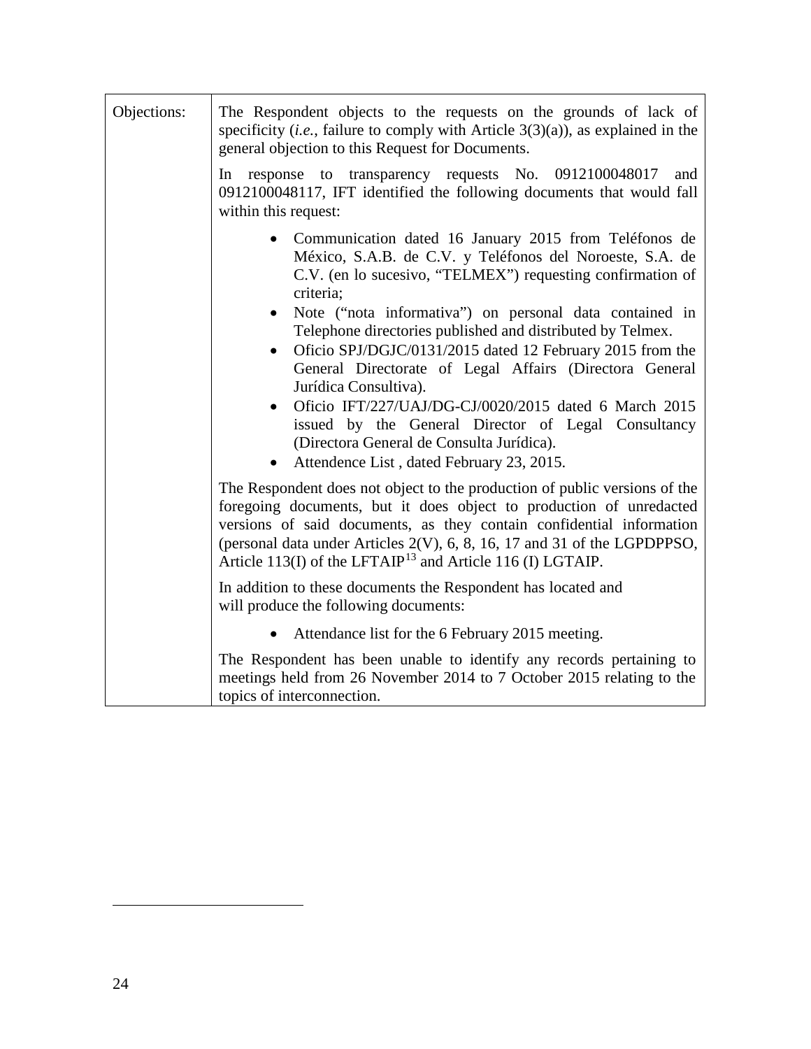| Objections: | The Respondent objects to the requests on the grounds of lack of specificity (*i.e.*, failure to comply with Article 3(3)(a)), as explained in the general objection to this Request for Documents.<br><br>In response to transparency requests No. 0912100048017 and 0912100048117, IFT identified the following documents that would fall within this request:<br><br>• Communication dated 16 January 2015 from Teléfonos de México, S.A.B. de C.V. y Teléfonos del Noroeste, S.A. de C.V. (en lo sucesivo, "TELMEX") requesting confirmation of criteria;<br>• Note ("nota informativa") on personal data contained in Telephone directories published and distributed by Telmex.<br>• Oficio SPJ/DGJC/0131/2015 dated 12 February 2015 from the General Directorate of Legal Affairs (Directora General Jurídica Consultiva).<br>• Oficio IFT/227/UAJ/DG-CJ/0020/2015 dated 6 March 2015 issued by the General Director of Legal Consultancy (Directora General de Consulta Jurídica).<br>• Attendence List , dated February 23, 2015.<br><br>The Respondent does not object to the production of public versions of the foregoing documents, but it does object to production of unredacted versions of said documents, as they contain confidential information (personal data under Articles 2(V), 6, 8, 16, 17 and 31 of the LGPDPPSO, Article 113(I) of the LFTAIP[13] and Article 116 (I) LGTAIP.<br><br>In addition to these documents the Respondent has located and will produce the following documents:<br><br>• Attendance list for the 6 February 2015 meeting.<br><br>The Respondent has been unable to identify any records pertaining to meetings held from 26 November 2014 to 7 October 2015 relating to the topics of interconnection. |
|---|---|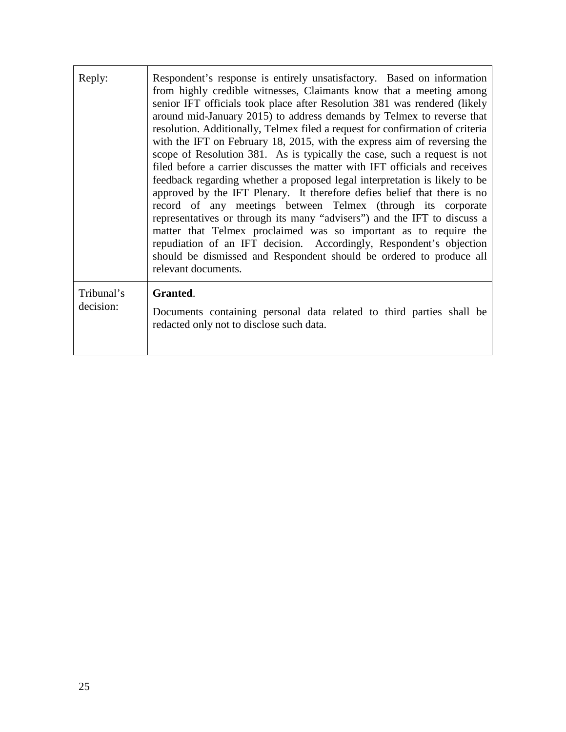| | |
|---|---|
| Reply: | Respondent's response is entirely unsatisfactory. Based on information from highly credible witnesses, Claimants know that a meeting among senior IFT officials took place after Resolution 381 was rendered (likely around mid-January 2015) to address demands by Telmex to reverse that resolution. Additionally, Telmex filed a request for confirmation of criteria with the IFT on February 18, 2015, with the express aim of reversing the scope of Resolution 381. As is typically the case, such a request is not filed before a carrier discusses the matter with IFT officials and receives feedback regarding whether a proposed legal interpretation is likely to be approved by the IFT Plenary. It therefore defies belief that there is no record of any meetings between Telmex (through its corporate representatives or through its many "advisers") and the IFT to discuss a matter that Telmex proclaimed was so important as to require the repudiation of an IFT decision. Accordingly, Respondent's objection should be dismissed and Respondent should be ordered to produce all relevant documents. |
| Tribunal's decision: | **Granted**.<br><br>Documents containing personal data related to third parties shall be redacted only not to disclose such data. |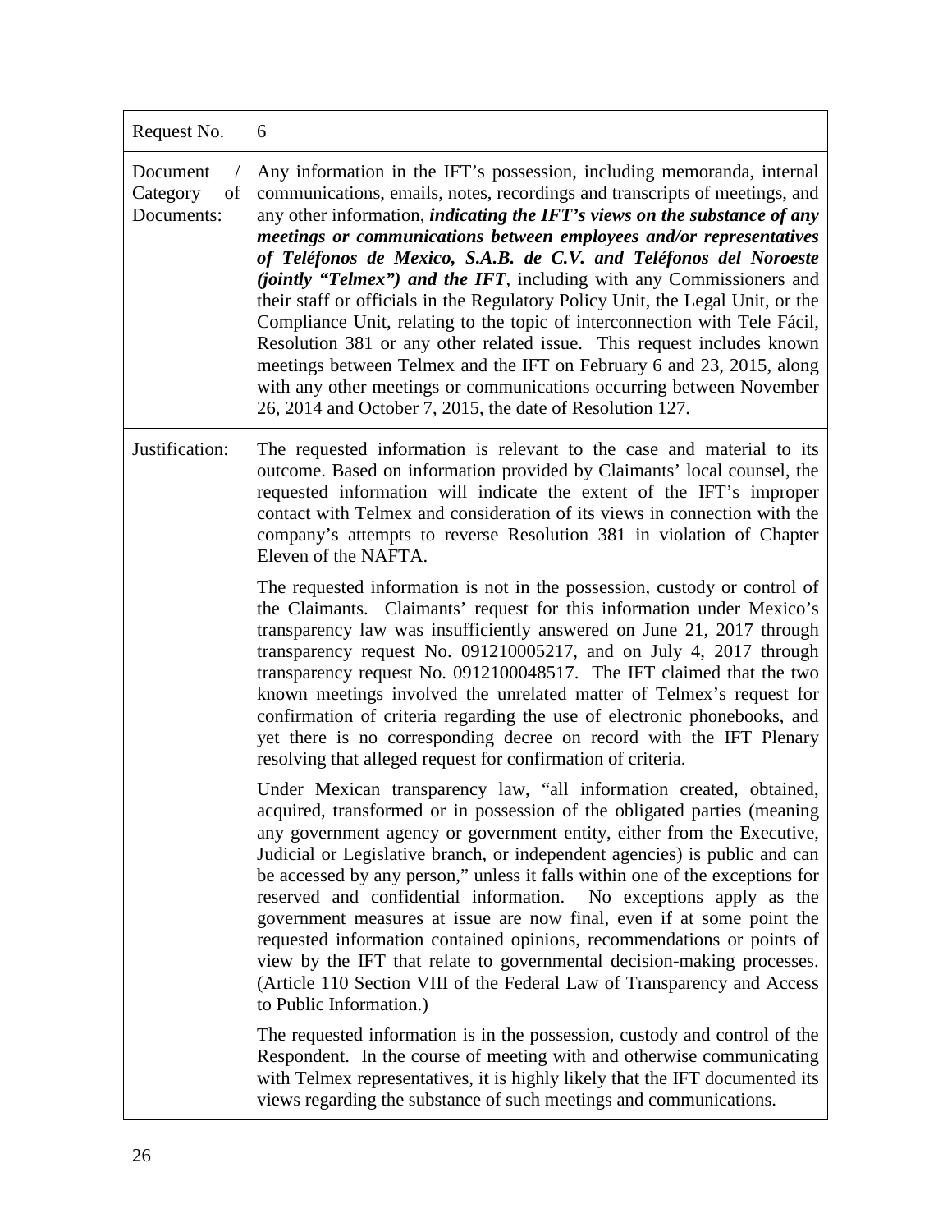| Request No. | 6 |
|---|---|
| Document / Category of Documents: | Any information in the IFT's possession, including memoranda, internal communications, emails, notes, recordings and transcripts of meetings, and any other information, ***indicating the IFT's views on the substance of any meetings or communications between employees and/or representatives of Teléfonos de Mexico, S.A.B. de C.V. and Teléfonos del Noroeste (jointly "Telmex") and the IFT***, including with any Commissioners and their staff or officials in the Regulatory Policy Unit, the Legal Unit, or the Compliance Unit, relating to the topic of interconnection with Tele Fácil, Resolution 381 or any other related issue. This request includes known meetings between Telmex and the IFT on February 6 and 23, 2015, along with any other meetings or communications occurring between November 26, 2014 and October 7, 2015, the date of Resolution 127. |
| Justification: | The requested information is relevant to the case and material to its outcome. Based on information provided by Claimants' local counsel, the requested information will indicate the extent of the IFT's improper contact with Telmex and consideration of its views in connection with the company's attempts to reverse Resolution 381 in violation of Chapter Eleven of the NAFTA.<br><br>The requested information is not in the possession, custody or control of the Claimants. Claimants' request for this information under Mexico's transparency law was insufficiently answered on June 21, 2017 through transparency request No. 091210005217, and on July 4, 2017 through transparency request No. 0912100048517. The IFT claimed that the two known meetings involved the unrelated matter of Telmex's request for confirmation of criteria regarding the use of electronic phonebooks, and yet there is no corresponding decree on record with the IFT Plenary resolving that alleged request for confirmation of criteria.<br><br>Under Mexican transparency law, "all information created, obtained, acquired, transformed or in possession of the obligated parties (meaning any government agency or government entity, either from the Executive, Judicial or Legislative branch, or independent agencies) is public and can be accessed by any person," unless it falls within one of the exceptions for reserved and confidential information. No exceptions apply as the government measures at issue are now final, even if at some point the requested information contained opinions, recommendations or points of view by the IFT that relate to governmental decision-making processes. (Article 110 Section VIII of the Federal Law of Transparency and Access to Public Information.)<br><br>The requested information is in the possession, custody and control of the Respondent. In the course of meeting with and otherwise communicating with Telmex representatives, it is highly likely that the IFT documented its views regarding the substance of such meetings and communications. |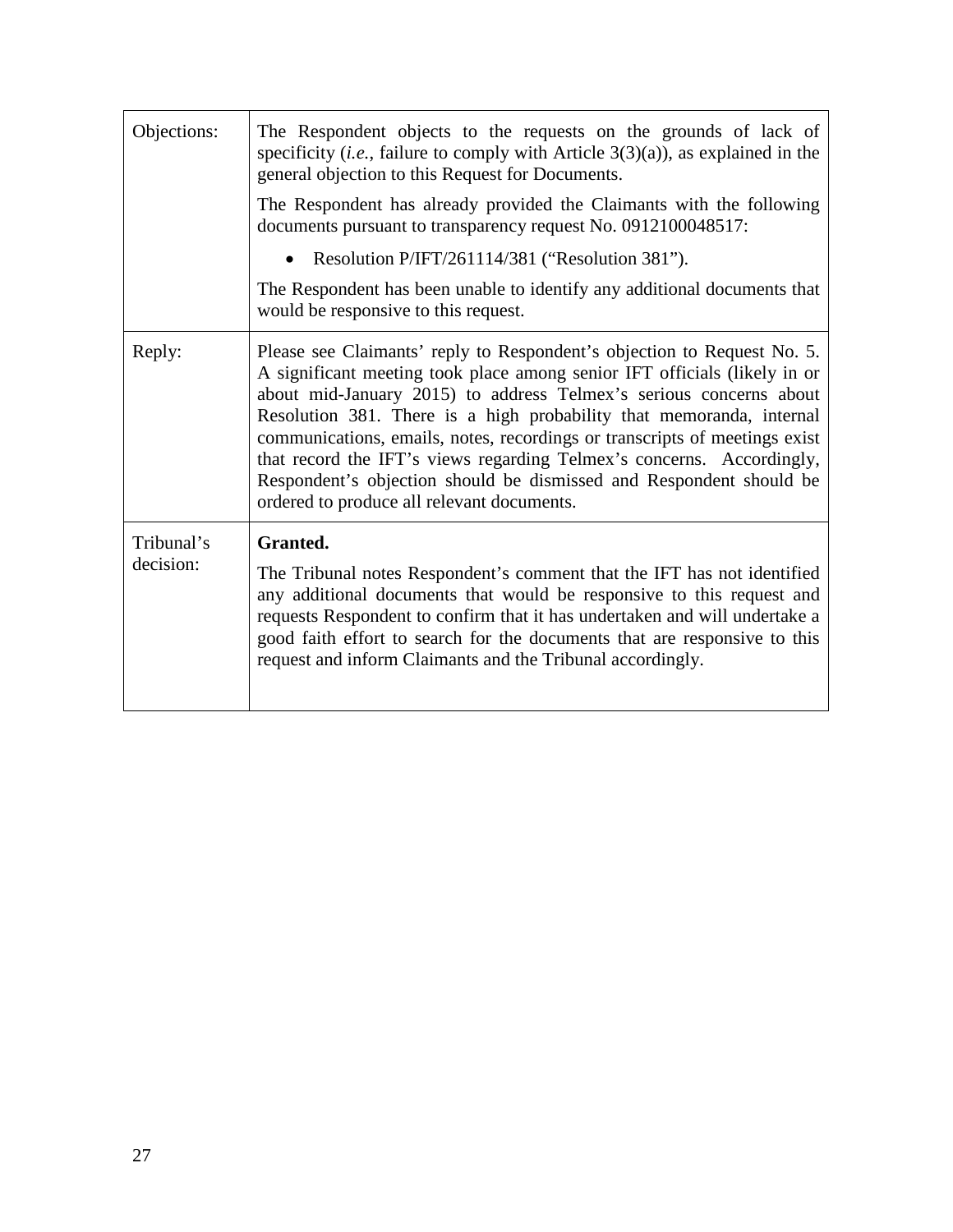| | |
|---|---|
| Objections: | The Respondent objects to the requests on the grounds of lack of specificity (*i.e.*, failure to comply with Article 3(3)(a)), as explained in the general objection to this Request for Documents.<br><br>The Respondent has already provided the Claimants with the following documents pursuant to transparency request No. 0912100048517:<br><br>• Resolution P/IFT/261114/381 ("Resolution 381").<br><br>The Respondent has been unable to identify any additional documents that would be responsive to this request. |
| Reply: | Please see Claimants' reply to Respondent's objection to Request No. 5. A significant meeting took place among senior IFT officials (likely in or about mid-January 2015) to address Telmex's serious concerns about Resolution 381. There is a high probability that memoranda, internal communications, emails, notes, recordings or transcripts of meetings exist that record the IFT's views regarding Telmex's concerns. Accordingly, Respondent's objection should be dismissed and Respondent should be ordered to produce all relevant documents. |
| Tribunal's decision: | **Granted.**<br><br>The Tribunal notes Respondent's comment that the IFT has not identified any additional documents that would be responsive to this request and requests Respondent to confirm that it has undertaken and will undertake a good faith effort to search for the documents that are responsive to this request and inform Claimants and the Tribunal accordingly. |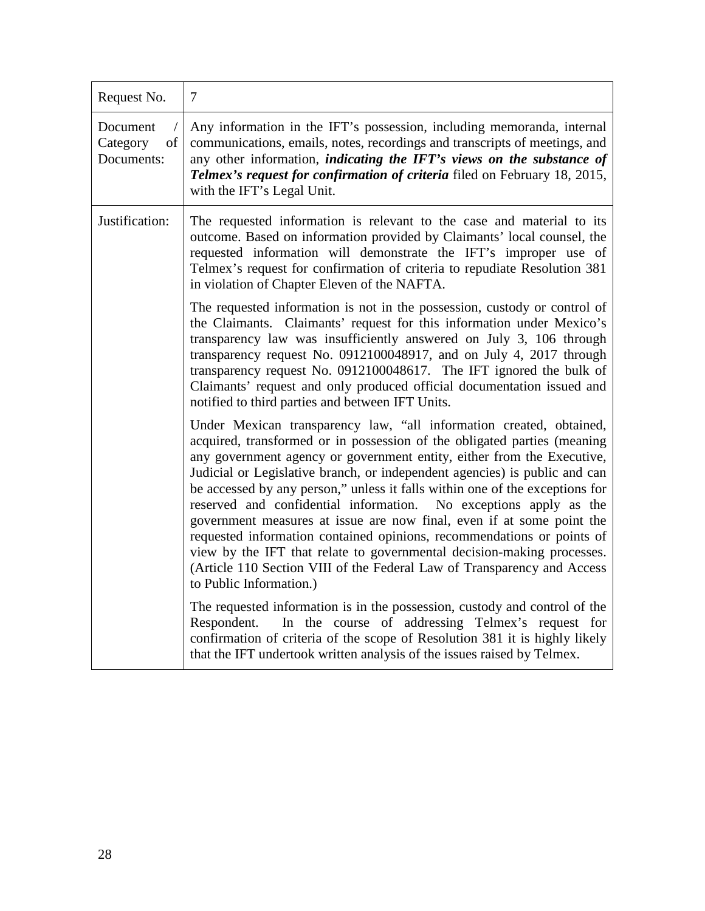| Request No. | 7 |
| --- | --- |
| Document / Category of Documents: | Any information in the IFT's possession, including memoranda, internal communications, emails, notes, recordings and transcripts of meetings, and any other information, ***indicating the IFT's views on the substance of Telmex's request for confirmation of criteria*** filed on February 18, 2015, with the IFT's Legal Unit. |
| Justification: | The requested information is relevant to the case and material to its outcome. Based on information provided by Claimants' local counsel, the requested information will demonstrate the IFT's improper use of Telmex's request for confirmation of criteria to repudiate Resolution 381 in violation of Chapter Eleven of the NAFTA.<br><br>The requested information is not in the possession, custody or control of the Claimants. Claimants' request for this information under Mexico's transparency law was insufficiently answered on July 3, 106 through transparency request No. 0912100048917, and on July 4, 2017 through transparency request No. 0912100048617. The IFT ignored the bulk of Claimants' request and only produced official documentation issued and notified to third parties and between IFT Units.<br><br>Under Mexican transparency law, "all information created, obtained, acquired, transformed or in possession of the obligated parties (meaning any government agency or government entity, either from the Executive, Judicial or Legislative branch, or independent agencies) is public and can be accessed by any person," unless it falls within one of the exceptions for reserved and confidential information. No exceptions apply as the government measures at issue are now final, even if at some point the requested information contained opinions, recommendations or points of view by the IFT that relate to governmental decision-making processes. (Article 110 Section VIII of the Federal Law of Transparency and Access to Public Information.)<br><br>The requested information is in the possession, custody and control of the Respondent. In the course of addressing Telmex's request for confirmation of criteria of the scope of Resolution 381 it is highly likely that the IFT undertook written analysis of the issues raised by Telmex. |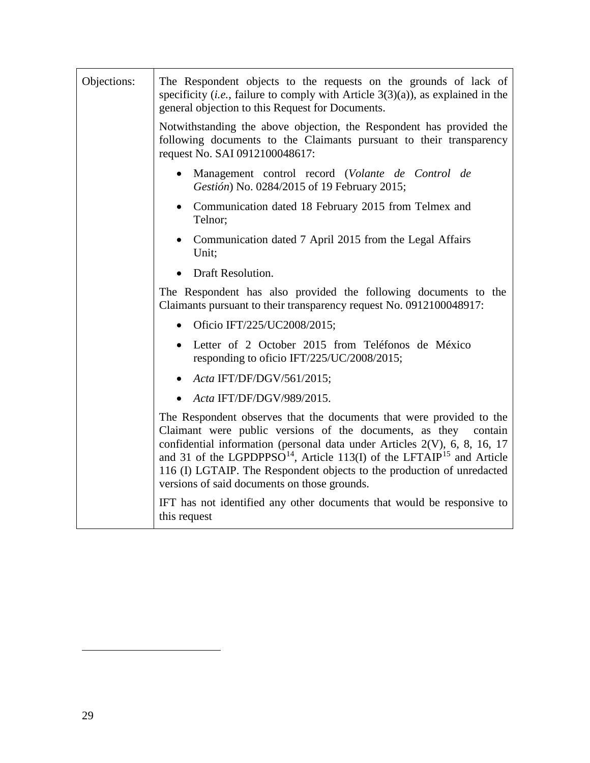| Objections: | The Respondent objects to the requests on the grounds of lack of specificity (*i.e.*, failure to comply with Article 3(3)(a)), as explained in the general objection to this Request for Documents.<br><br>Notwithstanding the above objection, the Respondent has provided the following documents to the Claimants pursuant to their transparency request No. SAI 0912100048617:<br><br>• Management control record (*Volante de Control de Gestión*) No. 0284/2015 of 19 February 2015;<br>• Communication dated 18 February 2015 from Telmex and Telnor;<br>• Communication dated 7 April 2015 from the Legal Affairs Unit;<br>• Draft Resolution.<br><br>The Respondent has also provided the following documents to the Claimants pursuant to their transparency request No. 0912100048917:<br><br>• Oficio IFT/225/UC2008/2015;<br>• Letter of 2 October 2015 from Teléfonos de México responding to oficio IFT/225/UC/2008/2015;<br>• *Acta* IFT/DF/DGV/561/2015;<br>• *Acta* IFT/DF/DGV/989/2015.<br><br>The Respondent observes that the documents that were provided to the Claimant were public versions of the documents, as they contain confidential information (personal data under Articles 2(V), 6, 8, 16, 17 and 31 of the LGPDPPSO[14], Article 113(I) of the LFTAIP[15] and Article 116 (I) LGTAIP. The Respondent objects to the production of unredacted versions of said documents on those grounds.<br><br>IFT has not identified any other documents that would be responsive to this request |
|---|---|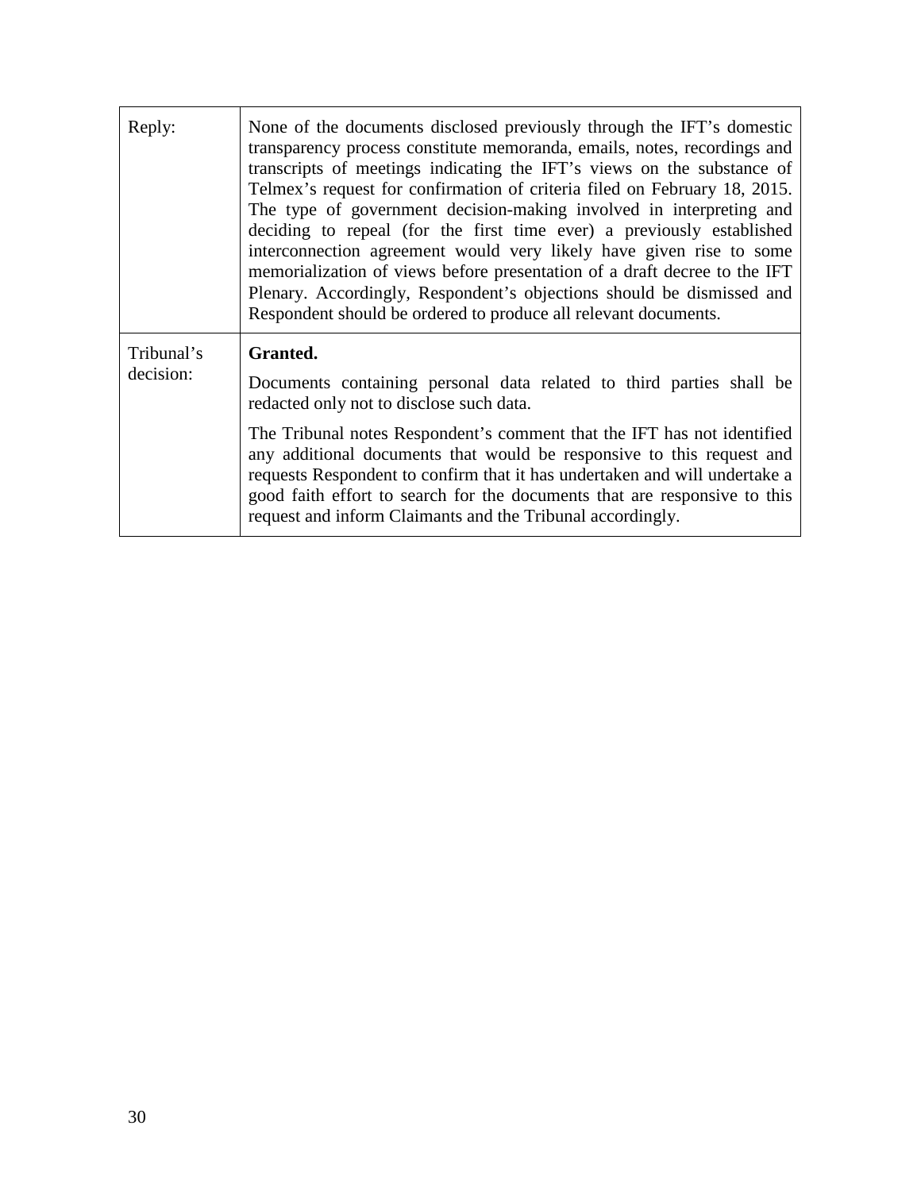| | |
|---|---|
| Reply: | None of the documents disclosed previously through the IFT's domestic transparency process constitute memoranda, emails, notes, recordings and transcripts of meetings indicating the IFT's views on the substance of Telmex's request for confirmation of criteria filed on February 18, 2015. The type of government decision-making involved in interpreting and deciding to repeal (for the first time ever) a previously established interconnection agreement would very likely have given rise to some memorialization of views before presentation of a draft decree to the IFT Plenary. Accordingly, Respondent's objections should be dismissed and Respondent should be ordered to produce all relevant documents. |
| Tribunal's decision: | **Granted.**<br><br>Documents containing personal data related to third parties shall be redacted only not to disclose such data.<br><br>The Tribunal notes Respondent's comment that the IFT has not identified any additional documents that would be responsive to this request and requests Respondent to confirm that it has undertaken and will undertake a good faith effort to search for the documents that are responsive to this request and inform Claimants and the Tribunal accordingly. |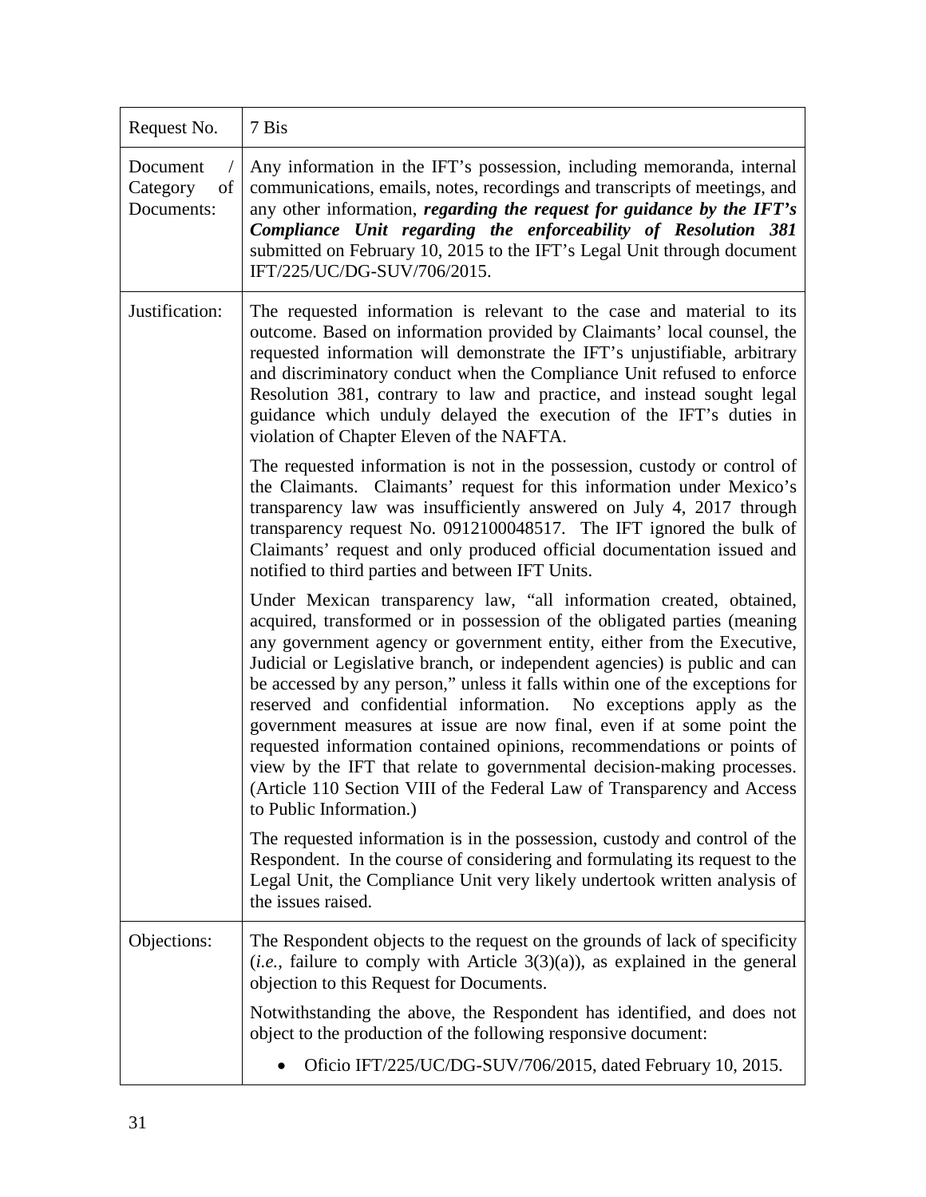| Request No. | 7 Bis |
|---|---|
| Document / Category of Documents: | Any information in the IFT's possession, including memoranda, internal communications, emails, notes, recordings and transcripts of meetings, and any other information, ***regarding the request for guidance by the IFT's Compliance Unit regarding the enforceability of Resolution 381*** submitted on February 10, 2015 to the IFT's Legal Unit through document IFT/225/UC/DG-SUV/706/2015. |
| Justification: | The requested information is relevant to the case and material to its outcome. Based on information provided by Claimants' local counsel, the requested information will demonstrate the IFT's unjustifiable, arbitrary and discriminatory conduct when the Compliance Unit refused to enforce Resolution 381, contrary to law and practice, and instead sought legal guidance which unduly delayed the execution of the IFT's duties in violation of Chapter Eleven of the NAFTA.<br><br>The requested information is not in the possession, custody or control of the Claimants. Claimants' request for this information under Mexico's transparency law was insufficiently answered on July 4, 2017 through transparency request No. 0912100048517. The IFT ignored the bulk of Claimants' request and only produced official documentation issued and notified to third parties and between IFT Units.<br><br>Under Mexican transparency law, "all information created, obtained, acquired, transformed or in possession of the obligated parties (meaning any government agency or government entity, either from the Executive, Judicial or Legislative branch, or independent agencies) is public and can be accessed by any person," unless it falls within one of the exceptions for reserved and confidential information. No exceptions apply as the government measures at issue are now final, even if at some point the requested information contained opinions, recommendations or points of view by the IFT that relate to governmental decision-making processes. (Article 110 Section VIII of the Federal Law of Transparency and Access to Public Information.)<br><br>The requested information is in the possession, custody and control of the Respondent. In the course of considering and formulating its request to the Legal Unit, the Compliance Unit very likely undertook written analysis of the issues raised. |
| Objections: | The Respondent objects to the request on the grounds of lack of specificity (*i.e.*, failure to comply with Article 3(3)(a)), as explained in the general objection to this Request for Documents.<br><br>Notwithstanding the above, the Respondent has identified, and does not object to the production of the following responsive document:<br><br>• Oficio IFT/225/UC/DG-SUV/706/2015, dated February 10, 2015. |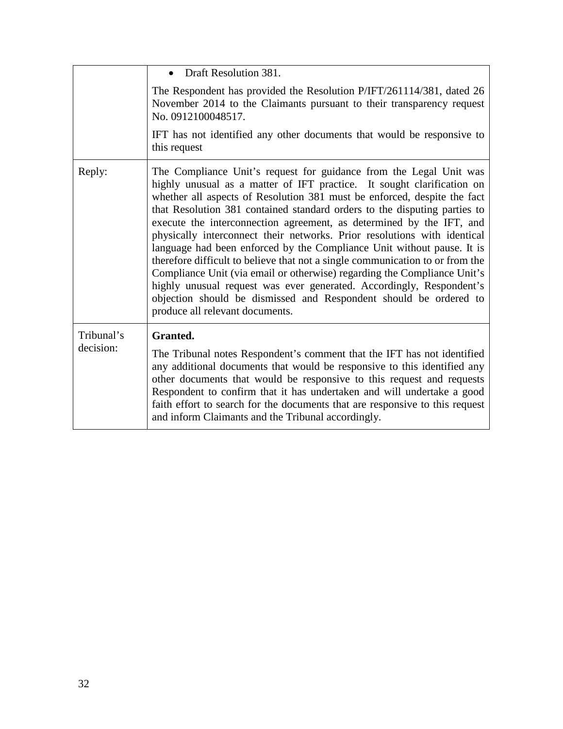| | |
|---|---|
| | • Draft Resolution 381.<br><br>The Respondent has provided the Resolution P/IFT/261114/381, dated 26 November 2014 to the Claimants pursuant to their transparency request No. 0912100048517.<br><br>IFT has not identified any other documents that would be responsive to this request |
| Reply: | The Compliance Unit's request for guidance from the Legal Unit was highly unusual as a matter of IFT practice. It sought clarification on whether all aspects of Resolution 381 must be enforced, despite the fact that Resolution 381 contained standard orders to the disputing parties to execute the interconnection agreement, as determined by the IFT, and physically interconnect their networks. Prior resolutions with identical language had been enforced by the Compliance Unit without pause. It is therefore difficult to believe that not a single communication to or from the Compliance Unit (via email or otherwise) regarding the Compliance Unit's highly unusual request was ever generated. Accordingly, Respondent's objection should be dismissed and Respondent should be ordered to produce all relevant documents. |
| Tribunal's decision: | **Granted.**<br><br>The Tribunal notes Respondent's comment that the IFT has not identified any additional documents that would be responsive to this identified any other documents that would be responsive to this request and requests Respondent to confirm that it has undertaken and will undertake a good faith effort to search for the documents that are responsive to this request and inform Claimants and the Tribunal accordingly. |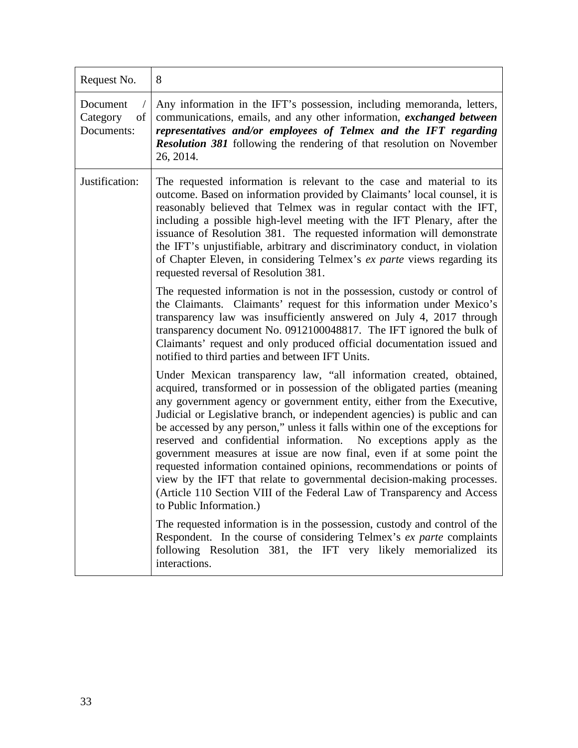| Request No. | 8 |
|---|---|
| Document / Category of Documents: | Any information in the IFT's possession, including memoranda, letters, communications, emails, and any other information, ***exchanged between representatives and/or employees of Telmex and the IFT regarding Resolution 381*** following the rendering of that resolution on November 26, 2014. |
| Justification: | The requested information is relevant to the case and material to its outcome. Based on information provided by Claimants' local counsel, it is reasonably believed that Telmex was in regular contact with the IFT, including a possible high-level meeting with the IFT Plenary, after the issuance of Resolution 381. The requested information will demonstrate the IFT's unjustifiable, arbitrary and discriminatory conduct, in violation of Chapter Eleven, in considering Telmex's *ex parte* views regarding its requested reversal of Resolution 381.<br><br>The requested information is not in the possession, custody or control of the Claimants. Claimants' request for this information under Mexico's transparency law was insufficiently answered on July 4, 2017 through transparency document No. 0912100048817. The IFT ignored the bulk of Claimants' request and only produced official documentation issued and notified to third parties and between IFT Units.<br><br>Under Mexican transparency law, "all information created, obtained, acquired, transformed or in possession of the obligated parties (meaning any government agency or government entity, either from the Executive, Judicial or Legislative branch, or independent agencies) is public and can be accessed by any person," unless it falls within one of the exceptions for reserved and confidential information. No exceptions apply as the government measures at issue are now final, even if at some point the requested information contained opinions, recommendations or points of view by the IFT that relate to governmental decision-making processes. (Article 110 Section VIII of the Federal Law of Transparency and Access to Public Information.)<br><br>The requested information is in the possession, custody and control of the Respondent. In the course of considering Telmex's *ex parte* complaints following Resolution 381, the IFT very likely memorialized its interactions. |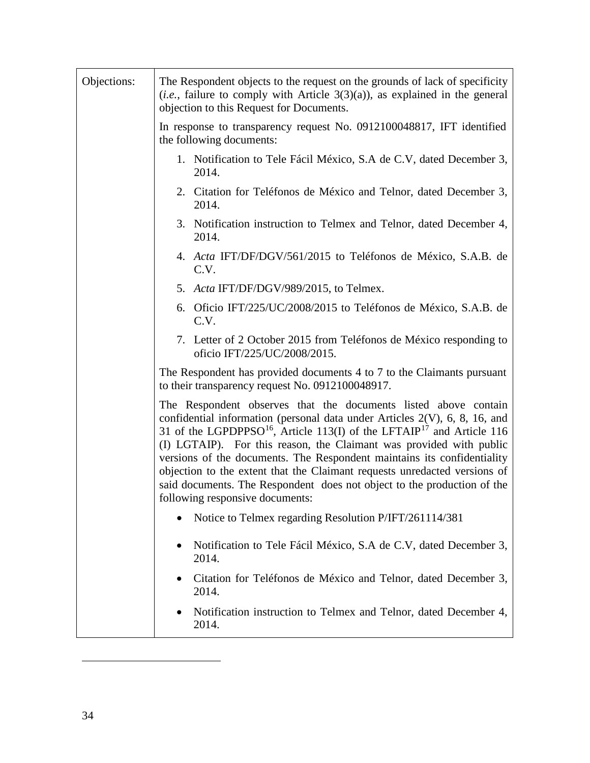| Objections: | The Respondent objects to the request on the grounds of lack of specificity (*i.e.*, failure to comply with Article 3(3)(a)), as explained in the general objection to this Request for Documents.<br><br>In response to transparency request No. 0912100048817, IFT identified the following documents:<br><br>1. Notification to Tele Fácil México, S.A de C.V, dated December 3, 2014.<br>2. Citation for Teléfonos de México and Telnor, dated December 3, 2014.<br>3. Notification instruction to Telmex and Telnor, dated December 4, 2014.<br>4. *Acta* IFT/DF/DGV/561/2015 to Teléfonos de México, S.A.B. de C.V.<br>5. *Acta* IFT/DF/DGV/989/2015, to Telmex.<br>6. Oficio IFT/225/UC/2008/2015 to Teléfonos de México, S.A.B. de C.V.<br>7. Letter of 2 October 2015 from Teléfonos de México responding to oficio IFT/225/UC/2008/2015.<br><br>The Respondent has provided documents 4 to 7 to the Claimants pursuant to their transparency request No. 0912100048917.<br><br>The Respondent observes that the documents listed above contain confidential information (personal data under Articles 2(V), 6, 8, 16, and 31 of the LGPDPPSO[16], Article 113(I) of the LFTAIP[17] and Article 116 (I) LGTAIP). For this reason, the Claimant was provided with public versions of the documents. The Respondent maintains its confidentiality objection to the extent that the Claimant requests unredacted versions of said documents. The Respondent does not object to the production of the following responsive documents:<br><br>• Notice to Telmex regarding Resolution P/IFT/261114/381<br>• Notification to Tele Fácil México, S.A de C.V, dated December 3, 2014.<br>• Citation for Teléfonos de México and Telnor, dated December 3, 2014.<br>• Notification instruction to Telmex and Telnor, dated December 4, 2014. |
|---|---|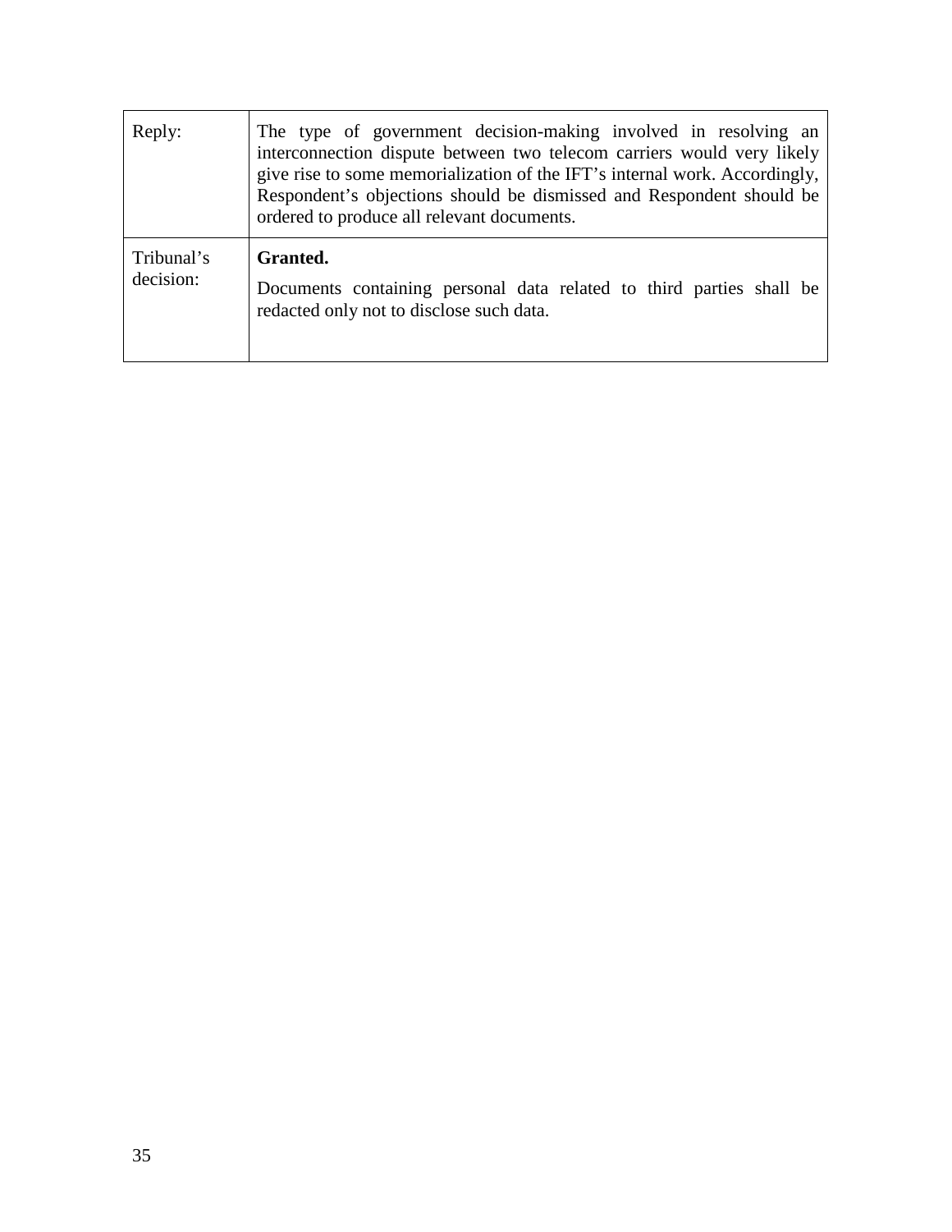| | |
|---|---|
| Reply: | The type of government decision-making involved in resolving an interconnection dispute between two telecom carriers would very likely give rise to some memorialization of the IFT's internal work. Accordingly, Respondent's objections should be dismissed and Respondent should be ordered to produce all relevant documents. |
| Tribunal's decision: | **Granted.**<br><br>Documents containing personal data related to third parties shall be redacted only not to disclose such data. |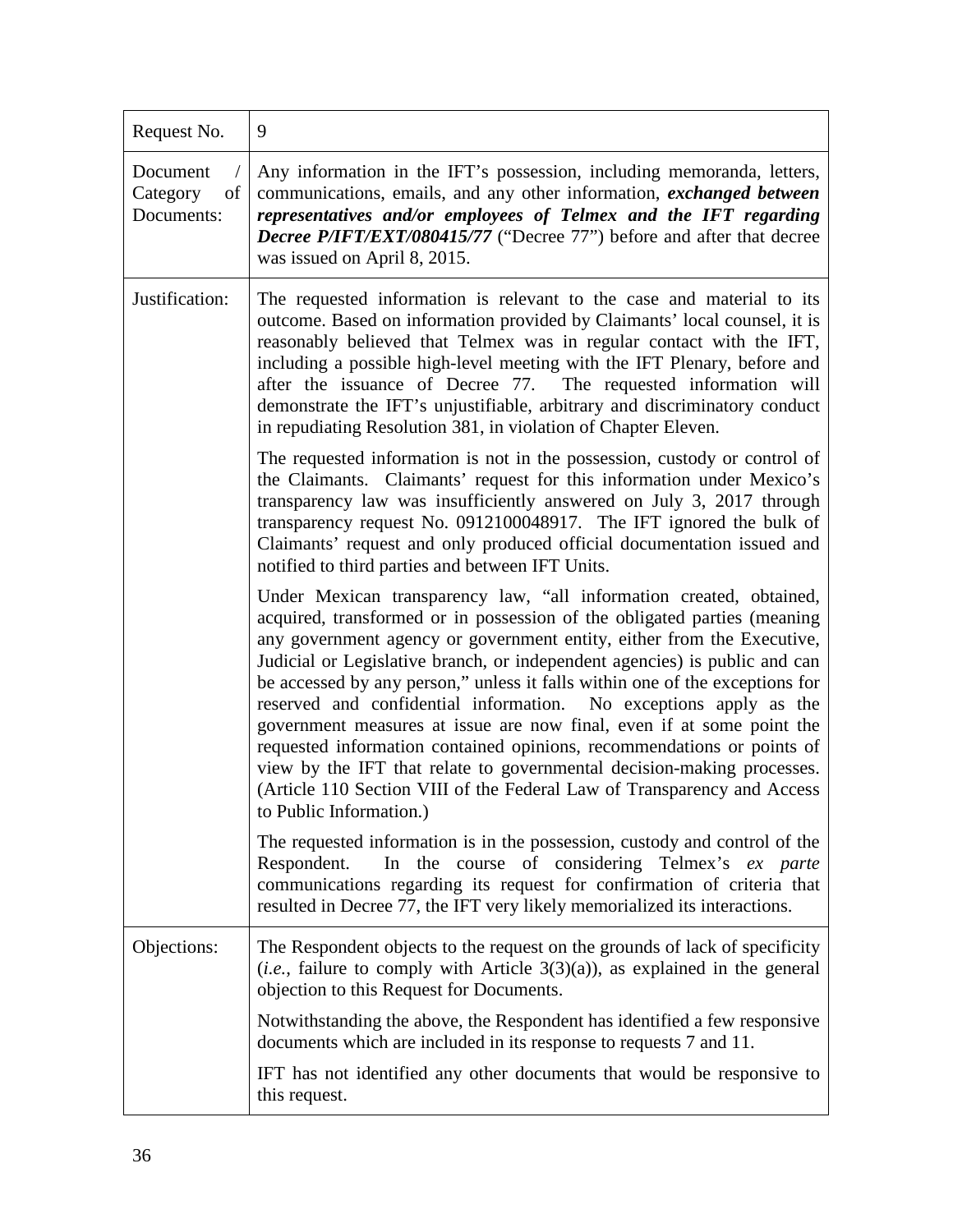| Request No. | 9 |
|---|---|
| Document / Category of Documents: | Any information in the IFT's possession, including memoranda, letters, communications, emails, and any other information, ***exchanged between representatives and/or employees of Telmex and the IFT regarding Decree P/IFT/EXT/080415/77*** ("Decree 77") before and after that decree was issued on April 8, 2015. |
| Justification: | The requested information is relevant to the case and material to its outcome. Based on information provided by Claimants' local counsel, it is reasonably believed that Telmex was in regular contact with the IFT, including a possible high-level meeting with the IFT Plenary, before and after the issuance of Decree 77. The requested information will demonstrate the IFT's unjustifiable, arbitrary and discriminatory conduct in repudiating Resolution 381, in violation of Chapter Eleven.<br><br>The requested information is not in the possession, custody or control of the Claimants. Claimants' request for this information under Mexico's transparency law was insufficiently answered on July 3, 2017 through transparency request No. 0912100048917. The IFT ignored the bulk of Claimants' request and only produced official documentation issued and notified to third parties and between IFT Units.<br><br>Under Mexican transparency law, "all information created, obtained, acquired, transformed or in possession of the obligated parties (meaning any government agency or government entity, either from the Executive, Judicial or Legislative branch, or independent agencies) is public and can be accessed by any person," unless it falls within one of the exceptions for reserved and confidential information. No exceptions apply as the government measures at issue are now final, even if at some point the requested information contained opinions, recommendations or points of view by the IFT that relate to governmental decision-making processes. (Article 110 Section VIII of the Federal Law of Transparency and Access to Public Information.)<br><br>The requested information is in the possession, custody and control of the Respondent. In the course of considering Telmex's *ex parte* communications regarding its request for confirmation of criteria that resulted in Decree 77, the IFT very likely memorialized its interactions. |
| Objections: | The Respondent objects to the request on the grounds of lack of specificity (*i.e.*, failure to comply with Article 3(3)(a)), as explained in the general objection to this Request for Documents.<br><br>Notwithstanding the above, the Respondent has identified a few responsive documents which are included in its response to requests 7 and 11.<br><br>IFT has not identified any other documents that would be responsive to this request. |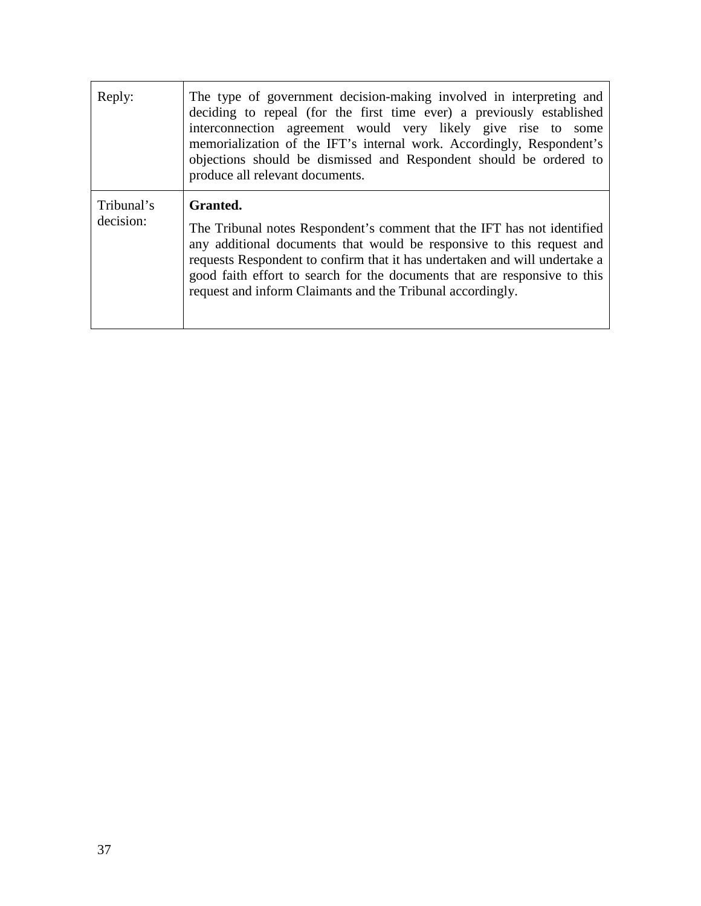| | |
|---|---|
| Reply: | The type of government decision-making involved in interpreting and deciding to repeal (for the first time ever) a previously established interconnection agreement would very likely give rise to some memorialization of the IFT's internal work. Accordingly, Respondent's objections should be dismissed and Respondent should be ordered to produce all relevant documents. |
| Tribunal's decision: | **Granted.**<br><br>The Tribunal notes Respondent's comment that the IFT has not identified any additional documents that would be responsive to this request and requests Respondent to confirm that it has undertaken and will undertake a good faith effort to search for the documents that are responsive to this request and inform Claimants and the Tribunal accordingly. |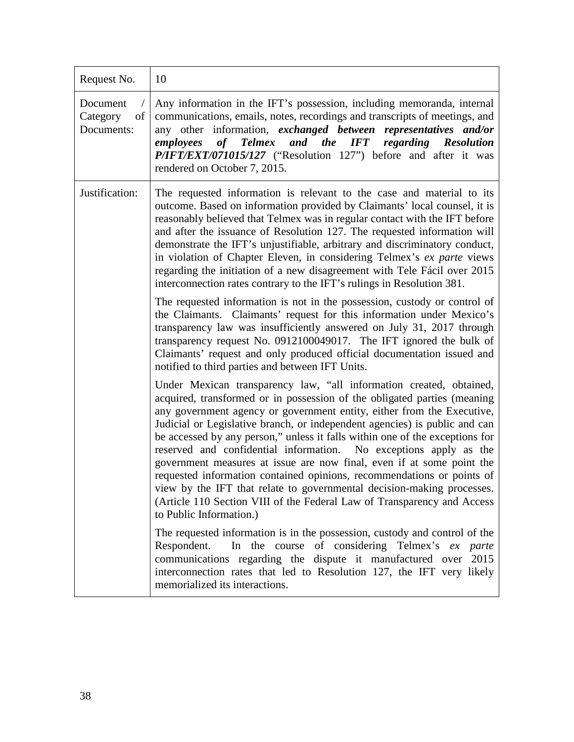| Request No. | 10 |
|---|---|
| Document / Category of Documents: | Any information in the IFT's possession, including memoranda, internal communications, emails, notes, recordings and transcripts of meetings, and any other information, ***exchanged between representatives and/or employees of Telmex and the IFT regarding Resolution P/IFT/EXT/071015/127*** ("Resolution 127") before and after it was rendered on October 7, 2015. |
| Justification: | The requested information is relevant to the case and material to its outcome. Based on information provided by Claimants' local counsel, it is reasonably believed that Telmex was in regular contact with the IFT before and after the issuance of Resolution 127. The requested information will demonstrate the IFT's unjustifiable, arbitrary and discriminatory conduct, in violation of Chapter Eleven, in considering Telmex's *ex parte* views regarding the initiation of a new disagreement with Tele Fácil over 2015 interconnection rates contrary to the IFT's rulings in Resolution 381.<br><br>The requested information is not in the possession, custody or control of the Claimants. Claimants' request for this information under Mexico's transparency law was insufficiently answered on July 31, 2017 through transparency request No. 0912100049017. The IFT ignored the bulk of Claimants' request and only produced official documentation issued and notified to third parties and between IFT Units.<br><br>Under Mexican transparency law, "all information created, obtained, acquired, transformed or in possession of the obligated parties (meaning any government agency or government entity, either from the Executive, Judicial or Legislative branch, or independent agencies) is public and can be accessed by any person," unless it falls within one of the exceptions for reserved and confidential information. No exceptions apply as the government measures at issue are now final, even if at some point the requested information contained opinions, recommendations or points of view by the IFT that relate to governmental decision-making processes. (Article 110 Section VIII of the Federal Law of Transparency and Access to Public Information.)<br><br>The requested information is in the possession, custody and control of the Respondent. In the course of considering Telmex's *ex parte* communications regarding the dispute it manufactured over 2015 interconnection rates that led to Resolution 127, the IFT very likely memorialized its interactions. |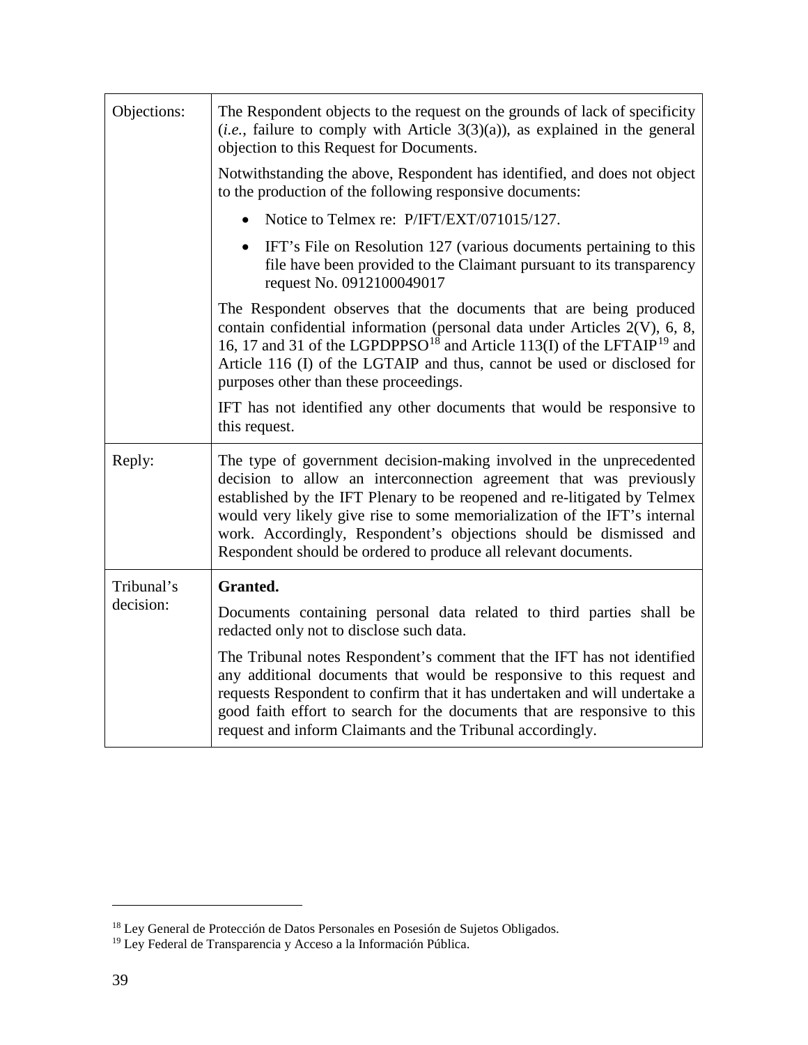| | |
|---|---|
| Objections: | The Respondent objects to the request on the grounds of lack of specificity (*i.e.*, failure to comply with Article 3(3)(a)), as explained in the general objection to this Request for Documents.<br><br>Notwithstanding the above, Respondent has identified, and does not object to the production of the following responsive documents:<br><br>• Notice to Telmex re: P/IFT/EXT/071015/127.<br><br>• IFT's File on Resolution 127 (various documents pertaining to this file have been provided to the Claimant pursuant to its transparency request No. 0912100049017<br><br>The Respondent observes that the documents that are being produced contain confidential information (personal data under Articles 2(V), 6, 8, 16, 17 and 31 of the LGPDPPSO[18] and Article 113(I) of the LFTAIP[19] and Article 116 (I) of the LGTAIP and thus, cannot be used or disclosed for purposes other than these proceedings.<br><br>IFT has not identified any other documents that would be responsive to this request. |
| Reply: | The type of government decision-making involved in the unprecedented decision to allow an interconnection agreement that was previously established by the IFT Plenary to be reopened and re-litigated by Telmex would very likely give rise to some memorialization of the IFT's internal work. Accordingly, Respondent's objections should be dismissed and Respondent should be ordered to produce all relevant documents. |
| Tribunal's decision: | **Granted.**<br><br>Documents containing personal data related to third parties shall be redacted only not to disclose such data.<br><br>The Tribunal notes Respondent's comment that the IFT has not identified any additional documents that would be responsive to this request and requests Respondent to confirm that it has undertaken and will undertake a good faith effort to search for the documents that are responsive to this request and inform Claimants and the Tribunal accordingly. |

[18] Ley General de Protección de Datos Personales en Posesión de Sujetos Obligados.

[19] Ley Federal de Transparencia y Acceso a la Información Pública.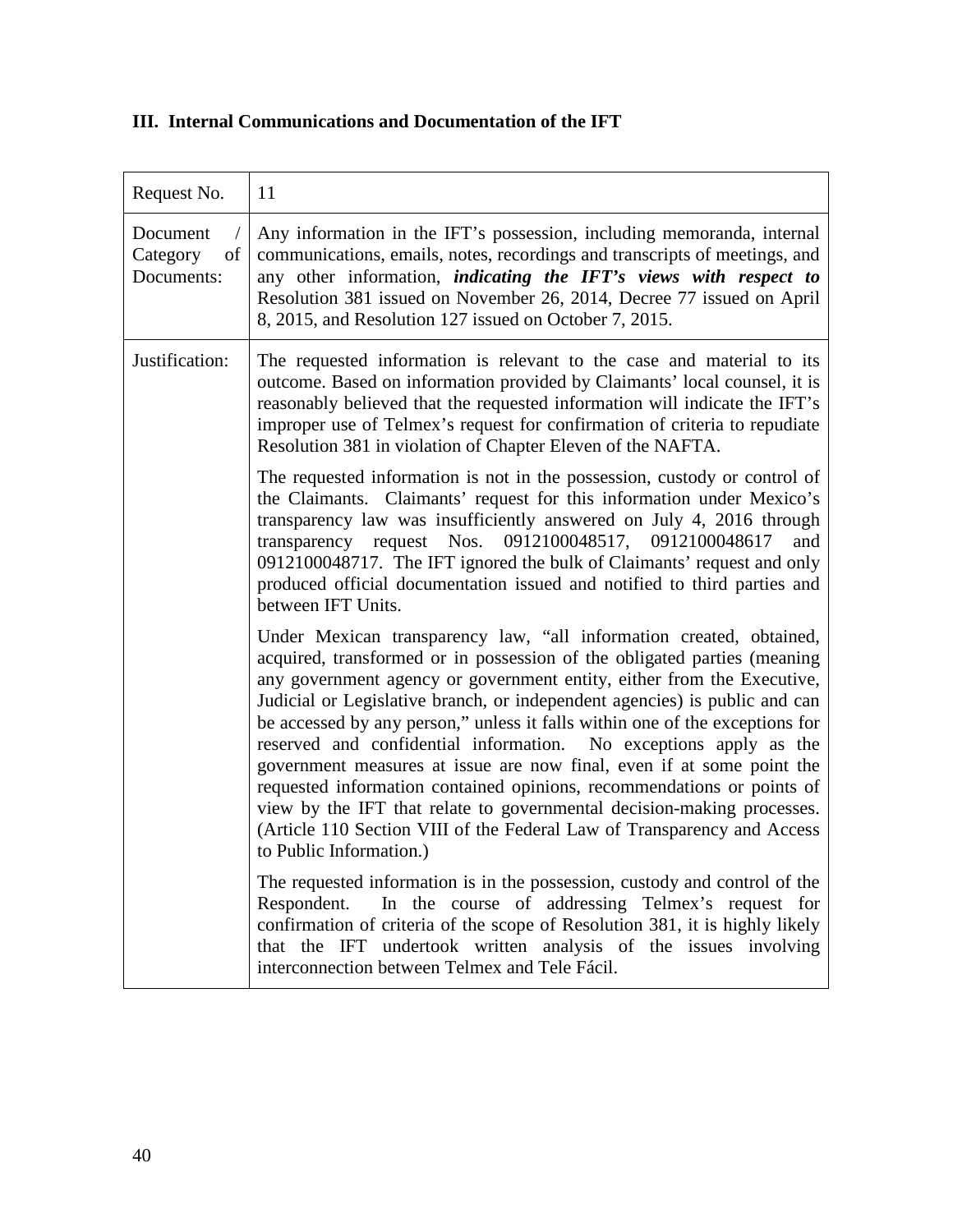### III. Internal Communications and Documentation of the IFT

| Request No. | 11 |
|---|---|
| Document / Category of Documents: | Any information in the IFT's possession, including memoranda, internal communications, emails, notes, recordings and transcripts of meetings, and any other information, ***indicating the IFT's views with respect to*** Resolution 381 issued on November 26, 2014, Decree 77 issued on April 8, 2015, and Resolution 127 issued on October 7, 2015. |
| Justification: | The requested information is relevant to the case and material to its outcome. Based on information provided by Claimants' local counsel, it is reasonably believed that the requested information will indicate the IFT's improper use of Telmex's request for confirmation of criteria to repudiate Resolution 381 in violation of Chapter Eleven of the NAFTA.<br><br>The requested information is not in the possession, custody or control of the Claimants. Claimants' request for this information under Mexico's transparency law was insufficiently answered on July 4, 2016 through transparency request Nos. 0912100048517, 0912100048617 and 0912100048717. The IFT ignored the bulk of Claimants' request and only produced official documentation issued and notified to third parties and between IFT Units.<br><br>Under Mexican transparency law, "all information created, obtained, acquired, transformed or in possession of the obligated parties (meaning any government agency or government entity, either from the Executive, Judicial or Legislative branch, or independent agencies) is public and can be accessed by any person," unless it falls within one of the exceptions for reserved and confidential information. No exceptions apply as the government measures at issue are now final, even if at some point the requested information contained opinions, recommendations or points of view by the IFT that relate to governmental decision-making processes. (Article 110 Section VIII of the Federal Law of Transparency and Access to Public Information.)<br><br>The requested information is in the possession, custody and control of the Respondent. In the course of addressing Telmex's request for confirmation of criteria of the scope of Resolution 381, it is highly likely that the IFT undertook written analysis of the issues involving interconnection between Telmex and Tele Fácil. |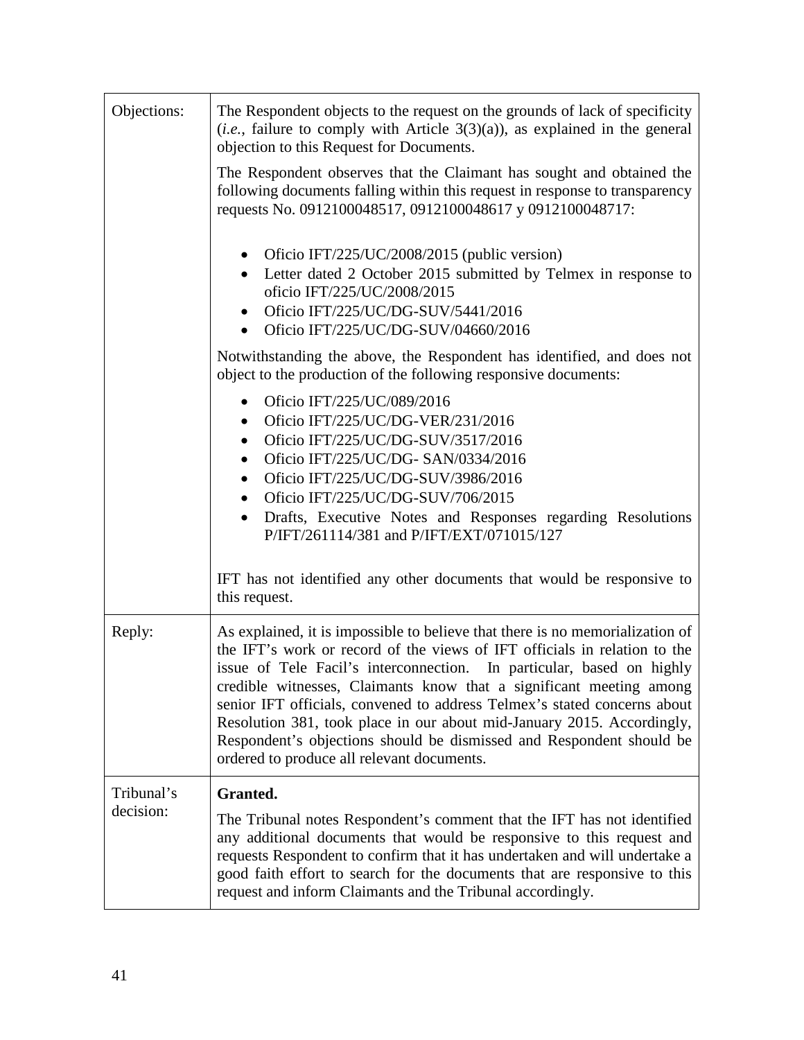| | |
|---|---|
| Objections: | The Respondent objects to the request on the grounds of lack of specificity (*i.e.*, failure to comply with Article 3(3)(a)), as explained in the general objection to this Request for Documents.<br><br>The Respondent observes that the Claimant has sought and obtained the following documents falling within this request in response to transparency requests No. 0912100048517, 0912100048617 y 0912100048717:<br><br>• Oficio IFT/225/UC/2008/2015 (public version)<br>• Letter dated 2 October 2015 submitted by Telmex in response to oficio IFT/225/UC/2008/2015<br>• Oficio IFT/225/UC/DG-SUV/5441/2016<br>• Oficio IFT/225/UC/DG-SUV/04660/2016<br><br>Notwithstanding the above, the Respondent has identified, and does not object to the production of the following responsive documents:<br><br>• Oficio IFT/225/UC/089/2016<br>• Oficio IFT/225/UC/DG-VER/231/2016<br>• Oficio IFT/225/UC/DG-SUV/3517/2016<br>• Oficio IFT/225/UC/DG- SAN/0334/2016<br>• Oficio IFT/225/UC/DG-SUV/3986/2016<br>• Oficio IFT/225/UC/DG-SUV/706/2015<br>• Drafts, Executive Notes and Responses regarding Resolutions P/IFT/261114/381 and P/IFT/EXT/071015/127<br><br>IFT has not identified any other documents that would be responsive to this request. |
| Reply: | As explained, it is impossible to believe that there is no memorialization of the IFT's work or record of the views of IFT officials in relation to the issue of Tele Facil's interconnection. In particular, based on highly credible witnesses, Claimants know that a significant meeting among senior IFT officials, convened to address Telmex's stated concerns about Resolution 381, took place in our about mid-January 2015. Accordingly, Respondent's objections should be dismissed and Respondent should be ordered to produce all relevant documents. |
| Tribunal's decision: | **Granted.**<br><br>The Tribunal notes Respondent's comment that the IFT has not identified any additional documents that would be responsive to this request and requests Respondent to confirm that it has undertaken and will undertake a good faith effort to search for the documents that are responsive to this request and inform Claimants and the Tribunal accordingly. |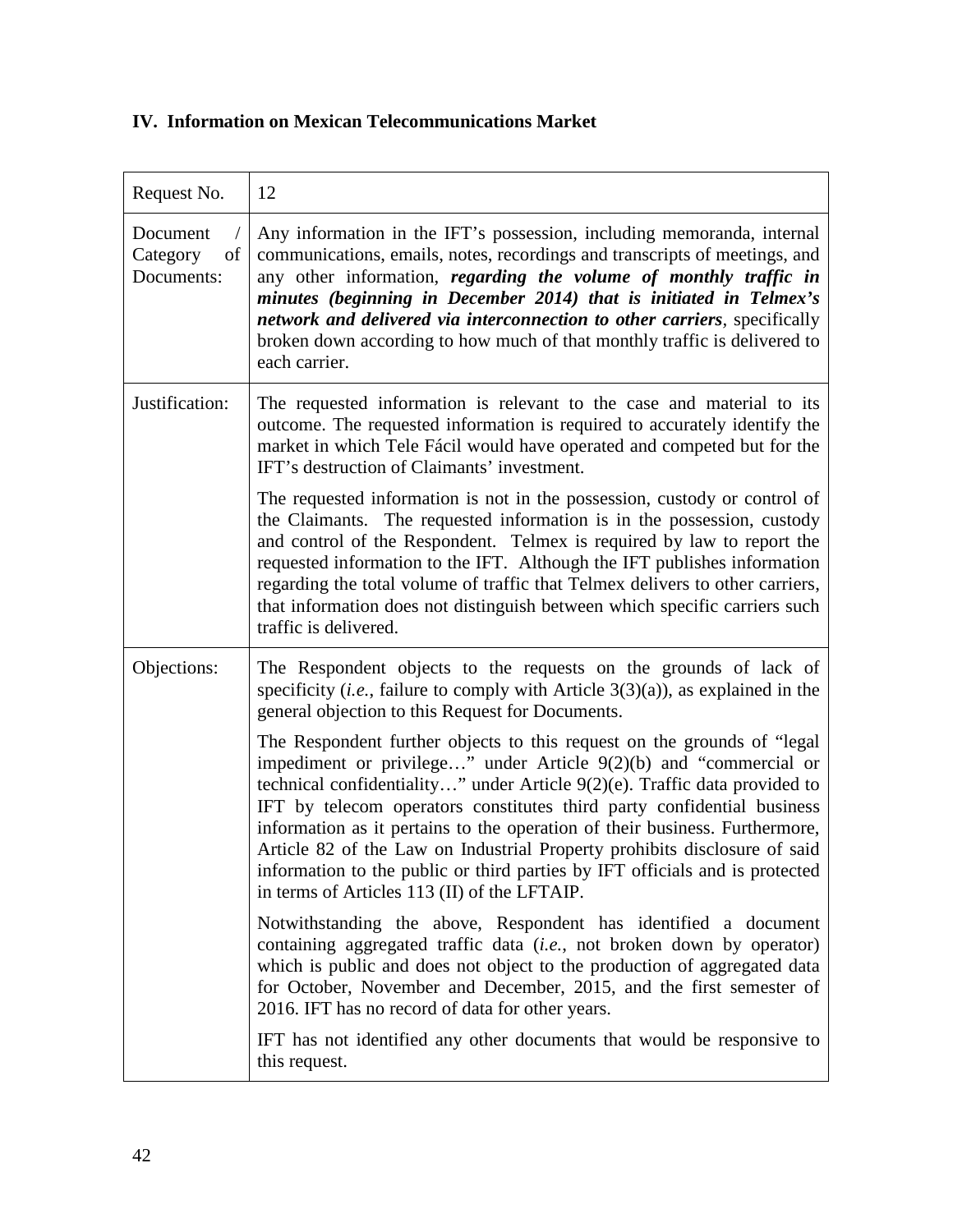## IV. Information on Mexican Telecommunications Market

| Request No. | 12 |
|---|---|
| Document / Category of Documents: | Any information in the IFT's possession, including memoranda, internal communications, emails, notes, recordings and transcripts of meetings, and any other information, ***regarding the volume of monthly traffic in minutes (beginning in December 2014) that is initiated in Telmex's network and delivered via interconnection to other carriers***, specifically broken down according to how much of that monthly traffic is delivered to each carrier. |
| Justification: | The requested information is relevant to the case and material to its outcome. The requested information is required to accurately identify the market in which Tele Fácil would have operated and competed but for the IFT's destruction of Claimants' investment.<br><br>The requested information is not in the possession, custody or control of the Claimants. The requested information is in the possession, custody and control of the Respondent. Telmex is required by law to report the requested information to the IFT. Although the IFT publishes information regarding the total volume of traffic that Telmex delivers to other carriers, that information does not distinguish between which specific carriers such traffic is delivered. |
| Objections: | The Respondent objects to the requests on the grounds of lack of specificity (*i.e.*, failure to comply with Article 3(3)(a)), as explained in the general objection to this Request for Documents.<br><br>The Respondent further objects to this request on the grounds of "legal impediment or privilege…" under Article 9(2)(b) and "commercial or technical confidentiality…" under Article 9(2)(e). Traffic data provided to IFT by telecom operators constitutes third party confidential business information as it pertains to the operation of their business. Furthermore, Article 82 of the Law on Industrial Property prohibits disclosure of said information to the public or third parties by IFT officials and is protected in terms of Articles 113 (II) of the LFTAIP.<br><br>Notwithstanding the above, Respondent has identified a document containing aggregated traffic data (*i.e.*, not broken down by operator) which is public and does not object to the production of aggregated data for October, November and December, 2015, and the first semester of 2016. IFT has no record of data for other years.<br><br>IFT has not identified any other documents that would be responsive to this request. |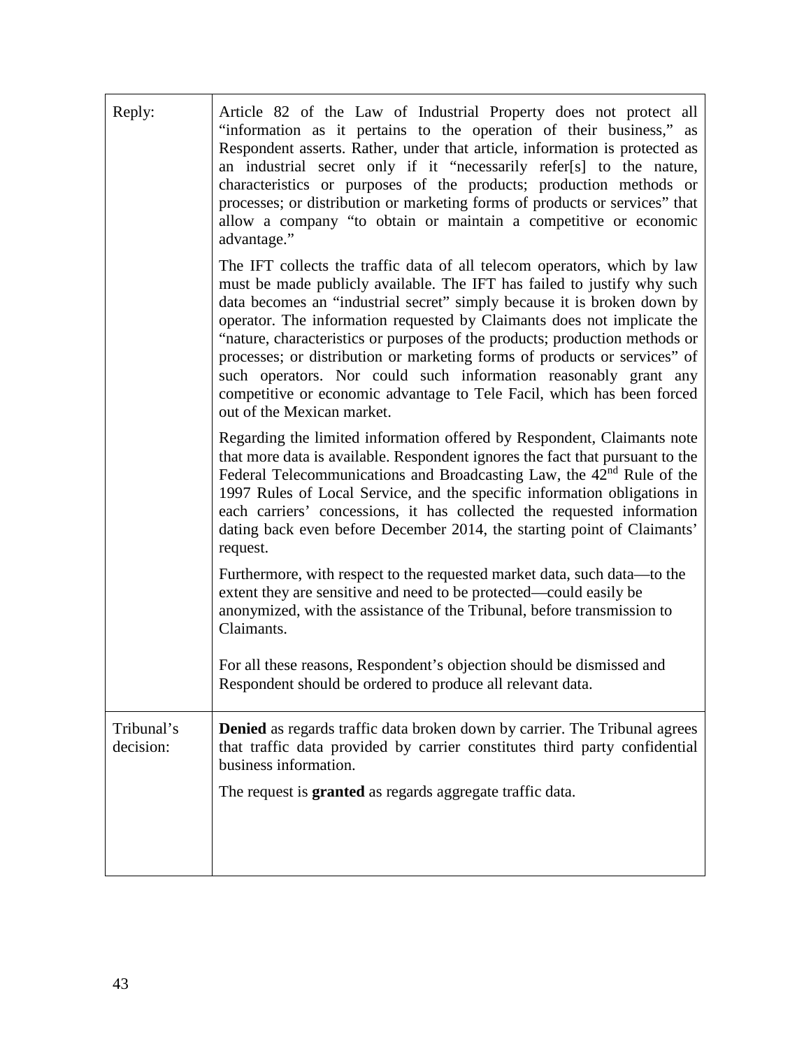| Reply: | Article 82 of the Law of Industrial Property does not protect all "information as it pertains to the operation of their business," as Respondent asserts. Rather, under that article, information is protected as an industrial secret only if it "necessarily refer[s] to the nature, characteristics or purposes of the products; production methods or processes; or distribution or marketing forms of products or services" that allow a company "to obtain or maintain a competitive or economic advantage."<br><br>The IFT collects the traffic data of all telecom operators, which by law must be made publicly available. The IFT has failed to justify why such data becomes an "industrial secret" simply because it is broken down by operator. The information requested by Claimants does not implicate the "nature, characteristics or purposes of the products; production methods or processes; or distribution or marketing forms of products or services" of such operators. Nor could such information reasonably grant any competitive or economic advantage to Tele Facil, which has been forced out of the Mexican market.<br><br>Regarding the limited information offered by Respondent, Claimants note that more data is available. Respondent ignores the fact that pursuant to the Federal Telecommunications and Broadcasting Law, the 42nd Rule of the 1997 Rules of Local Service, and the specific information obligations in each carriers' concessions, it has collected the requested information dating back even before December 2014, the starting point of Claimants' request.<br><br>Furthermore, with respect to the requested market data, such data—to the extent they are sensitive and need to be protected—could easily be anonymized, with the assistance of the Tribunal, before transmission to Claimants.<br><br>For all these reasons, Respondent's objection should be dismissed and Respondent should be ordered to produce all relevant data. |
|---|---|
| Tribunal's decision: | **Denied** as regards traffic data broken down by carrier. The Tribunal agrees that traffic data provided by carrier constitutes third party confidential business information.<br><br>The request is **granted** as regards aggregate traffic data. |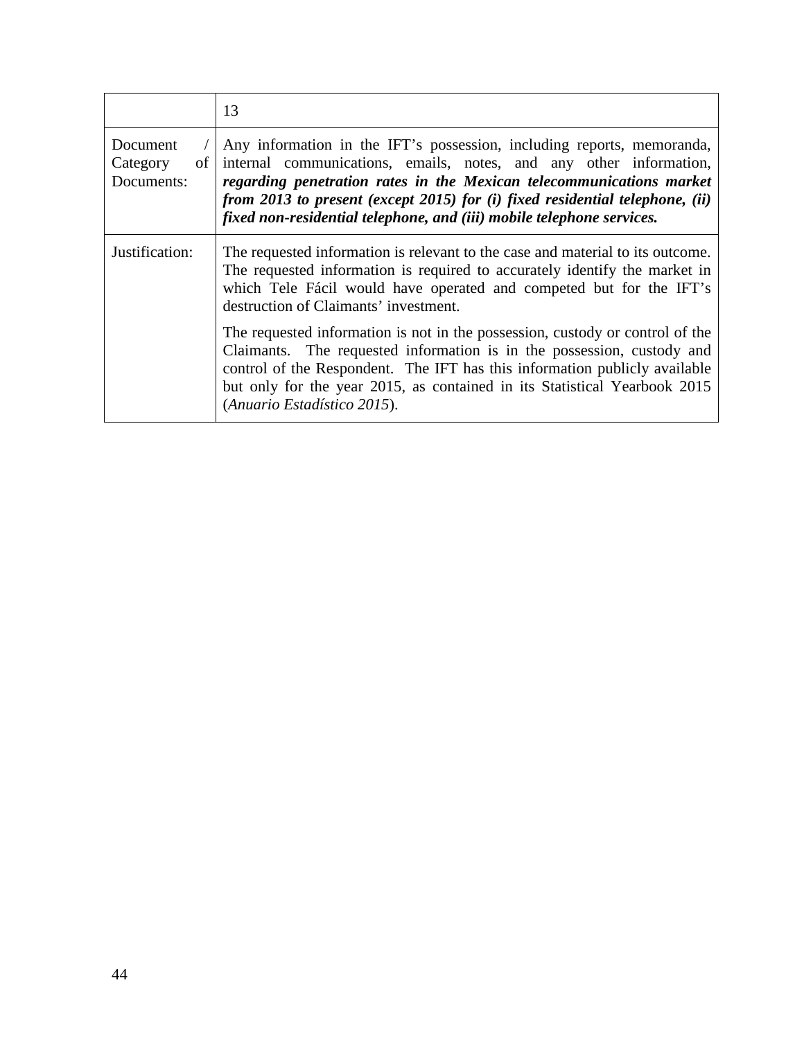| | 13 |
|---|---|
| Document / Category of Documents: | Any information in the IFT's possession, including reports, memoranda, internal communications, emails, notes, and any other information, ***regarding penetration rates in the Mexican telecommunications market from 2013 to present (except 2015) for (i) fixed residential telephone, (ii) fixed non-residential telephone, and (iii) mobile telephone services.*** |
| Justification: | The requested information is relevant to the case and material to its outcome. The requested information is required to accurately identify the market in which Tele Fácil would have operated and competed but for the IFT's destruction of Claimants' investment.<br><br>The requested information is not in the possession, custody or control of the Claimants. The requested information is in the possession, custody and control of the Respondent. The IFT has this information publicly available but only for the year 2015, as contained in its Statistical Yearbook 2015 (*Anuario Estadístico 2015*). |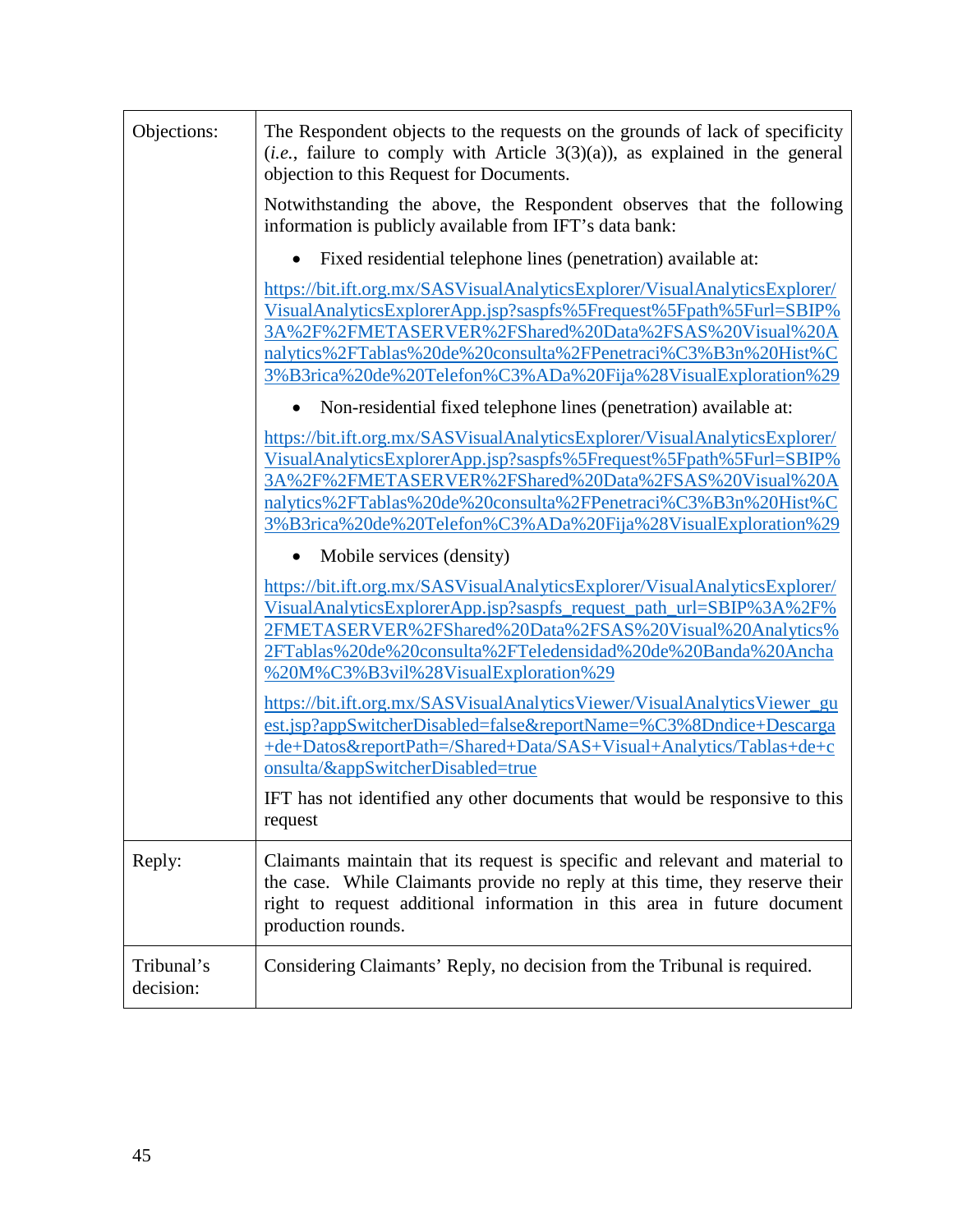| Objections: | The Respondent objects to the requests on the grounds of lack of specificity (*i.e.*, failure to comply with Article 3(3)(a)), as explained in the general objection to this Request for Documents.<br><br>Notwithstanding the above, the Respondent observes that the following information is publicly available from IFT's data bank:<br><br>• Fixed residential telephone lines (penetration) available at:<br><br>https://bit.ift.org.mx/SASVisualAnalyticsExplorer/VisualAnalyticsExplorer/VisualAnalyticsExplorerApp.jsp?saspfs%5Frequest%5Fpath%5Furl=SBIP%3A%2F%2FMETASERVER%2FShared%20Data%2FSAS%20Visual%20Analytics%2FTablas%20de%20consulta%2FPenetraci%C3%B3n%20Hist%C3%B3rica%20de%20Telefon%C3%ADa%20Fija%28VisualExploration%29<br><br>• Non-residential fixed telephone lines (penetration) available at:<br><br>https://bit.ift.org.mx/SASVisualAnalyticsExplorer/VisualAnalyticsExplorer/VisualAnalyticsExplorerApp.jsp?saspfs%5Frequest%5Fpath%5Furl=SBIP%3A%2F%2FMETASERVER%2FShared%20Data%2FSAS%20Visual%20Analytics%2FTablas%20de%20consulta%2FPenetraci%C3%B3n%20Hist%C3%B3rica%20de%20Telefon%C3%ADa%20Fija%28VisualExploration%29<br><br>• Mobile services (density)<br><br>https://bit.ift.org.mx/SASVisualAnalyticsExplorer/VisualAnalyticsExplorer/VisualAnalyticsExplorerApp.jsp?saspfs_request_path_url=SBIP%3A%2F%2FMETASERVER%2FShared%20Data%2FSAS%20Visual%20Analytics%2FTablas%20de%20consulta%2FTeledensidad%20de%20Banda%20Ancha%20M%C3%B3vil%28VisualExploration%29<br><br>https://bit.ift.org.mx/SASVisualAnalyticsViewer/VisualAnalyticsViewer_guest.jsp?appSwitcherDisabled=false&reportName=%C3%8Dndice+Descarga+de+Datos&reportPath=/Shared+Data/SAS+Visual+Analytics/Tablas+de+consulta/&appSwitcherDisabled=true<br><br>IFT has not identified any other documents that would be responsive to this request |
|---|---|
| Reply: | Claimants maintain that its request is specific and relevant and material to the case. While Claimants provide no reply at this time, they reserve their right to request additional information in this area in future document production rounds. |
| Tribunal's decision: | Considering Claimants' Reply, no decision from the Tribunal is required. |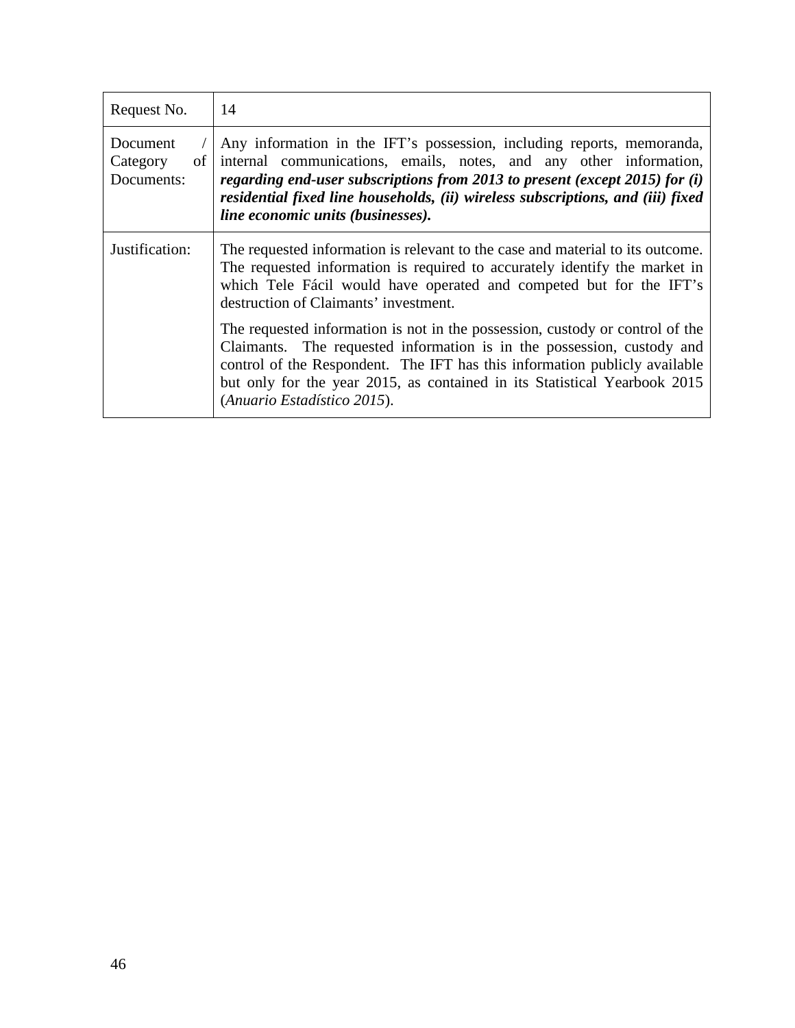| Request No. | 14 |
|---|---|
| Document / Category of Documents: | Any information in the IFT's possession, including reports, memoranda, internal communications, emails, notes, and any other information, ***regarding end-user subscriptions from 2013 to present (except 2015) for (i) residential fixed line households, (ii) wireless subscriptions, and (iii) fixed line economic units (businesses).*** |
| Justification: | The requested information is relevant to the case and material to its outcome. The requested information is required to accurately identify the market in which Tele Fácil would have operated and competed but for the IFT's destruction of Claimants' investment.<br><br>The requested information is not in the possession, custody or control of the Claimants. The requested information is in the possession, custody and control of the Respondent. The IFT has this information publicly available but only for the year 2015, as contained in its Statistical Yearbook 2015 (*Anuario Estadístico 2015*). |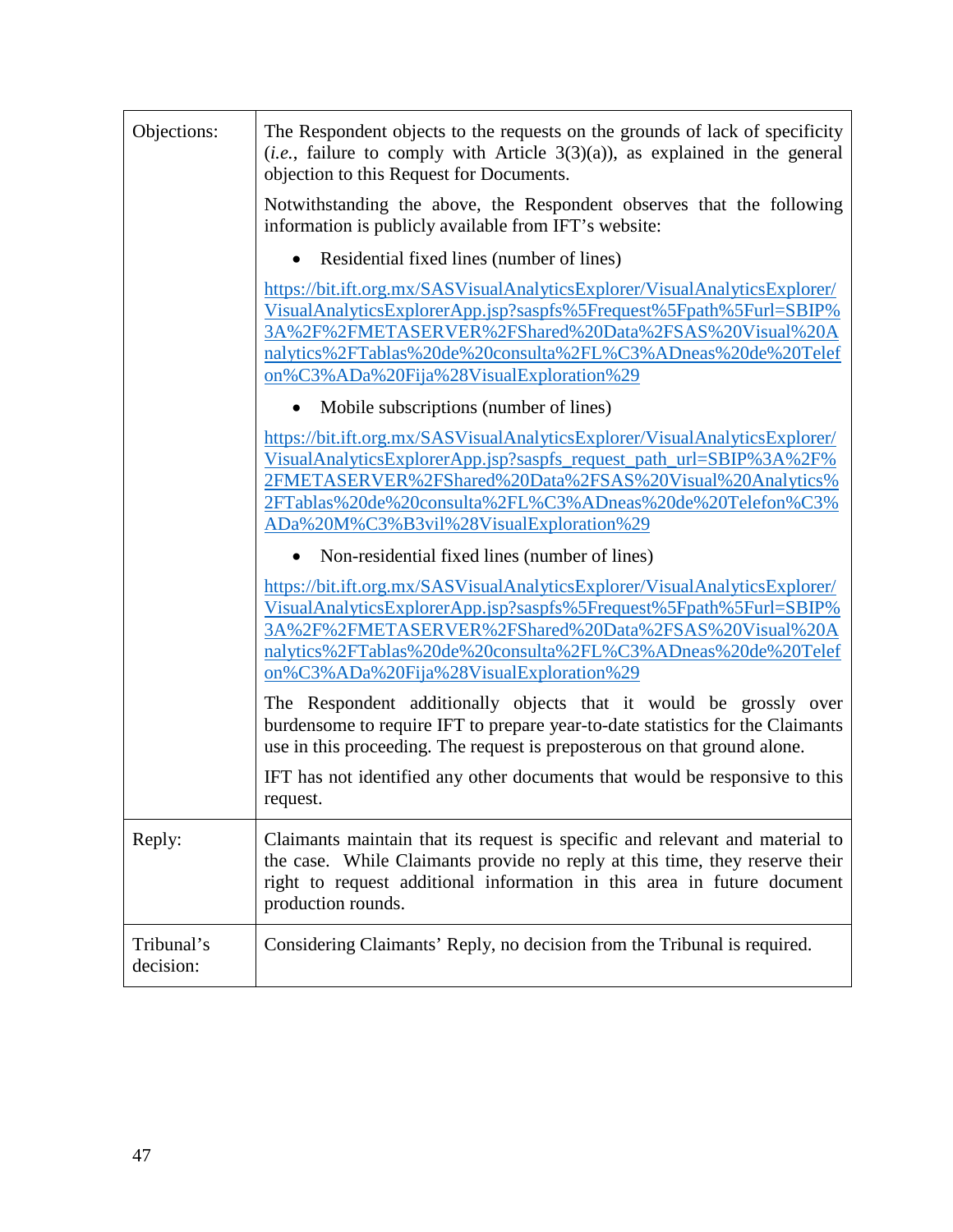| | |
|---|---|
| Objections: | The Respondent objects to the requests on the grounds of lack of specificity (*i.e.*, failure to comply with Article 3(3)(a)), as explained in the general objection to this Request for Documents.<br><br>Notwithstanding the above, the Respondent observes that the following information is publicly available from IFT's website:<br><br>• Residential fixed lines (number of lines)<br><br>https://bit.ift.org.mx/SASVisualAnalyticsExplorer/VisualAnalyticsExplorer/VisualAnalyticsExplorerApp.jsp?saspfs%5Frequest%5Fpath%5Furl=SBIP%3A%2F%2FMETASERVER%2FShared%20Data%2FSAS%20Visual%20Analytics%2FTablas%20de%20consulta%2FL%C3%ADneas%20de%20Telefon%C3%ADa%20Fija%28VisualExploration%29<br><br>• Mobile subscriptions (number of lines)<br><br>https://bit.ift.org.mx/SASVisualAnalyticsExplorer/VisualAnalyticsExplorer/VisualAnalyticsExplorerApp.jsp?saspfs_request_path_url=SBIP%3A%2F%2FMETASERVER%2FShared%20Data%2FSAS%20Visual%20Analytics%2FTablas%20de%20consulta%2FL%C3%ADneas%20de%20Telefon%C3%ADa%20M%C3%B3vil%28VisualExploration%29<br><br>• Non-residential fixed lines (number of lines)<br><br>https://bit.ift.org.mx/SASVisualAnalyticsExplorer/VisualAnalyticsExplorer/VisualAnalyticsExplorerApp.jsp?saspfs%5Frequest%5Fpath%5Furl=SBIP%3A%2F%2FMETASERVER%2FShared%20Data%2FSAS%20Visual%20Analytics%2FTablas%20de%20consulta%2FL%C3%ADneas%20de%20Telefon%C3%ADa%20Fija%28VisualExploration%29<br><br>The Respondent additionally objects that it would be grossly over burdensome to require IFT to prepare year-to-date statistics for the Claimants use in this proceeding. The request is preposterous on that ground alone.<br><br>IFT has not identified any other documents that would be responsive to this request. |
| Reply: | Claimants maintain that its request is specific and relevant and material to the case. While Claimants provide no reply at this time, they reserve their right to request additional information in this area in future document production rounds. |
| Tribunal's decision: | Considering Claimants' Reply, no decision from the Tribunal is required. |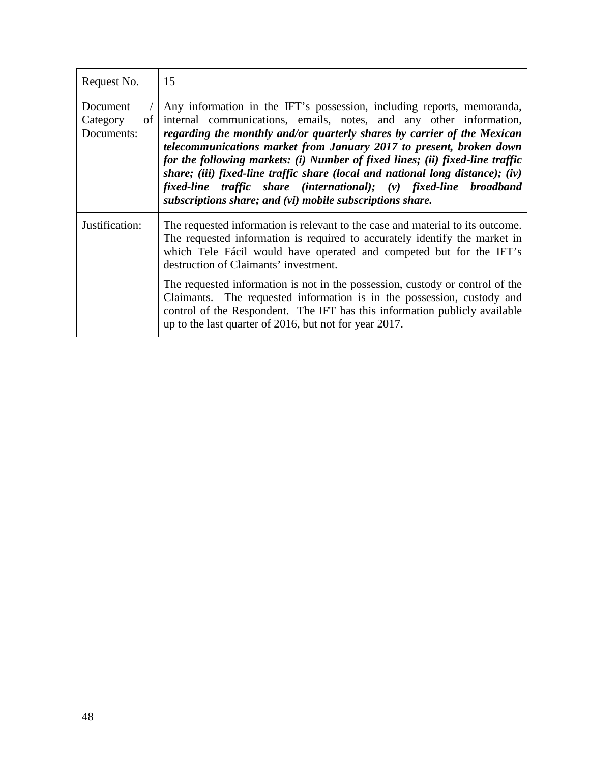| Request No. | 15 |
|---|---|
| Document / Category of Documents: | Any information in the IFT's possession, including reports, memoranda, internal communications, emails, notes, and any other information, ***regarding the monthly and/or quarterly shares by carrier of the Mexican telecommunications market from January 2017 to present, broken down for the following markets: (i) Number of fixed lines; (ii) fixed-line traffic share; (iii) fixed-line traffic share (local and national long distance); (iv) fixed-line traffic share (international); (v) fixed-line broadband subscriptions share; and (vi) mobile subscriptions share.*** |
| Justification: | The requested information is relevant to the case and material to its outcome. The requested information is required to accurately identify the market in which Tele Fácil would have operated and competed but for the IFT's destruction of Claimants' investment.<br><br>The requested information is not in the possession, custody or control of the Claimants. The requested information is in the possession, custody and control of the Respondent. The IFT has this information publicly available up to the last quarter of 2016, but not for year 2017. |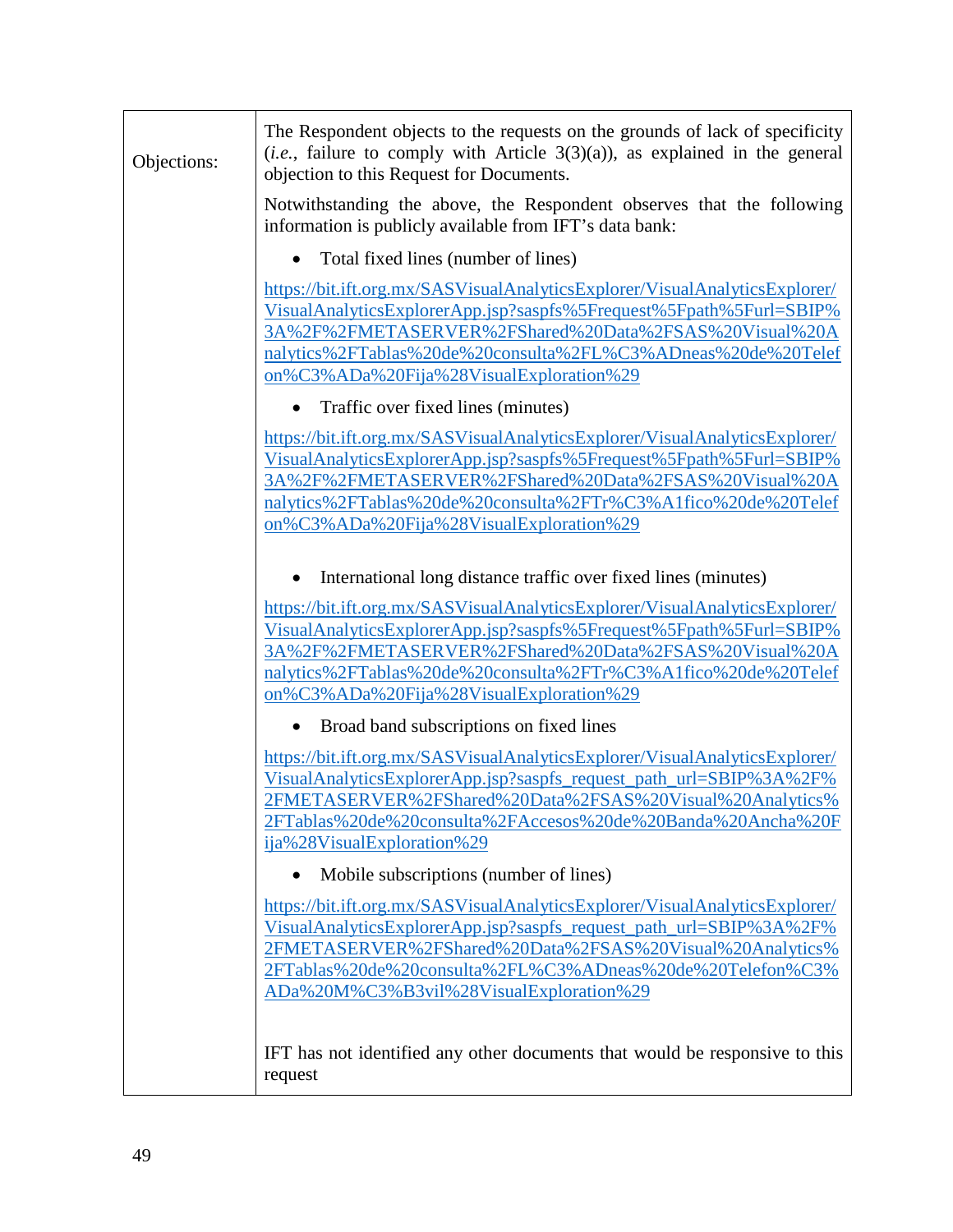| Objections: | The Respondent objects to the requests on the grounds of lack of specificity (*i.e.*, failure to comply with Article 3(3)(a)), as explained in the general objection to this Request for Documents.<br><br>Notwithstanding the above, the Respondent observes that the following information is publicly available from IFT's data bank:<br><br>• Total fixed lines (number of lines)<br><br>https://bit.ift.org.mx/SASVisualAnalyticsExplorer/VisualAnalyticsExplorer/VisualAnalyticsExplorerApp.jsp?saspfs%5Frequest%5Fpath%5Furl=SBIP%3A%2F%2FMETASERVER%2FShared%20Data%2FSAS%20Visual%20Analytics%2FTablas%20de%20consulta%2FL%C3%ADneas%20de%20Telefon%C3%ADa%20Fija%28VisualExploration%29<br><br>• Traffic over fixed lines (minutes)<br><br>https://bit.ift.org.mx/SASVisualAnalyticsExplorer/VisualAnalyticsExplorer/VisualAnalyticsExplorerApp.jsp?saspfs%5Frequest%5Fpath%5Furl=SBIP%3A%2F%2FMETASERVER%2FShared%20Data%2FSAS%20Visual%20Analytics%2FTablas%20de%20consulta%2FTr%C3%A1fico%20de%20Telefon%C3%ADa%20Fija%28VisualExploration%29<br><br>• International long distance traffic over fixed lines (minutes)<br><br>https://bit.ift.org.mx/SASVisualAnalyticsExplorer/VisualAnalyticsExplorer/VisualAnalyticsExplorerApp.jsp?saspfs%5Frequest%5Fpath%5Furl=SBIP%3A%2F%2FMETASERVER%2FShared%20Data%2FSAS%20Visual%20Analytics%2FTablas%20de%20consulta%2FTr%C3%A1fico%20de%20Telefon%C3%ADa%20Fija%28VisualExploration%29<br><br>• Broad band subscriptions on fixed lines<br><br>https://bit.ift.org.mx/SASVisualAnalyticsExplorer/VisualAnalyticsExplorer/VisualAnalyticsExplorerApp.jsp?saspfs_request_path_url=SBIP%3A%2F%2FMETASERVER%2FShared%20Data%2FSAS%20Visual%20Analytics%2FTablas%20de%20consulta%2FAccesos%20de%20Banda%20Ancha%20Fija%28VisualExploration%29<br><br>• Mobile subscriptions (number of lines)<br><br>https://bit.ift.org.mx/SASVisualAnalyticsExplorer/VisualAnalyticsExplorer/VisualAnalyticsExplorerApp.jsp?saspfs_request_path_url=SBIP%3A%2F%2FMETASERVER%2FShared%20Data%2FSAS%20Visual%20Analytics%2FTablas%20de%20consulta%2FL%C3%ADneas%20de%20Telefon%C3%ADa%20M%C3%B3vil%28VisualExploration%29<br><br>IFT has not identified any other documents that would be responsive to this request |
|---|---|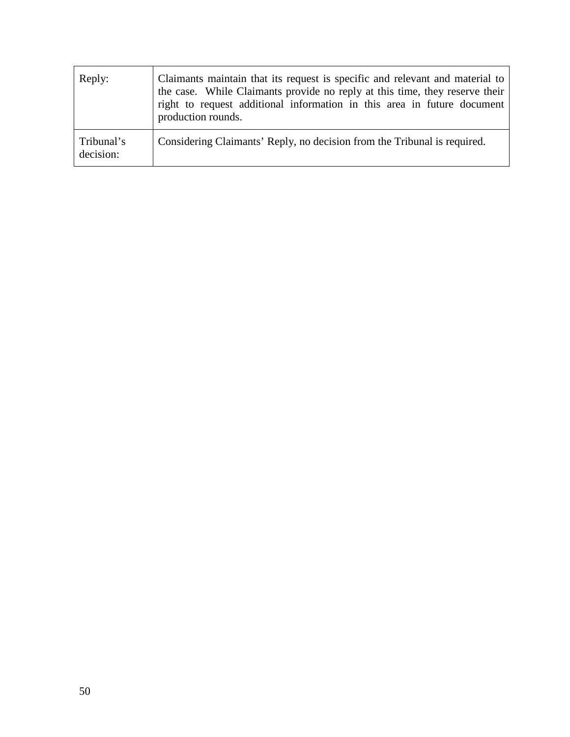| | |
|---|---|
| Reply: | Claimants maintain that its request is specific and relevant and material to the case. While Claimants provide no reply at this time, they reserve their right to request additional information in this area in future document production rounds. |
| Tribunal's decision: | Considering Claimants' Reply, no decision from the Tribunal is required. |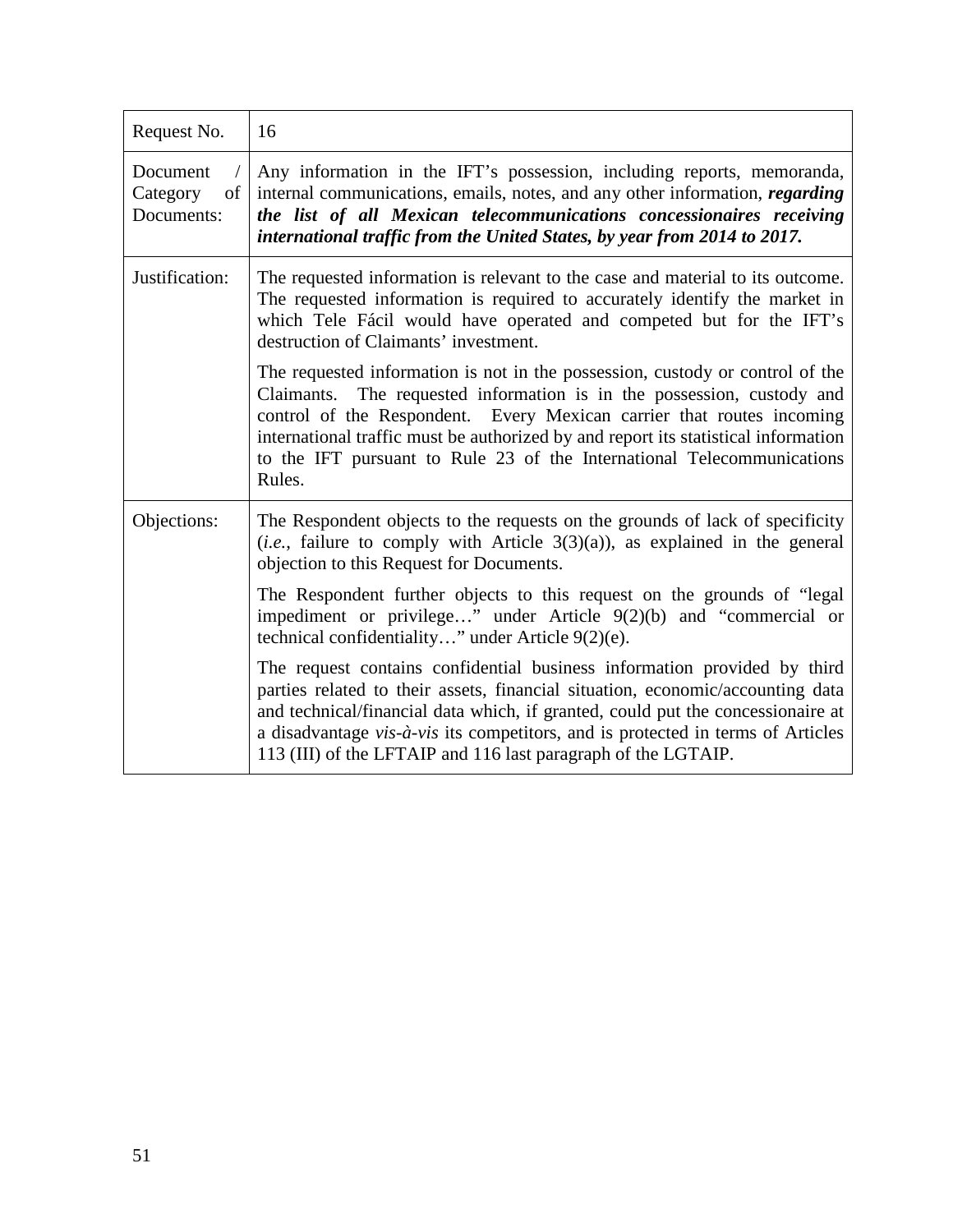| Request No. | 16 |
| --- | --- |
| Document / Category of Documents: | Any information in the IFT's possession, including reports, memoranda, internal communications, emails, notes, and any other information, ***regarding the list of all Mexican telecommunications concessionaires receiving international traffic from the United States, by year from 2014 to 2017.*** |
| Justification: | The requested information is relevant to the case and material to its outcome. The requested information is required to accurately identify the market in which Tele Fácil would have operated and competed but for the IFT's destruction of Claimants' investment.<br><br>The requested information is not in the possession, custody or control of the Claimants. The requested information is in the possession, custody and control of the Respondent. Every Mexican carrier that routes incoming international traffic must be authorized by and report its statistical information to the IFT pursuant to Rule 23 of the International Telecommunications Rules. |
| Objections: | The Respondent objects to the requests on the grounds of lack of specificity (*i.e.*, failure to comply with Article 3(3)(a)), as explained in the general objection to this Request for Documents.<br><br>The Respondent further objects to this request on the grounds of "legal impediment or privilege…" under Article 9(2)(b) and "commercial or technical confidentiality…" under Article 9(2)(e).<br><br>The request contains confidential business information provided by third parties related to their assets, financial situation, economic/accounting data and technical/financial data which, if granted, could put the concessionaire at a disadvantage *vis-à-vis* its competitors, and is protected in terms of Articles 113 (III) of the LFTAIP and 116 last paragraph of the LGTAIP. |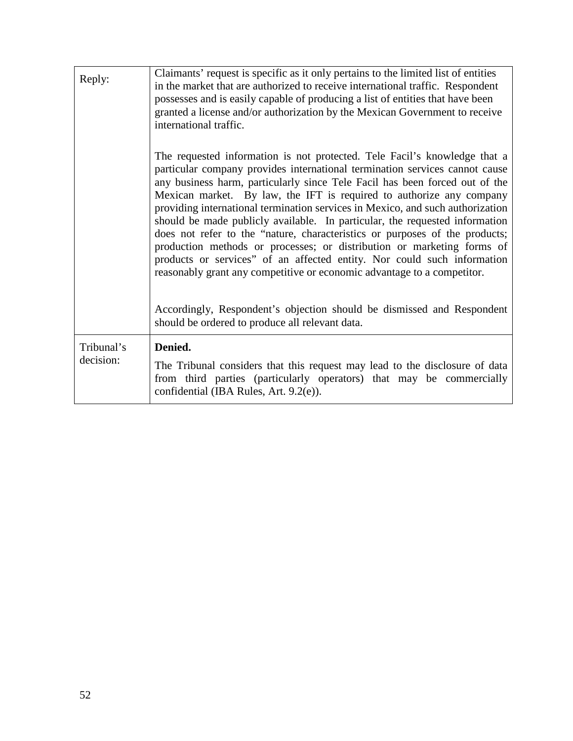| Reply: | Claimants' request is specific as it only pertains to the limited list of entities in the market that are authorized to receive international traffic. Respondent possesses and is easily capable of producing a list of entities that have been granted a license and/or authorization by the Mexican Government to receive international traffic.<br><br>The requested information is not protected. Tele Facil's knowledge that a particular company provides international termination services cannot cause any business harm, particularly since Tele Facil has been forced out of the Mexican market. By law, the IFT is required to authorize any company providing international termination services in Mexico, and such authorization should be made publicly available. In particular, the requested information does not refer to the "nature, characteristics or purposes of the products; production methods or processes; or distribution or marketing forms of products or services" of an affected entity. Nor could such information reasonably grant any competitive or economic advantage to a competitor.<br><br>Accordingly, Respondent's objection should be dismissed and Respondent should be ordered to produce all relevant data. |
|---|---|
| Tribunal's decision: | **Denied.**<br><br>The Tribunal considers that this request may lead to the disclosure of data from third parties (particularly operators) that may be commercially confidential (IBA Rules, Art. 9.2(e)). |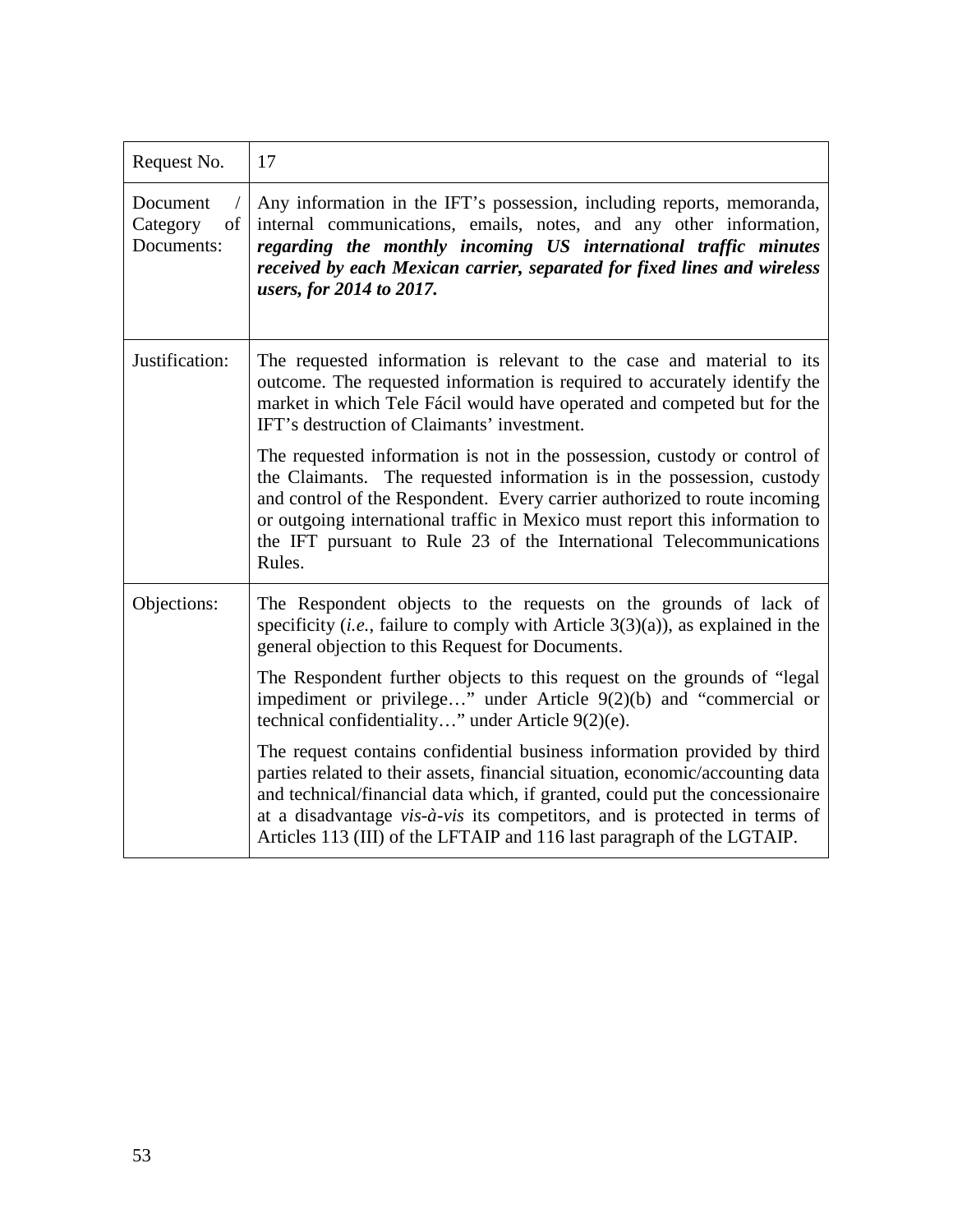| Request No. | 17 |
|---|---|
| Document / Category of Documents: | Any information in the IFT's possession, including reports, memoranda, internal communications, emails, notes, and any other information, ***regarding the monthly incoming US international traffic minutes received by each Mexican carrier, separated for fixed lines and wireless users, for 2014 to 2017.*** |
| Justification: | The requested information is relevant to the case and material to its outcome. The requested information is required to accurately identify the market in which Tele Fácil would have operated and competed but for the IFT's destruction of Claimants' investment.<br><br>The requested information is not in the possession, custody or control of the Claimants. The requested information is in the possession, custody and control of the Respondent. Every carrier authorized to route incoming or outgoing international traffic in Mexico must report this information to the IFT pursuant to Rule 23 of the International Telecommunications Rules. |
| Objections: | The Respondent objects to the requests on the grounds of lack of specificity (*i.e.*, failure to comply with Article 3(3)(a)), as explained in the general objection to this Request for Documents.<br><br>The Respondent further objects to this request on the grounds of "legal impediment or privilege…" under Article 9(2)(b) and "commercial or technical confidentiality…" under Article 9(2)(e).<br><br>The request contains confidential business information provided by third parties related to their assets, financial situation, economic/accounting data and technical/financial data which, if granted, could put the concessionaire at a disadvantage *vis-à-vis* its competitors, and is protected in terms of Articles 113 (III) of the LFTAIP and 116 last paragraph of the LGTAIP. |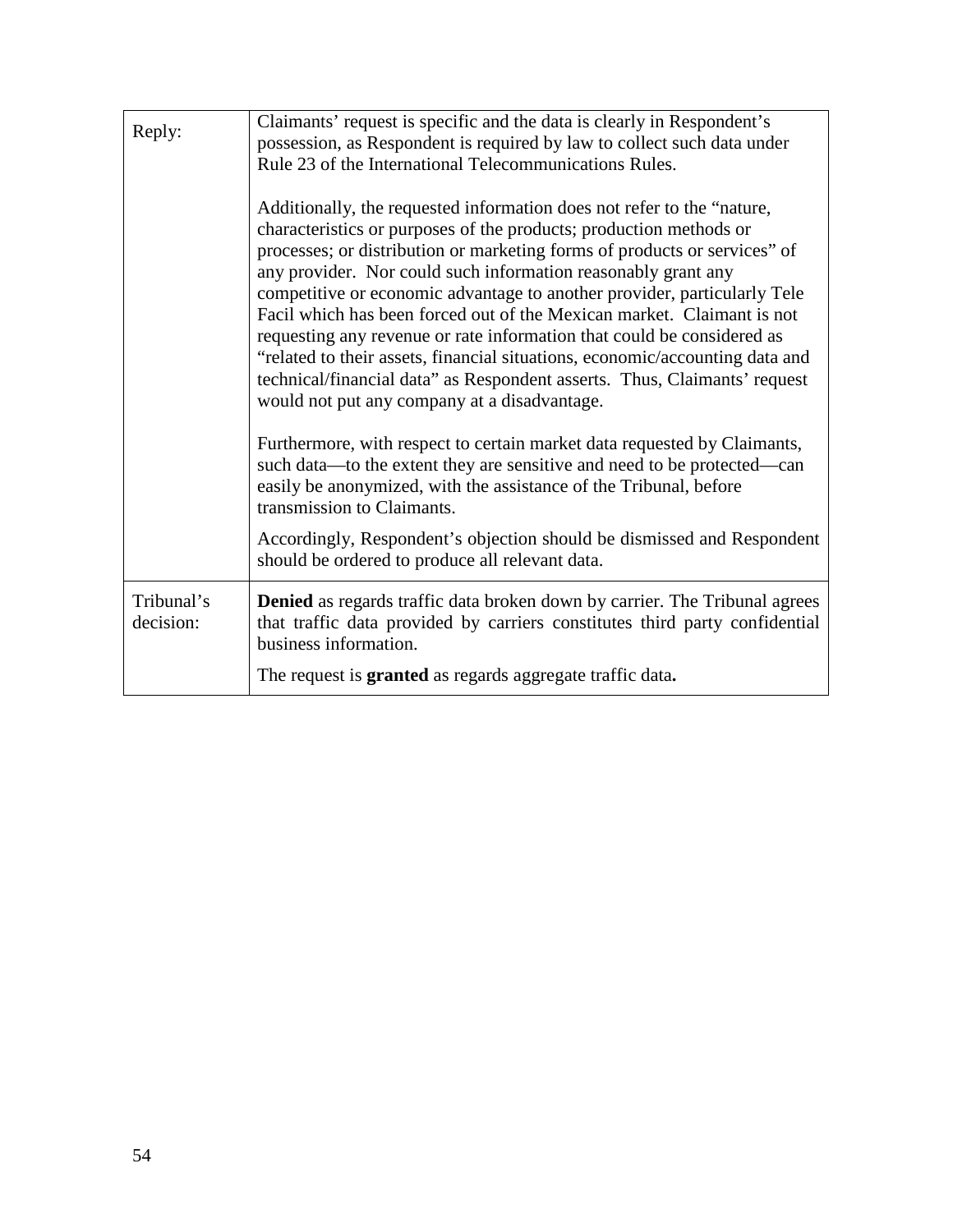| Reply: | Claimants' request is specific and the data is clearly in Respondent's possession, as Respondent is required by law to collect such data under Rule 23 of the International Telecommunications Rules.<br><br>Additionally, the requested information does not refer to the "nature, characteristics or purposes of the products; production methods or processes; or distribution or marketing forms of products or services" of any provider. Nor could such information reasonably grant any competitive or economic advantage to another provider, particularly Tele Facil which has been forced out of the Mexican market. Claimant is not requesting any revenue or rate information that could be considered as "related to their assets, financial situations, economic/accounting data and technical/financial data" as Respondent asserts. Thus, Claimants' request would not put any company at a disadvantage.<br><br>Furthermore, with respect to certain market data requested by Claimants, such data—to the extent they are sensitive and need to be protected—can easily be anonymized, with the assistance of the Tribunal, before transmission to Claimants.<br><br>Accordingly, Respondent's objection should be dismissed and Respondent should be ordered to produce all relevant data. |
|---|---|
| Tribunal's decision: | **Denied** as regards traffic data broken down by carrier. The Tribunal agrees that traffic data provided by carriers constitutes third party confidential business information.<br><br>The request is **granted** as regards aggregate traffic data**.** |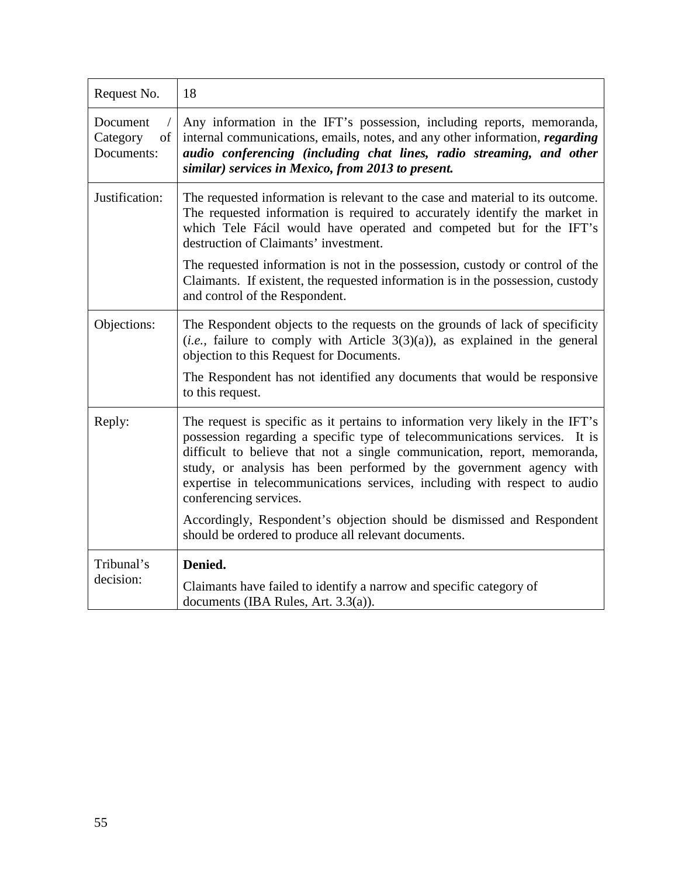| Request No. | 18 |
|---|---|
| Document / Category of Documents: | Any information in the IFT's possession, including reports, memoranda, internal communications, emails, notes, and any other information, ***regarding audio conferencing (including chat lines, radio streaming, and other similar) services in Mexico, from 2013 to present.*** |
| Justification: | The requested information is relevant to the case and material to its outcome. The requested information is required to accurately identify the market in which Tele Fácil would have operated and competed but for the IFT's destruction of Claimants' investment.<br><br>The requested information is not in the possession, custody or control of the Claimants. If existent, the requested information is in the possession, custody and control of the Respondent. |
| Objections: | The Respondent objects to the requests on the grounds of lack of specificity (*i.e.*, failure to comply with Article 3(3)(a)), as explained in the general objection to this Request for Documents.<br><br>The Respondent has not identified any documents that would be responsive to this request. |
| Reply: | The request is specific as it pertains to information very likely in the IFT's possession regarding a specific type of telecommunications services. It is difficult to believe that not a single communication, report, memoranda, study, or analysis has been performed by the government agency with expertise in telecommunications services, including with respect to audio conferencing services.<br><br>Accordingly, Respondent's objection should be dismissed and Respondent should be ordered to produce all relevant documents. |
| Tribunal's decision: | **Denied.**<br><br>Claimants have failed to identify a narrow and specific category of documents (IBA Rules, Art. 3.3(a)). |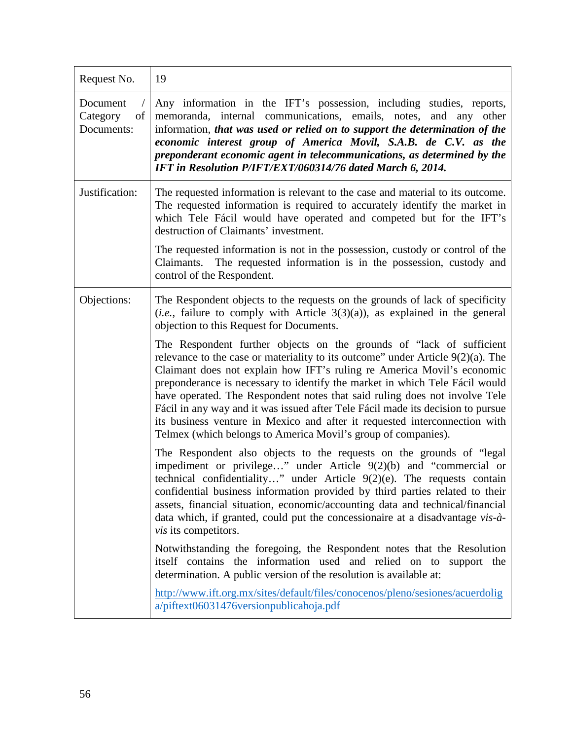| Request No. | 19 |
|---|---|
| Document / Category of Documents: | Any information in the IFT's possession, including studies, reports, memoranda, internal communications, emails, notes, and any other information, ***that was used or relied on to support the determination of the economic interest group of America Movil, S.A.B. de C.V. as the preponderant economic agent in telecommunications, as determined by the IFT in Resolution P/IFT/EXT/060314/76 dated March 6, 2014.*** |
| Justification: | The requested information is relevant to the case and material to its outcome. The requested information is required to accurately identify the market in which Tele Fácil would have operated and competed but for the IFT's destruction of Claimants' investment.<br><br>The requested information is not in the possession, custody or control of the Claimants. The requested information is in the possession, custody and control of the Respondent. |
| Objections: | The Respondent objects to the requests on the grounds of lack of specificity (*i.e.*, failure to comply with Article 3(3)(a)), as explained in the general objection to this Request for Documents.<br><br>The Respondent further objects on the grounds of "lack of sufficient relevance to the case or materiality to its outcome" under Article 9(2)(a). The Claimant does not explain how IFT's ruling re America Movil's economic preponderance is necessary to identify the market in which Tele Fácil would have operated. The Respondent notes that said ruling does not involve Tele Fácil in any way and it was issued after Tele Fácil made its decision to pursue its business venture in Mexico and after it requested interconnection with Telmex (which belongs to America Movil's group of companies).<br><br>The Respondent also objects to the requests on the grounds of "legal impediment or privilege…" under Article 9(2)(b) and "commercial or technical confidentiality…" under Article 9(2)(e). The requests contain confidential business information provided by third parties related to their assets, financial situation, economic/accounting data and technical/financial data which, if granted, could put the concessionaire at a disadvantage *vis-à-vis* its competitors.<br><br>Notwithstanding the foregoing, the Respondent notes that the Resolution itself contains the information used and relied on to support the determination. A public version of the resolution is available at:<br><br>http://www.ift.org.mx/sites/default/files/conocenos/pleno/sesiones/acuerdoliga/piftext06031476versionpublicahoja.pdf |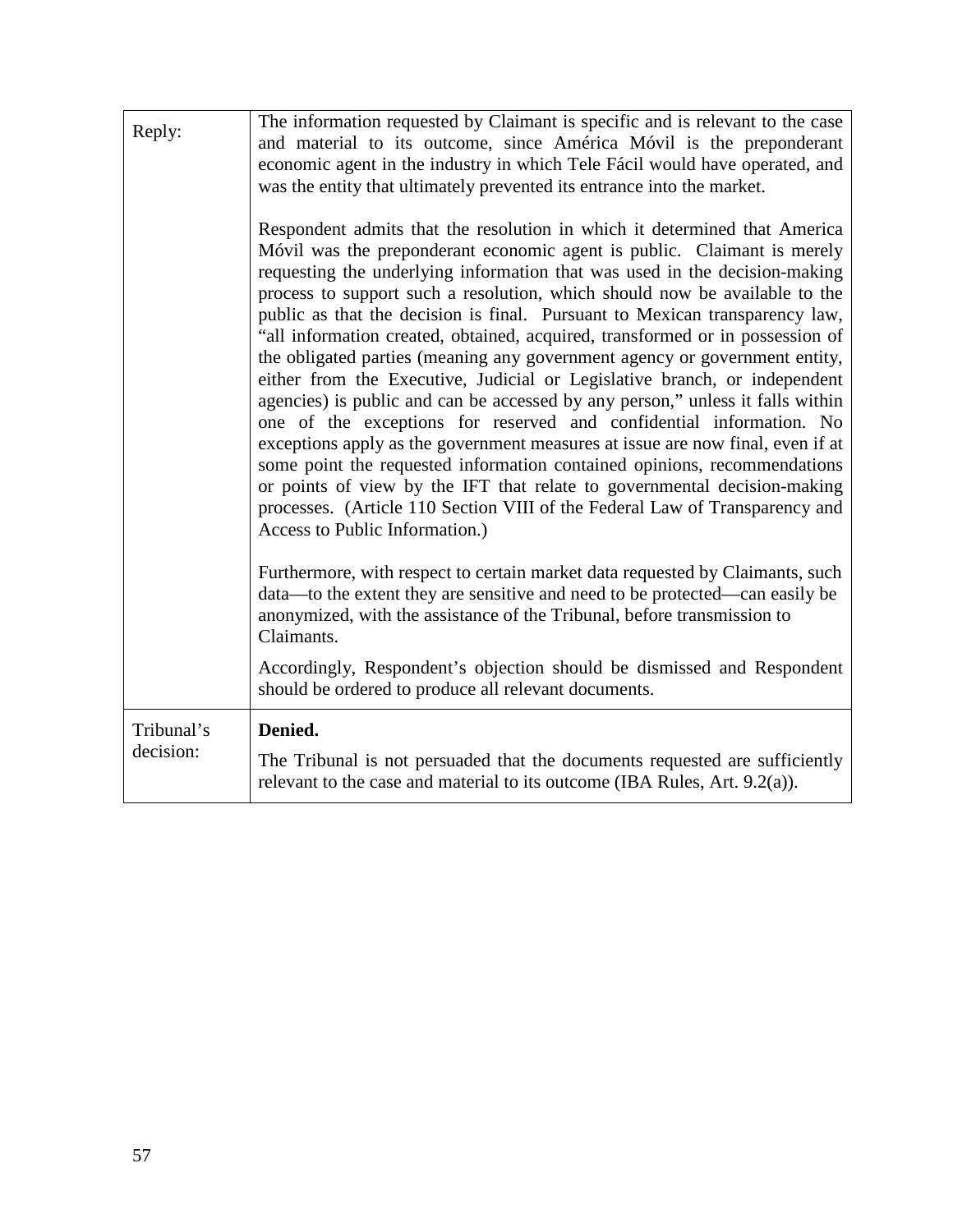| | |
|---|---|
| Reply: | The information requested by Claimant is specific and is relevant to the case and material to its outcome, since América Móvil is the preponderant economic agent in the industry in which Tele Fácil would have operated, and was the entity that ultimately prevented its entrance into the market.<br><br>Respondent admits that the resolution in which it determined that America Móvil was the preponderant economic agent is public. Claimant is merely requesting the underlying information that was used in the decision-making process to support such a resolution, which should now be available to the public as that the decision is final. Pursuant to Mexican transparency law, "all information created, obtained, acquired, transformed or in possession of the obligated parties (meaning any government agency or government entity, either from the Executive, Judicial or Legislative branch, or independent agencies) is public and can be accessed by any person," unless it falls within one of the exceptions for reserved and confidential information. No exceptions apply as the government measures at issue are now final, even if at some point the requested information contained opinions, recommendations or points of view by the IFT that relate to governmental decision-making processes. (Article 110 Section VIII of the Federal Law of Transparency and Access to Public Information.)<br><br>Furthermore, with respect to certain market data requested by Claimants, such data—to the extent they are sensitive and need to be protected—can easily be anonymized, with the assistance of the Tribunal, before transmission to Claimants.<br><br>Accordingly, Respondent's objection should be dismissed and Respondent should be ordered to produce all relevant documents. |
| Tribunal's decision: | **Denied.**<br><br>The Tribunal is not persuaded that the documents requested are sufficiently relevant to the case and material to its outcome (IBA Rules, Art. 9.2(a)). |